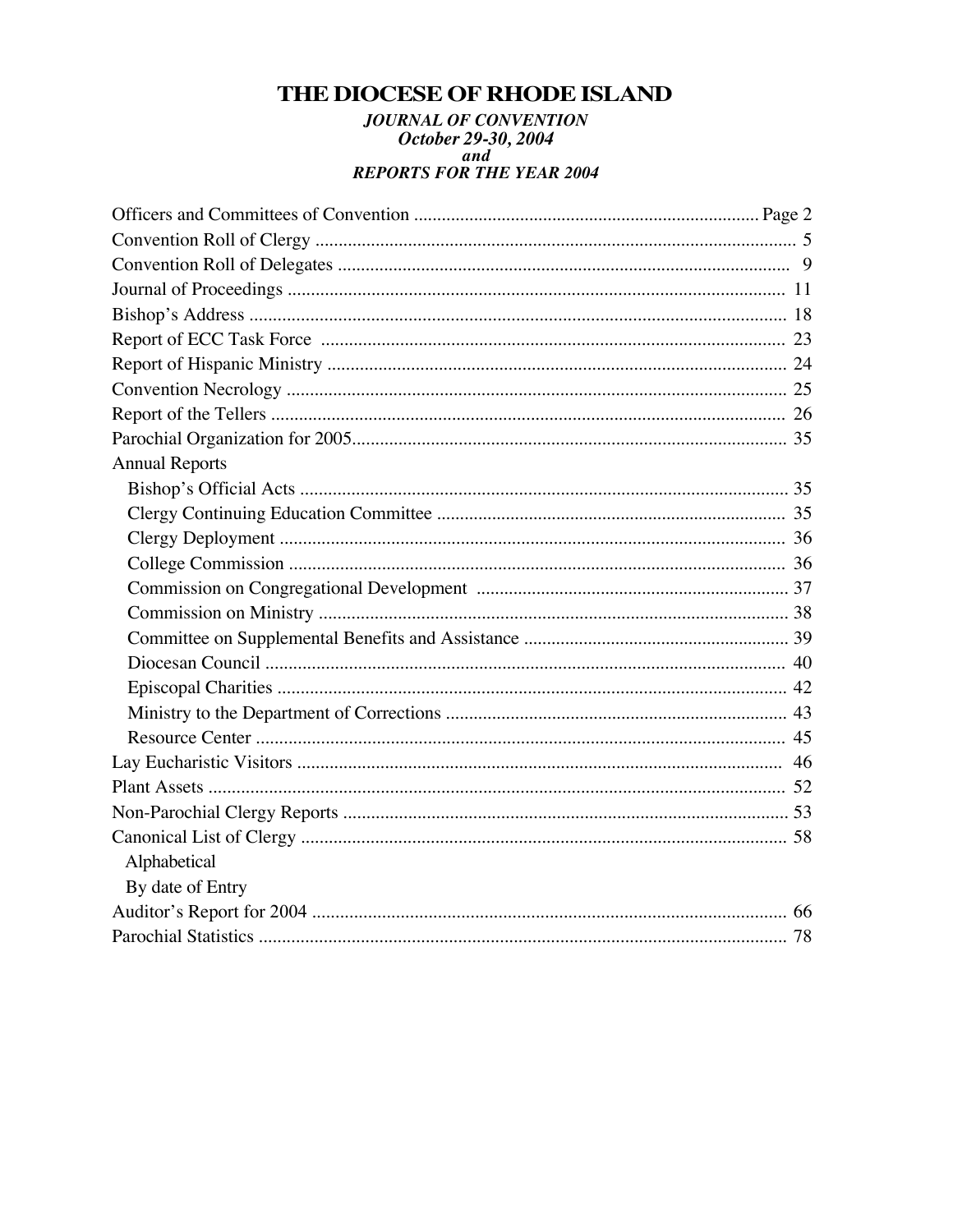# THE DIOCESE OF RHODE ISLAND

***JOURNAL OF CONVENTION***
***October 29-30, 2004***
***and***
***REPORTS FOR THE YEAR 2004***

| | |
|---|---|
| Officers and Committees of Convention | Page 2 |
| Convention Roll of Clergy | 5 |
| Convention Roll of Delegates | 9 |
| Journal of Proceedings | 11 |
| Bishop's Address | 18 |
| Report of ECC Task Force | 23 |
| Report of Hispanic Ministry | 24 |
| Convention Necrology | 25 |
| Report of the Tellers | 26 |
| Parochial Organization for 2005 | 35 |
| Annual Reports | |
| Bishop's Official Acts | 35 |
| Clergy Continuing Education Committee | 35 |
| Clergy Deployment | 36 |
| College Commission | 36 |
| Commission on Congregational Development | 37 |
| Commission on Ministry | 38 |
| Committee on Supplemental Benefits and Assistance | 39 |
| Diocesan Council | 40 |
| Episcopal Charities | 42 |
| Ministry to the Department of Corrections | 43 |
| Resource Center | 45 |
| Lay Eucharistic Visitors | 46 |
| Plant Assets | 52 |
| Non-Parochial Clergy Reports | 53 |
| Canonical List of Clergy | 58 |
| Alphabetical | |
| By date of Entry | |
| Auditor's Report for 2004 | 66 |
| Parochial Statistics | 78 |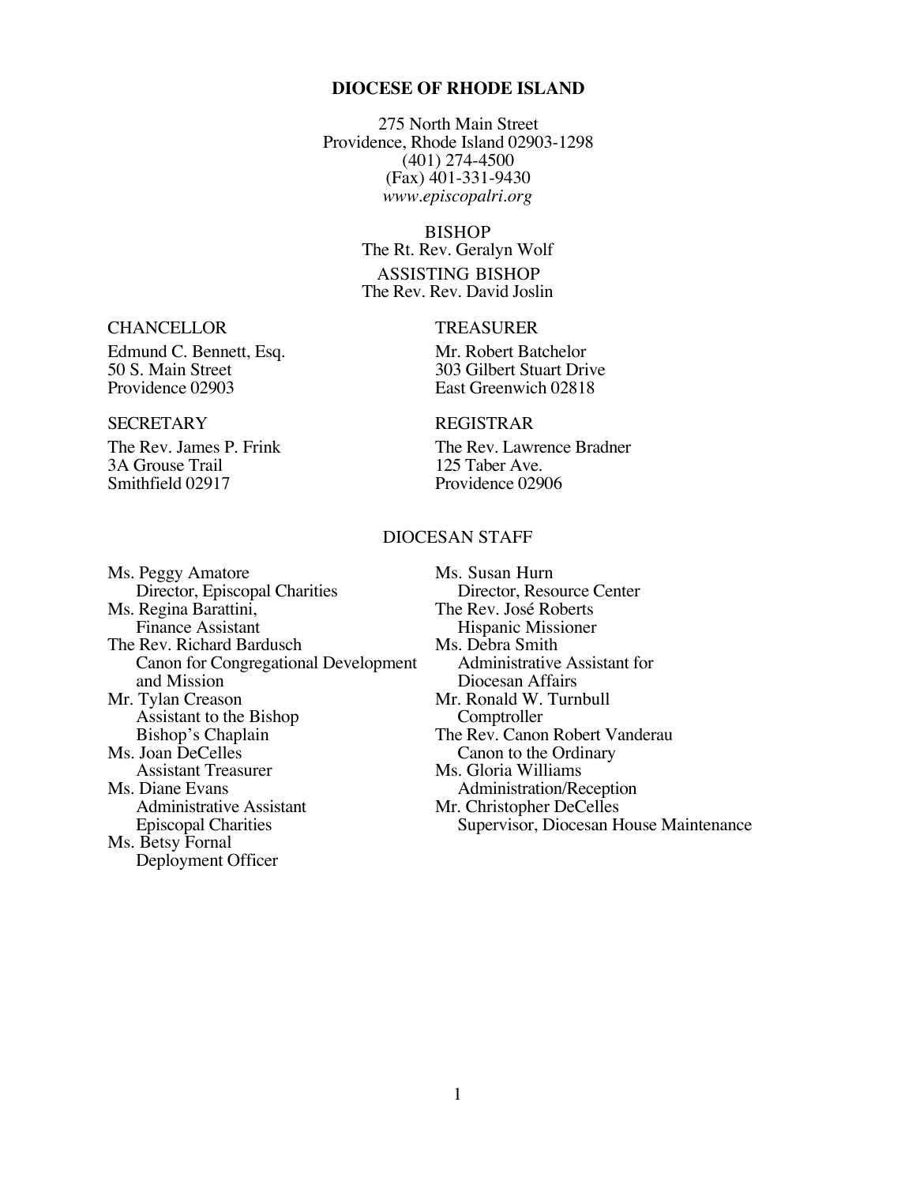# DIOCESE OF RHODE ISLAND

275 North Main Street
Providence, Rhode Island 02903-1298
(401) 274-4500
(Fax) 401-331-9430
*www.episcopalri.org*

BISHOP
The Rt. Rev. Geralyn Wolf

ASSISTING BISHOP
The Rev. Rev. David Joslin

CHANCELLOR
Edmund C. Bennett, Esq.
50 S. Main Street
Providence 02903

TREASURER
Mr. Robert Batchelor
303 Gilbert Stuart Drive
East Greenwich 02818

SECRETARY
The Rev. James P. Frink
3A Grouse Trail
Smithfield 02917

REGISTRAR
The Rev. Lawrence Bradner
125 Taber Ave.
Providence 02906

## DIOCESAN STAFF

Ms. Peggy Amatore
Director, Episcopal Charities

Ms. Regina Barattini,
Finance Assistant

The Rev. Richard Bardusch
Canon for Congregational Development and Mission

Mr. Tylan Creason
Assistant to the Bishop
Bishop's Chaplain

Ms. Joan DeCelles
Assistant Treasurer

Ms. Diane Evans
Administrative Assistant
Episcopal Charities

Ms. Betsy Fornal
Deployment Officer

Ms. Susan Hurn
Director, Resource Center

The Rev. José Roberts
Hispanic Missioner

Ms. Debra Smith
Administrative Assistant for Diocesan Affairs

Mr. Ronald W. Turnbull
Comptroller

The Rev. Canon Robert Vanderau
Canon to the Ordinary

Ms. Gloria Williams
Administration/Reception

Mr. Christopher DeCelles
Supervisor, Diocesan House Maintenance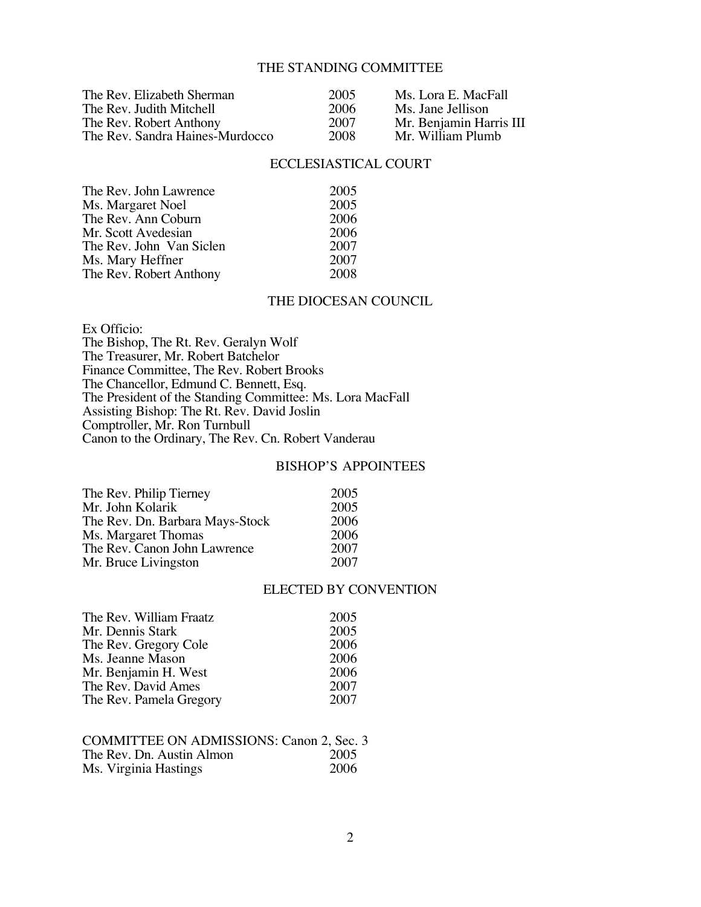## THE STANDING COMMITTEE

| | | |
|---|---|---|
| The Rev. Elizabeth Sherman | 2005 | Ms. Lora E. MacFall |
| The Rev. Judith Mitchell | 2006 | Ms. Jane Jellison |
| The Rev. Robert Anthony | 2007 | Mr. Benjamin Harris III |
| The Rev. Sandra Haines-Murdocco | 2008 | Mr. William Plumb |

## ECCLESIASTICAL COURT

| | |
|---|---|
| The Rev. John Lawrence | 2005 |
| Ms. Margaret Noel | 2005 |
| The Rev. Ann Coburn | 2006 |
| Mr. Scott Avedesian | 2006 |
| The Rev. John Van Siclen | 2007 |
| Ms. Mary Heffner | 2007 |
| The Rev. Robert Anthony | 2008 |

## THE DIOCESAN COUNCIL

Ex Officio:
The Bishop, The Rt. Rev. Geralyn Wolf
The Treasurer, Mr. Robert Batchelor
Finance Committee, The Rev. Robert Brooks
The Chancellor, Edmund C. Bennett, Esq.
The President of the Standing Committee: Ms. Lora MacFall
Assisting Bishop: The Rt. Rev. David Joslin
Comptroller, Mr. Ron Turnbull
Canon to the Ordinary, The Rev. Cn. Robert Vanderau

## BISHOP'S APPOINTEES

| | |
|---|---|
| The Rev. Philip Tierney | 2005 |
| Mr. John Kolarik | 2005 |
| The Rev. Dn. Barbara Mays-Stock | 2006 |
| Ms. Margaret Thomas | 2006 |
| The Rev. Canon John Lawrence | 2007 |
| Mr. Bruce Livingston | 2007 |

## ELECTED BY CONVENTION

| | |
|---|---|
| The Rev. William Fraatz | 2005 |
| Mr. Dennis Stark | 2005 |
| The Rev. Gregory Cole | 2006 |
| Ms. Jeanne Mason | 2006 |
| Mr. Benjamin H. West | 2006 |
| The Rev. David Ames | 2007 |
| The Rev. Pamela Gregory | 2007 |

COMMITTEE ON ADMISSIONS: Canon 2, Sec. 3

| | |
|---|---|
| The Rev. Dn. Austin Almon | 2005 |
| Ms. Virginia Hastings | 2006 |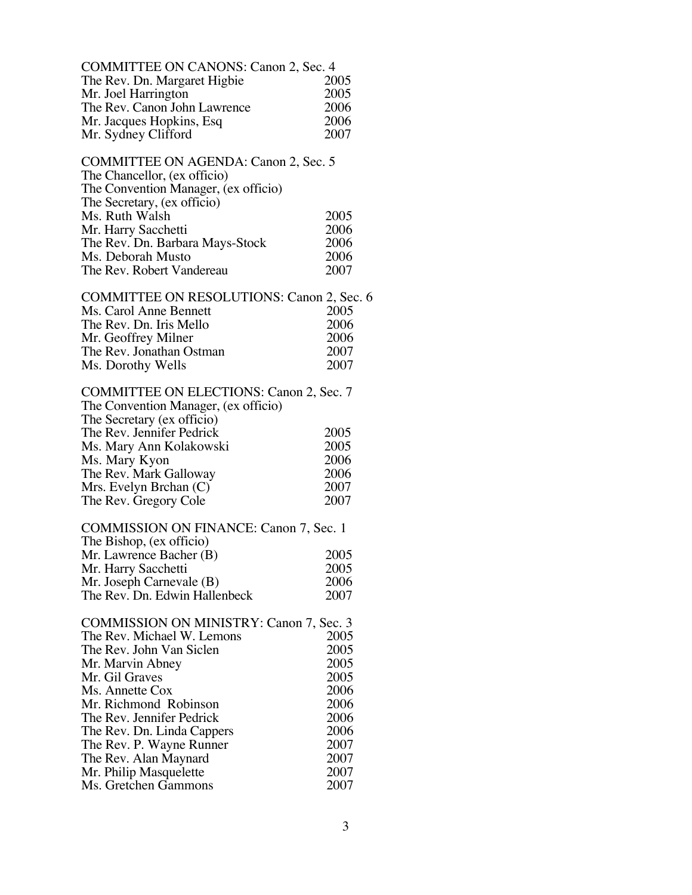COMMITTEE ON CANONS: Canon 2, Sec. 4

| | |
|---|---|
| The Rev. Dn. Margaret Higbie | 2005 |
| Mr. Joel Harrington | 2005 |
| The Rev. Canon John Lawrence | 2006 |
| Mr. Jacques Hopkins, Esq | 2006 |
| Mr. Sydney Clifford | 2007 |

COMMITTEE ON AGENDA: Canon 2, Sec. 5

| | |
|---|---|
| The Chancellor, (ex officio) | |
| The Convention Manager, (ex officio) | |
| The Secretary, (ex officio) | |
| Ms. Ruth Walsh | 2005 |
| Mr. Harry Sacchetti | 2006 |
| The Rev. Dn. Barbara Mays-Stock | 2006 |
| Ms. Deborah Musto | 2006 |
| The Rev. Robert Vandereau | 2007 |

COMMITTEE ON RESOLUTIONS: Canon 2, Sec. 6

| | |
|---|---|
| Ms. Carol Anne Bennett | 2005 |
| The Rev. Dn. Iris Mello | 2006 |
| Mr. Geoffrey Milner | 2006 |
| The Rev. Jonathan Ostman | 2007 |
| Ms. Dorothy Wells | 2007 |

COMMITTEE ON ELECTIONS: Canon 2, Sec. 7

| | |
|---|---|
| The Convention Manager, (ex officio) | |
| The Secretary (ex officio) | |
| The Rev. Jennifer Pedrick | 2005 |
| Ms. Mary Ann Kolakowski | 2005 |
| Ms. Mary Kyon | 2006 |
| The Rev. Mark Galloway | 2006 |
| Mrs. Evelyn Brchan (C) | 2007 |
| The Rev. Gregory Cole | 2007 |

COMMISSION ON FINANCE: Canon 7, Sec. 1

| | |
|---|---|
| The Bishop, (ex officio) | |
| Mr. Lawrence Bacher (B) | 2005 |
| Mr. Harry Sacchetti | 2005 |
| Mr. Joseph Carnevale (B) | 2006 |
| The Rev. Dn. Edwin Hallenbeck | 2007 |

COMMISSION ON MINISTRY: Canon 7, Sec. 3

| | |
|---|---|
| The Rev. Michael W. Lemons | 2005 |
| The Rev. John Van Siclen | 2005 |
| Mr. Marvin Abney | 2005 |
| Mr. Gil Graves | 2005 |
| Ms. Annette Cox | 2006 |
| Mr. Richmond Robinson | 2006 |
| The Rev. Jennifer Pedrick | 2006 |
| The Rev. Dn. Linda Cappers | 2006 |
| The Rev. P. Wayne Runner | 2007 |
| The Rev. Alan Maynard | 2007 |
| Mr. Philip Masquelette | 2007 |
| Ms. Gretchen Gammons | 2007 |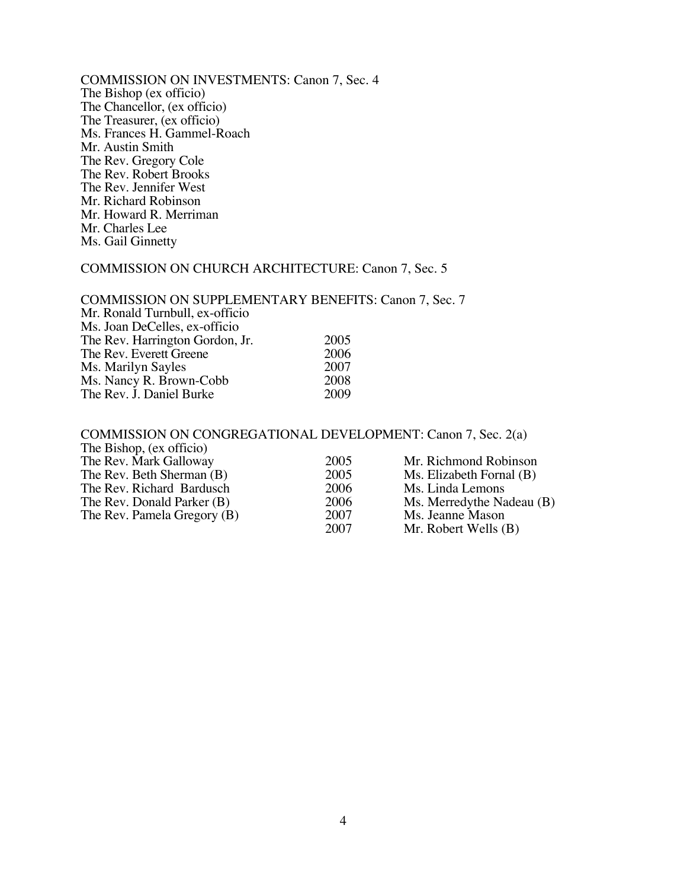COMMISSION ON INVESTMENTS: Canon 7, Sec. 4

The Bishop (ex officio)
The Chancellor, (ex officio)
The Treasurer, (ex officio)
Ms. Frances H. Gammel-Roach
Mr. Austin Smith
The Rev. Gregory Cole
The Rev. Robert Brooks
The Rev. Jennifer West
Mr. Richard Robinson
Mr. Howard R. Merriman
Mr. Charles Lee
Ms. Gail Ginnetty

COMMISSION ON CHURCH ARCHITECTURE: Canon 7, Sec. 5

COMMISSION ON SUPPLEMENTARY BENEFITS: Canon 7, Sec. 7

| | |
|---|---|
| Mr. Ronald Turnbull, ex-officio | |
| Ms. Joan DeCelles, ex-officio | |
| The Rev. Harrington Gordon, Jr. | 2005 |
| The Rev. Everett Greene | 2006 |
| Ms. Marilyn Sayles | 2007 |
| Ms. Nancy R. Brown-Cobb | 2008 |
| The Rev. J. Daniel Burke | 2009 |

COMMISSION ON CONGREGATIONAL DEVELOPMENT: Canon 7, Sec. 2(a)

| | | |
|---|---|---|
| The Bishop, (ex officio) | | |
| The Rev. Mark Galloway | 2005 | Mr. Richmond Robinson |
| The Rev. Beth Sherman (B) | 2005 | Ms. Elizabeth Fornal (B) |
| The Rev. Richard Bardusch | 2006 | Ms. Linda Lemons |
| The Rev. Donald Parker (B) | 2006 | Ms. Merredythe Nadeau (B) |
| The Rev. Pamela Gregory (B) | 2007 | Ms. Jeanne Mason |
| | 2007 | Mr. Robert Wells (B) |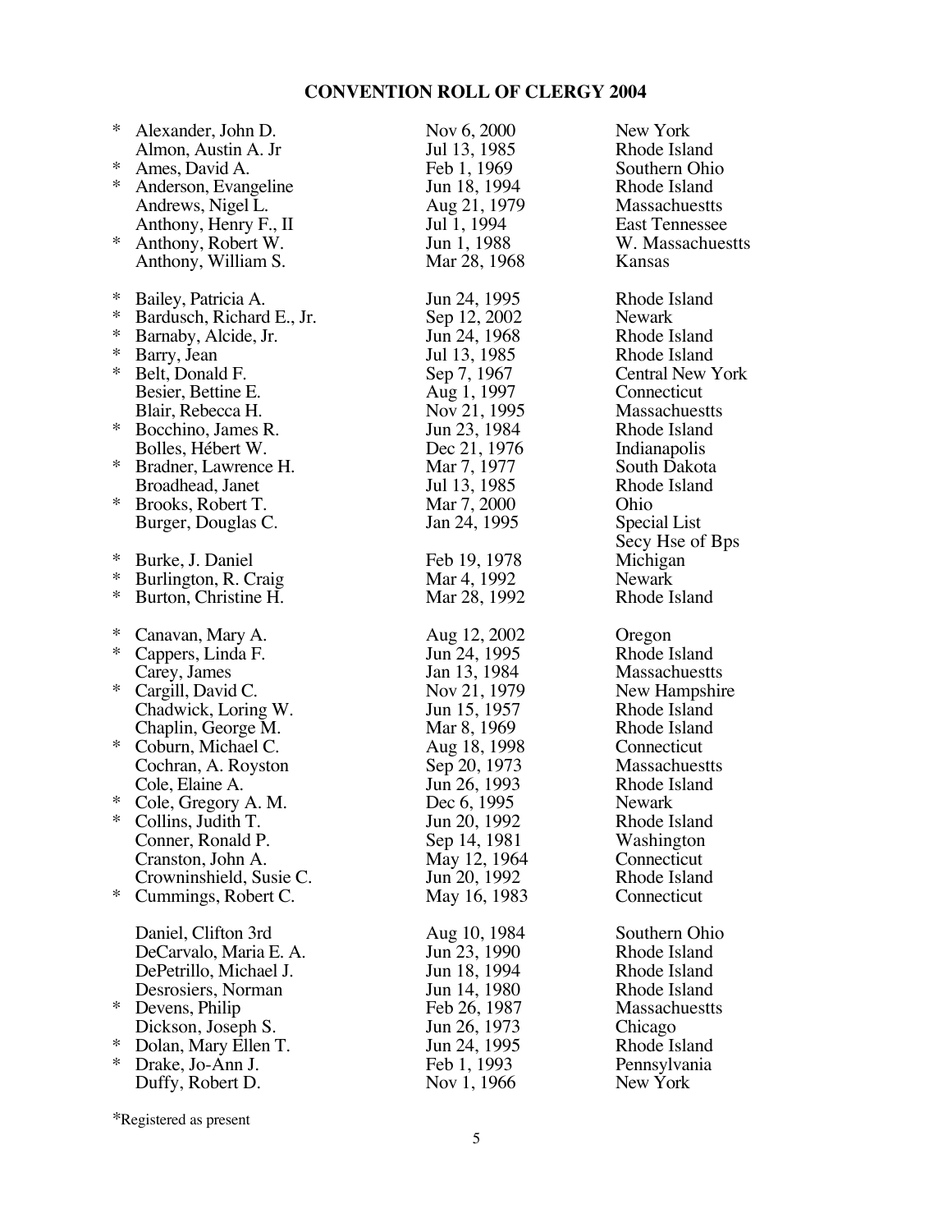# CONVENTION ROLL OF CLERGY 2004

| | Name | Date | Diocese |
|---|---|---|---|
| * | Alexander, John D. | Nov 6, 2000 | New York |
| | Almon, Austin A. Jr | Jul 13, 1985 | Rhode Island |
| * | Ames, David A. | Feb 1, 1969 | Southern Ohio |
| * | Anderson, Evangeline | Jun 18, 1994 | Rhode Island |
| | Andrews, Nigel L. | Aug 21, 1979 | Massachuestts |
| | Anthony, Henry F., II | Jul 1, 1994 | East Tennessee |
| * | Anthony, Robert W. | Jun 1, 1988 | W. Massachuestts |
| | Anthony, William S. | Mar 28, 1968 | Kansas |
| * | Bailey, Patricia A. | Jun 24, 1995 | Rhode Island |
| * | Bardusch, Richard E., Jr. | Sep 12, 2002 | Newark |
| * | Barnaby, Alcide, Jr. | Jun 24, 1968 | Rhode Island |
| * | Barry, Jean | Jul 13, 1985 | Rhode Island |
| * | Belt, Donald F. | Sep 7, 1967 | Central New York |
| | Besier, Bettine E. | Aug 1, 1997 | Connecticut |
| | Blair, Rebecca H. | Nov 21, 1995 | Massachuestts |
| * | Bocchino, James R. | Jun 23, 1984 | Rhode Island |
| | Bolles, Hébert W. | Dec 21, 1976 | Indianapolis |
| * | Bradner, Lawrence H. | Mar 7, 1977 | South Dakota |
| | Broadhead, Janet | Jul 13, 1985 | Rhode Island |
| * | Brooks, Robert T. | Mar 7, 2000 | Ohio |
| | Burger, Douglas C. | Jan 24, 1995 | Special List Secy Hse of Bps |
| * | Burke, J. Daniel | Feb 19, 1978 | Michigan |
| * | Burlington, R. Craig | Mar 4, 1992 | Newark |
| * | Burton, Christine H. | Mar 28, 1992 | Rhode Island |
| * | Canavan, Mary A. | Aug 12, 2002 | Oregon |
| * | Cappers, Linda F. | Jun 24, 1995 | Rhode Island |
| | Carey, James | Jan 13, 1984 | Massachuestts |
| * | Cargill, David C. | Nov 21, 1979 | New Hampshire |
| | Chadwick, Loring W. | Jun 15, 1957 | Rhode Island |
| | Chaplin, George M. | Mar 8, 1969 | Rhode Island |
| * | Coburn, Michael C. | Aug 18, 1998 | Connecticut |
| | Cochran, A. Royston | Sep 20, 1973 | Massachuestts |
| | Cole, Elaine A. | Jun 26, 1993 | Rhode Island |
| * | Cole, Gregory A. M. | Dec 6, 1995 | Newark |
| * | Collins, Judith T. | Jun 20, 1992 | Rhode Island |
| | Conner, Ronald P. | Sep 14, 1981 | Washington |
| | Cranston, John A. | May 12, 1964 | Connecticut |
| | Crowninshield, Susie C. | Jun 20, 1992 | Rhode Island |
| * | Cummings, Robert C. | May 16, 1983 | Connecticut |
| | Daniel, Clifton 3rd | Aug 10, 1984 | Southern Ohio |
| | DeCarvalo, Maria E. A. | Jun 23, 1990 | Rhode Island |
| | DePetrillo, Michael J. | Jun 18, 1994 | Rhode Island |
| | Desrosiers, Norman | Jun 14, 1980 | Rhode Island |
| * | Devens, Philip | Feb 26, 1987 | Massachuestts |
| | Dickson, Joseph S. | Jun 26, 1973 | Chicago |
| * | Dolan, Mary Ellen T. | Jun 24, 1995 | Rhode Island |
| * | Drake, Jo-Ann J. | Feb 1, 1993 | Pennsylvania |
| | Duffy, Robert D. | Nov 1, 1966 | New York |

*Registered as present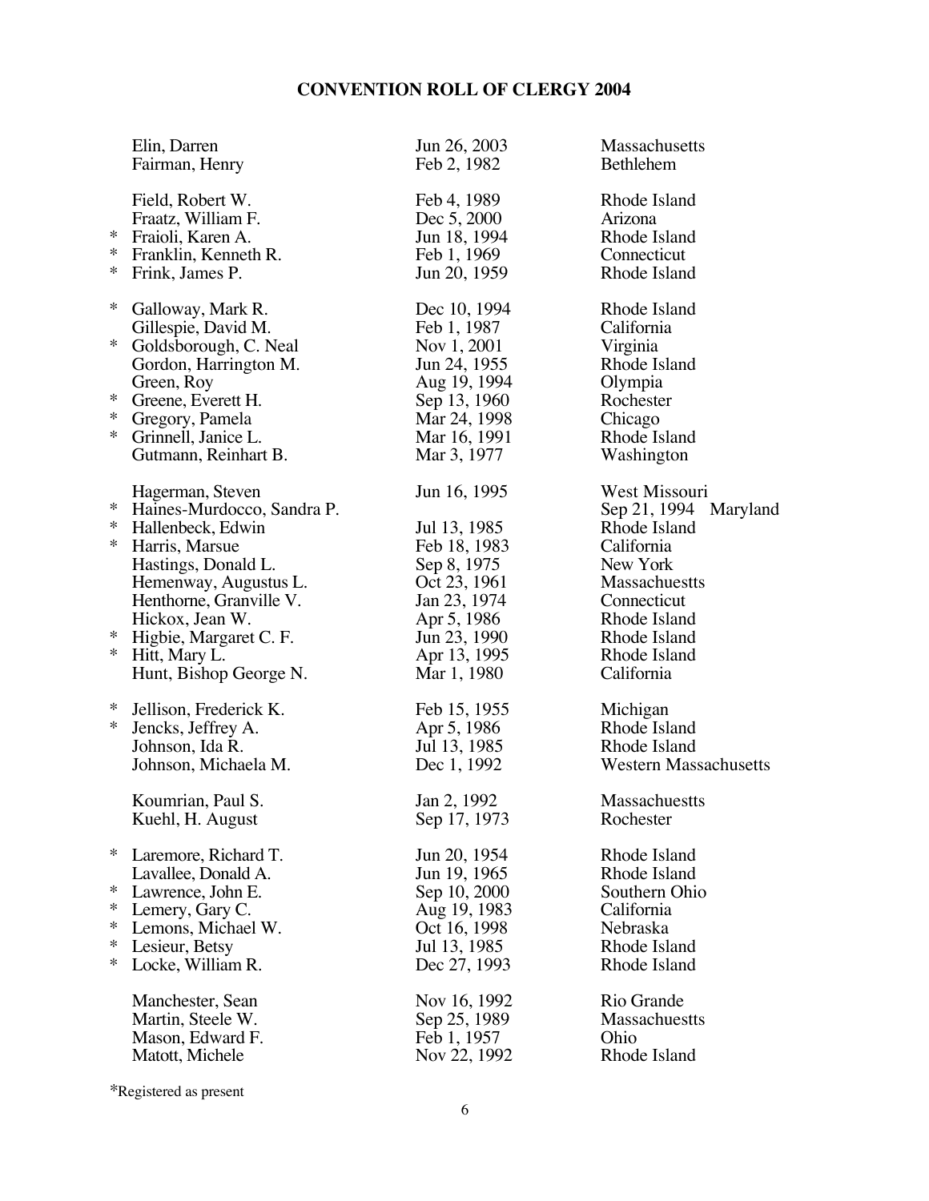# CONVENTION ROLL OF CLERGY 2004

| | Name | Date | Diocese |
|---|---|---|---|
| | Elin, Darren | Jun 26, 2003 | Massachusetts |
| | Fairman, Henry | Feb 2, 1982 | Bethlehem |
| | Field, Robert W. | Feb 4, 1989 | Rhode Island |
| | Fraatz, William F. | Dec 5, 2000 | Arizona |
| * | Fraioli, Karen A. | Jun 18, 1994 | Rhode Island |
| * | Franklin, Kenneth R. | Feb 1, 1969 | Connecticut |
| * | Frink, James P. | Jun 20, 1959 | Rhode Island |
| * | Galloway, Mark R. | Dec 10, 1994 | Rhode Island |
| | Gillespie, David M. | Feb 1, 1987 | California |
| * | Goldsborough, C. Neal | Nov 1, 2001 | Virginia |
| | Gordon, Harrington M. | Jun 24, 1955 | Rhode Island |
| | Green, Roy | Aug 19, 1994 | Olympia |
| * | Greene, Everett H. | Sep 13, 1960 | Rochester |
| * | Gregory, Pamela | Mar 24, 1998 | Chicago |
| * | Grinnell, Janice L. | Mar 16, 1991 | Rhode Island |
| | Gutmann, Reinhart B. | Mar 3, 1977 | Washington |
| | Hagerman, Steven | Jun 16, 1995 | West Missouri |
| * | Haines-Murdocco, Sandra P. | | Sep 21, 1994 Maryland |
| * | Hallenbeck, Edwin | Jul 13, 1985 | Rhode Island |
| * | Harris, Marsue | Feb 18, 1983 | California |
| | Hastings, Donald L. | Sep 8, 1975 | New York |
| | Hemenway, Augustus L. | Oct 23, 1961 | Massachuestts |
| | Henthorne, Granville V. | Jan 23, 1974 | Connecticut |
| | Hickox, Jean W. | Apr 5, 1986 | Rhode Island |
| * | Higbie, Margaret C. F. | Jun 23, 1990 | Rhode Island |
| * | Hitt, Mary L. | Apr 13, 1995 | Rhode Island |
| | Hunt, Bishop George N. | Mar 1, 1980 | California |
| * | Jellison, Frederick K. | Feb 15, 1955 | Michigan |
| * | Jencks, Jeffrey A. | Apr 5, 1986 | Rhode Island |
| | Johnson, Ida R. | Jul 13, 1985 | Rhode Island |
| | Johnson, Michaela M. | Dec 1, 1992 | Western Massachusetts |
| | Koumrian, Paul S. | Jan 2, 1992 | Massachuestts |
| | Kuehl, H. August | Sep 17, 1973 | Rochester |
| * | Laremore, Richard T. | Jun 20, 1954 | Rhode Island |
| | Lavallee, Donald A. | Jun 19, 1965 | Rhode Island |
| * | Lawrence, John E. | Sep 10, 2000 | Southern Ohio |
| * | Lemery, Gary C. | Aug 19, 1983 | California |
| * | Lemons, Michael W. | Oct 16, 1998 | Nebraska |
| * | Lesieur, Betsy | Jul 13, 1985 | Rhode Island |
| * | Locke, William R. | Dec 27, 1993 | Rhode Island |
| | Manchester, Sean | Nov 16, 1992 | Rio Grande |
| | Martin, Steele W. | Sep 25, 1989 | Massachuestts |
| | Mason, Edward F. | Feb 1, 1957 | Ohio |
| | Matott, Michele | Nov 22, 1992 | Rhode Island |

*Registered as present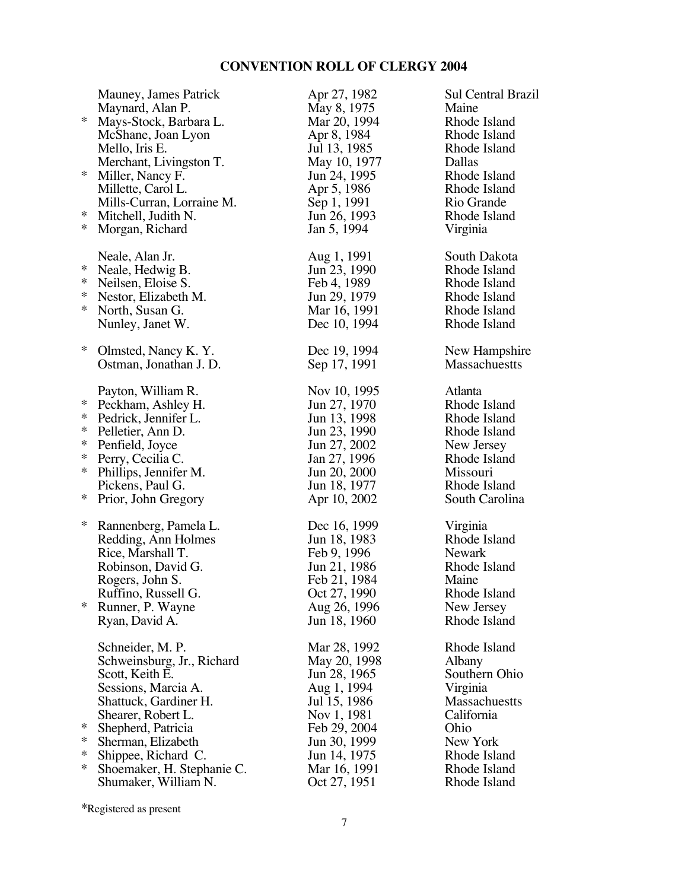# CONVENTION ROLL OF CLERGY 2004

| | Name | Date | Diocese |
|---|---|---|---|
| | Mauney, James Patrick | Apr 27, 1982 | Sul Central Brazil |
| | Maynard, Alan P. | May 8, 1975 | Maine |
| * | Mays-Stock, Barbara L. | Mar 20, 1994 | Rhode Island |
| | McShane, Joan Lyon | Apr 8, 1984 | Rhode Island |
| | Mello, Iris E. | Jul 13, 1985 | Rhode Island |
| | Merchant, Livingston T. | May 10, 1977 | Dallas |
| * | Miller, Nancy F. | Jun 24, 1995 | Rhode Island |
| | Millette, Carol L. | Apr 5, 1986 | Rhode Island |
| | Mills-Curran, Lorraine M. | Sep 1, 1991 | Rio Grande |
| * | Mitchell, Judith N. | Jun 26, 1993 | Rhode Island |
| * | Morgan, Richard | Jan 5, 1994 | Virginia |
| | | | |
| | Neale, Alan Jr. | Aug 1, 1991 | South Dakota |
| * | Neale, Hedwig B. | Jun 23, 1990 | Rhode Island |
| * | Neilsen, Eloise S. | Feb 4, 1989 | Rhode Island |
| * | Nestor, Elizabeth M. | Jun 29, 1979 | Rhode Island |
| * | North, Susan G. | Mar 16, 1991 | Rhode Island |
| | Nunley, Janet W. | Dec 10, 1994 | Rhode Island |
| | | | |
| * | Olmsted, Nancy K. Y. | Dec 19, 1994 | New Hampshire |
| | Ostman, Jonathan J. D. | Sep 17, 1991 | Massachuestts |
| | | | |
| | Payton, William R. | Nov 10, 1995 | Atlanta |
| * | Peckham, Ashley H. | Jun 27, 1970 | Rhode Island |
| * | Pedrick, Jennifer L. | Jun 13, 1998 | Rhode Island |
| * | Pelletier, Ann D. | Jun 23, 1990 | Rhode Island |
| * | Penfield, Joyce | Jun 27, 2002 | New Jersey |
| * | Perry, Cecilia C. | Jan 27, 1996 | Rhode Island |
| * | Phillips, Jennifer M. | Jun 20, 2000 | Missouri |
| | Pickens, Paul G. | Jun 18, 1977 | Rhode Island |
| * | Prior, John Gregory | Apr 10, 2002 | South Carolina |
| | | | |
| * | Rannenberg, Pamela L. | Dec 16, 1999 | Virginia |
| | Redding, Ann Holmes | Jun 18, 1983 | Rhode Island |
| | Rice, Marshall T. | Feb 9, 1996 | Newark |
| | Robinson, David G. | Jun 21, 1986 | Rhode Island |
| | Rogers, John S. | Feb 21, 1984 | Maine |
| | Ruffino, Russell G. | Oct 27, 1990 | Rhode Island |
| * | Runner, P. Wayne | Aug 26, 1996 | New Jersey |
| | Ryan, David A. | Jun 18, 1960 | Rhode Island |
| | | | |
| | Schneider, M. P. | Mar 28, 1992 | Rhode Island |
| | Schweinsburg, Jr., Richard | May 20, 1998 | Albany |
| | Scott, Keith E. | Jun 28, 1965 | Southern Ohio |
| | Sessions, Marcia A. | Aug 1, 1994 | Virginia |
| | Shattuck, Gardiner H. | Jul 15, 1986 | Massachuestts |
| | Shearer, Robert L. | Nov 1, 1981 | California |
| * | Shepherd, Patricia | Feb 29, 2004 | Ohio |
| * | Sherman, Elizabeth | Jun 30, 1999 | New York |
| * | Shippee, Richard C. | Jun 14, 1975 | Rhode Island |
| * | Shoemaker, H. Stephanie C. | Mar 16, 1991 | Rhode Island |
| | Shumaker, William N. | Oct 27, 1951 | Rhode Island |

*Registered as present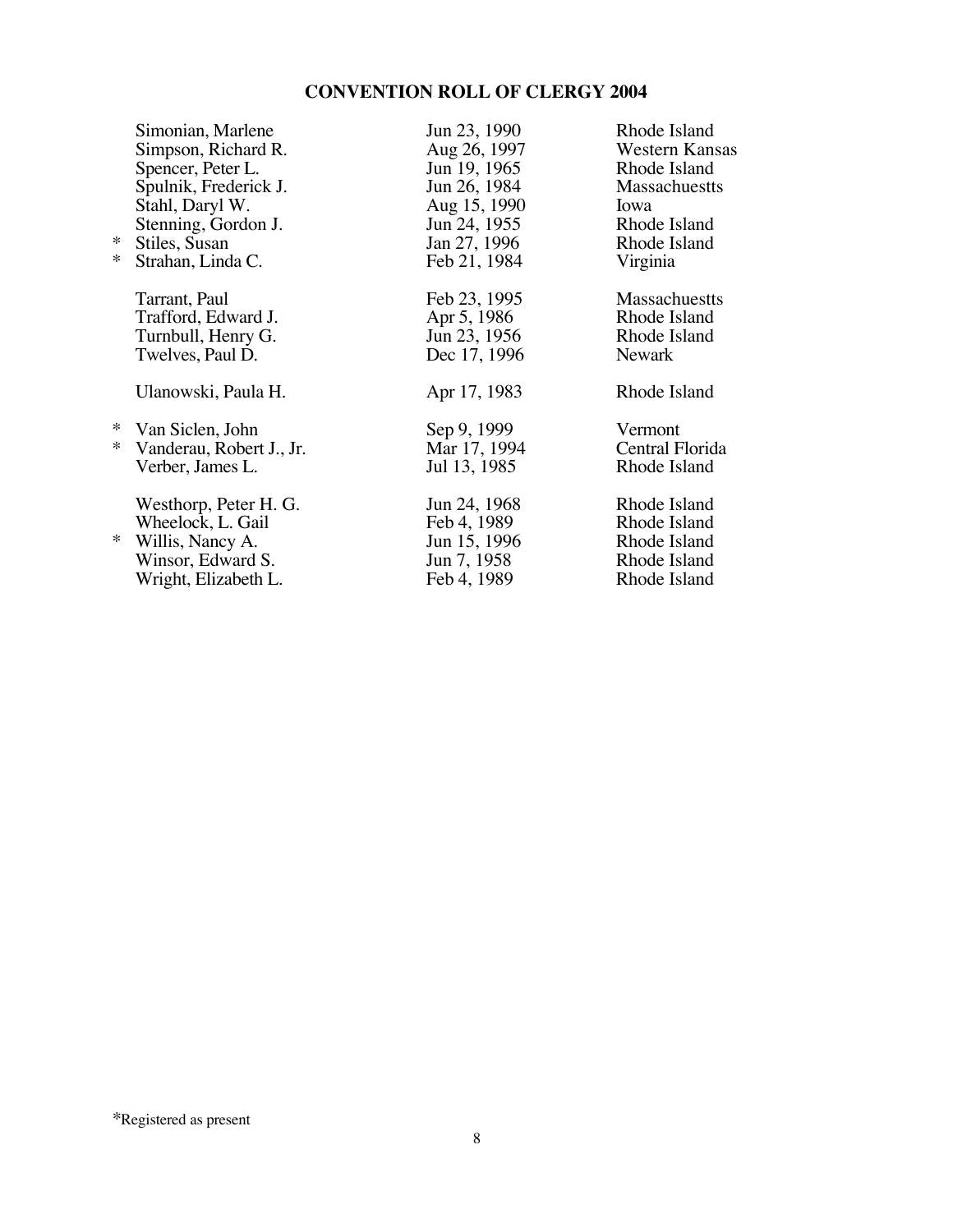# CONVENTION ROLL OF CLERGY 2004

| | Name | Date | Diocese |
|---|---|---|---|
| | Simonian, Marlene | Jun 23, 1990 | Rhode Island |
| | Simpson, Richard R. | Aug 26, 1997 | Western Kansas |
| | Spencer, Peter L. | Jun 19, 1965 | Rhode Island |
| | Spulnik, Frederick J. | Jun 26, 1984 | Massachuestts |
| | Stahl, Daryl W. | Aug 15, 1990 | Iowa |
| | Stenning, Gordon J. | Jun 24, 1955 | Rhode Island |
| * | Stiles, Susan | Jan 27, 1996 | Rhode Island |
| * | Strahan, Linda C. | Feb 21, 1984 | Virginia |
| | | | |
| | Tarrant, Paul | Feb 23, 1995 | Massachuestts |
| | Trafford, Edward J. | Apr 5, 1986 | Rhode Island |
| | Turnbull, Henry G. | Jun 23, 1956 | Rhode Island |
| | Twelves, Paul D. | Dec 17, 1996 | Newark |
| | | | |
| | Ulanowski, Paula H. | Apr 17, 1983 | Rhode Island |
| | | | |
| * | Van Siclen, John | Sep 9, 1999 | Vermont |
| * | Vanderau, Robert J., Jr. | Mar 17, 1994 | Central Florida |
| | Verber, James L. | Jul 13, 1985 | Rhode Island |
| | | | |
| | Westhorp, Peter H. G. | Jun 24, 1968 | Rhode Island |
| | Wheelock, L. Gail | Feb 4, 1989 | Rhode Island |
| * | Willis, Nancy A. | Jun 15, 1996 | Rhode Island |
| | Winsor, Edward S. | Jun 7, 1958 | Rhode Island |
| | Wright, Elizabeth L. | Feb 4, 1989 | Rhode Island |

*Registered as present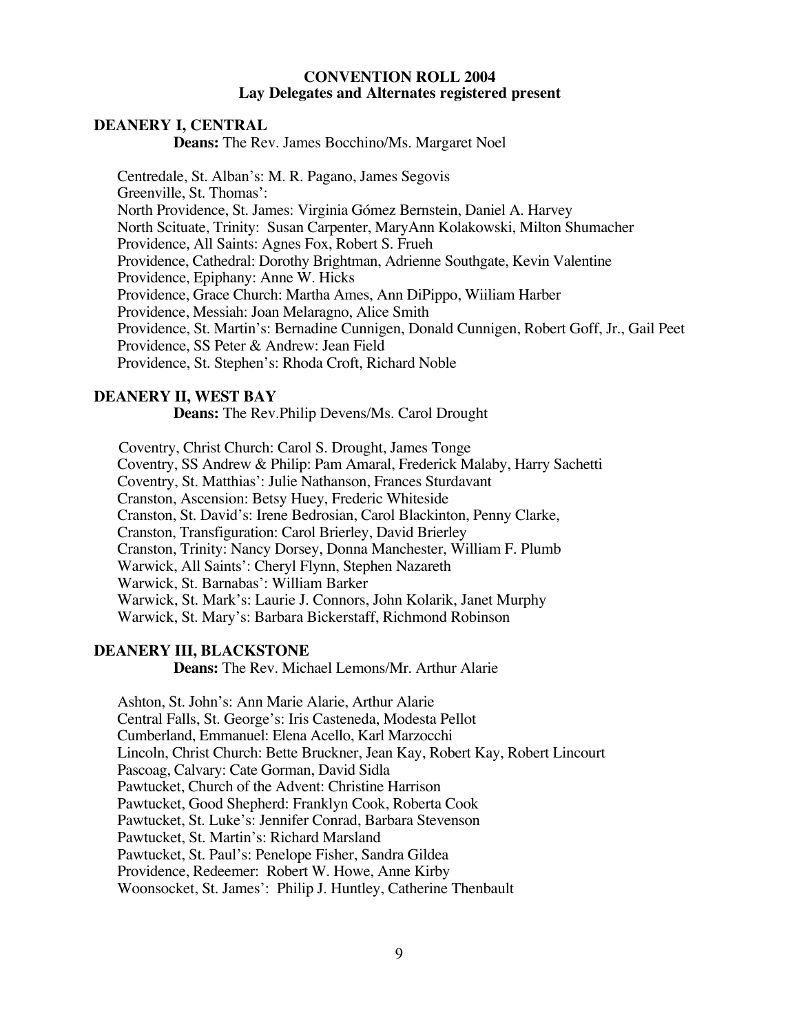**CONVENTION ROLL 2004**
**Lay Delegates and Alternates registered present**

## DEANERY I, CENTRAL

**Deans:** The Rev. James Bocchino/Ms. Margaret Noel

Centredale, St. Alban's: M. R. Pagano, James Segovis
Greenville, St. Thomas':
North Providence, St. James: Virginia Gómez Bernstein, Daniel A. Harvey
North Scituate, Trinity: Susan Carpenter, MaryAnn Kolakowski, Milton Shumacher
Providence, All Saints: Agnes Fox, Robert S. Frueh
Providence, Cathedral: Dorothy Brightman, Adrienne Southgate, Kevin Valentine
Providence, Epiphany: Anne W. Hicks
Providence, Grace Church: Martha Ames, Ann DiPippo, Wiiliam Harber
Providence, Messiah: Joan Melaragno, Alice Smith
Providence, St. Martin's: Bernadine Cunnigen, Donald Cunnigen, Robert Goff, Jr., Gail Peet
Providence, SS Peter & Andrew: Jean Field
Providence, St. Stephen's: Rhoda Croft, Richard Noble

## DEANERY II, WEST BAY

**Deans:** The Rev.Philip Devens/Ms. Carol Drought

Coventry, Christ Church: Carol S. Drought, James Tonge
Coventry, SS Andrew & Philip: Pam Amaral, Frederick Malaby, Harry Sachetti
Coventry, St. Matthias': Julie Nathanson, Frances Sturdavant
Cranston, Ascension: Betsy Huey, Frederic Whiteside
Cranston, St. David's: Irene Bedrosian, Carol Blackinton, Penny Clarke,
Cranston, Transfiguration: Carol Brierley, David Brierley
Cranston, Trinity: Nancy Dorsey, Donna Manchester, William F. Plumb
Warwick, All Saints': Cheryl Flynn, Stephen Nazareth
Warwick, St. Barnabas': William Barker
Warwick, St. Mark's: Laurie J. Connors, John Kolarik, Janet Murphy
Warwick, St. Mary's: Barbara Bickerstaff, Richmond Robinson

## DEANERY III, BLACKSTONE

**Deans:** The Rev. Michael Lemons/Mr. Arthur Alarie

Ashton, St. John's: Ann Marie Alarie, Arthur Alarie
Central Falls, St. George's: Iris Casteneda, Modesta Pellot
Cumberland, Emmanuel: Elena Acello, Karl Marzocchi
Lincoln, Christ Church: Bette Bruckner, Jean Kay, Robert Kay, Robert Lincourt
Pascoag, Calvary: Cate Gorman, David Sidla
Pawtucket, Church of the Advent: Christine Harrison
Pawtucket, Good Shepherd: Franklyn Cook, Roberta Cook
Pawtucket, St. Luke's: Jennifer Conrad, Barbara Stevenson
Pawtucket, St. Martin's: Richard Marsland
Pawtucket, St. Paul's: Penelope Fisher, Sandra Gildea
Providence, Redeemer: Robert W. Howe, Anne Kirby
Woonsocket, St. James': Philip J. Huntley, Catherine Thenbault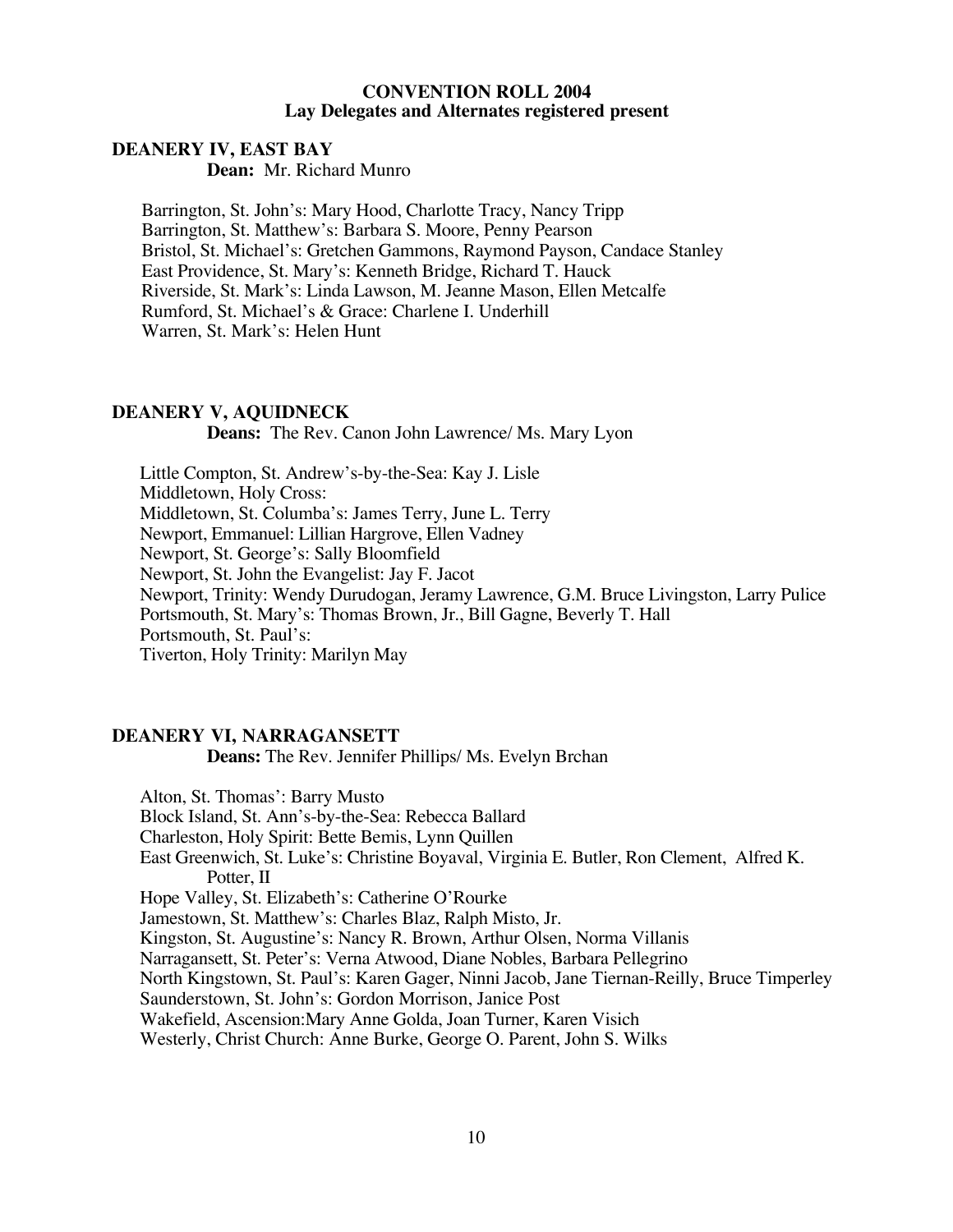# CONVENTION ROLL 2004

## Lay Delegates and Alternates registered present

### DEANERY IV, EAST BAY

**Dean:** Mr. Richard Munro

Barrington, St. John's: Mary Hood, Charlotte Tracy, Nancy Tripp
Barrington, St. Matthew's: Barbara S. Moore, Penny Pearson
Bristol, St. Michael's: Gretchen Gammons, Raymond Payson, Candace Stanley
East Providence, St. Mary's: Kenneth Bridge, Richard T. Hauck
Riverside, St. Mark's: Linda Lawson, M. Jeanne Mason, Ellen Metcalfe
Rumford, St. Michael's & Grace: Charlene I. Underhill
Warren, St. Mark's: Helen Hunt

### DEANERY V, AQUIDNECK

**Deans:** The Rev. Canon John Lawrence/ Ms. Mary Lyon

Little Compton, St. Andrew's-by-the-Sea: Kay J. Lisle
Middletown, Holy Cross:
Middletown, St. Columba's: James Terry, June L. Terry
Newport, Emmanuel: Lillian Hargrove, Ellen Vadney
Newport, St. George's: Sally Bloomfield
Newport, St. John the Evangelist: Jay F. Jacot
Newport, Trinity: Wendy Durudogan, Jeramy Lawrence, G.M. Bruce Livingston, Larry Pulice
Portsmouth, St. Mary's: Thomas Brown, Jr., Bill Gagne, Beverly T. Hall
Portsmouth, St. Paul's:
Tiverton, Holy Trinity: Marilyn May

### DEANERY VI, NARRAGANSETT

**Deans:** The Rev. Jennifer Phillips/ Ms. Evelyn Brchan

Alton, St. Thomas': Barry Musto
Block Island, St. Ann's-by-the-Sea: Rebecca Ballard
Charleston, Holy Spirit: Bette Bemis, Lynn Quillen
East Greenwich, St. Luke's: Christine Boyaval, Virginia E. Butler, Ron Clement, Alfred K. Potter, II
Hope Valley, St. Elizabeth's: Catherine O'Rourke
Jamestown, St. Matthew's: Charles Blaz, Ralph Misto, Jr.
Kingston, St. Augustine's: Nancy R. Brown, Arthur Olsen, Norma Villanis
Narragansett, St. Peter's: Verna Atwood, Diane Nobles, Barbara Pellegrino
North Kingstown, St. Paul's: Karen Gager, Ninni Jacob, Jane Tiernan-Reilly, Bruce Timperley
Saunderstown, St. John's: Gordon Morrison, Janice Post
Wakefield, Ascension:Mary Anne Golda, Joan Turner, Karen Visich
Westerly, Christ Church: Anne Burke, George O. Parent, John S. Wilks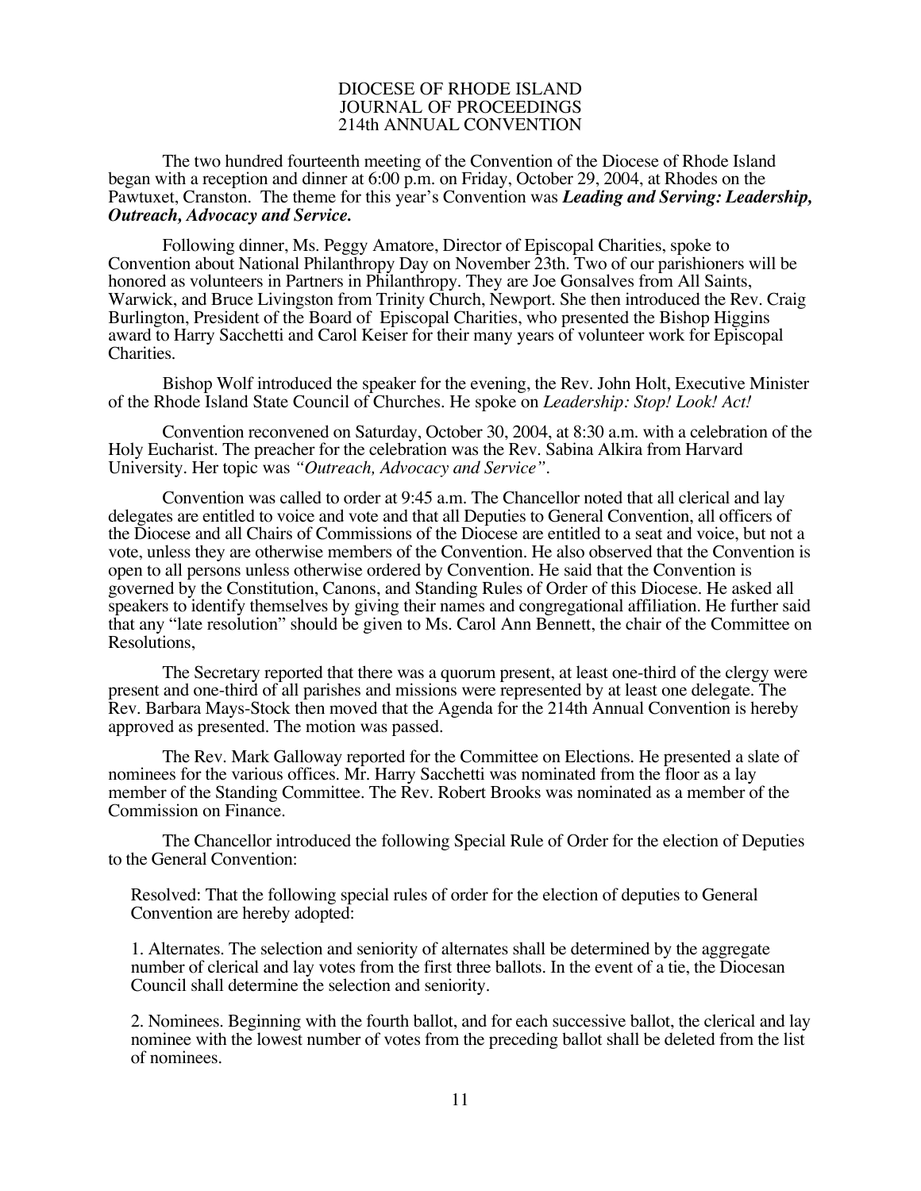# DIOCESE OF RHODE ISLAND
## JOURNAL OF PROCEEDINGS
## 214th ANNUAL CONVENTION

The two hundred fourteenth meeting of the Convention of the Diocese of Rhode Island began with a reception and dinner at 6:00 p.m. on Friday, October 29, 2004, at Rhodes on the Pawtuxet, Cranston. The theme for this year's Convention was ***Leading and Serving: Leadership, Outreach, Advocacy and Service.***

Following dinner, Ms. Peggy Amatore, Director of Episcopal Charities, spoke to Convention about National Philanthropy Day on November 23th. Two of our parishioners will be honored as volunteers in Partners in Philanthropy. They are Joe Gonsalves from All Saints, Warwick, and Bruce Livingston from Trinity Church, Newport. She then introduced the Rev. Craig Burlington, President of the Board of Episcopal Charities, who presented the Bishop Higgins award to Harry Sacchetti and Carol Keiser for their many years of volunteer work for Episcopal Charities.

Bishop Wolf introduced the speaker for the evening, the Rev. John Holt, Executive Minister of the Rhode Island State Council of Churches. He spoke on *Leadership: Stop! Look! Act!*

Convention reconvened on Saturday, October 30, 2004, at 8:30 a.m. with a celebration of the Holy Eucharist. The preacher for the celebration was the Rev. Sabina Alkira from Harvard University. Her topic was *"Outreach, Advocacy and Service"*.

Convention was called to order at 9:45 a.m. The Chancellor noted that all clerical and lay delegates are entitled to voice and vote and that all Deputies to General Convention, all officers of the Diocese and all Chairs of Commissions of the Diocese are entitled to a seat and voice, but not a vote, unless they are otherwise members of the Convention. He also observed that the Convention is open to all persons unless otherwise ordered by Convention. He said that the Convention is governed by the Constitution, Canons, and Standing Rules of Order of this Diocese. He asked all speakers to identify themselves by giving their names and congregational affiliation. He further said that any "late resolution" should be given to Ms. Carol Ann Bennett, the chair of the Committee on Resolutions,

The Secretary reported that there was a quorum present, at least one-third of the clergy were present and one-third of all parishes and missions were represented by at least one delegate. The Rev. Barbara Mays-Stock then moved that the Agenda for the 214th Annual Convention is hereby approved as presented. The motion was passed.

The Rev. Mark Galloway reported for the Committee on Elections. He presented a slate of nominees for the various offices. Mr. Harry Sacchetti was nominated from the floor as a lay member of the Standing Committee. The Rev. Robert Brooks was nominated as a member of the Commission on Finance.

The Chancellor introduced the following Special Rule of Order for the election of Deputies to the General Convention:

> Resolved: That the following special rules of order for the election of deputies to General Convention are hereby adopted:
>
> 1. Alternates. The selection and seniority of alternates shall be determined by the aggregate number of clerical and lay votes from the first three ballots. In the event of a tie, the Diocesan Council shall determine the selection and seniority.
>
> 2. Nominees. Beginning with the fourth ballot, and for each successive ballot, the clerical and lay nominee with the lowest number of votes from the preceding ballot shall be deleted from the list of nominees.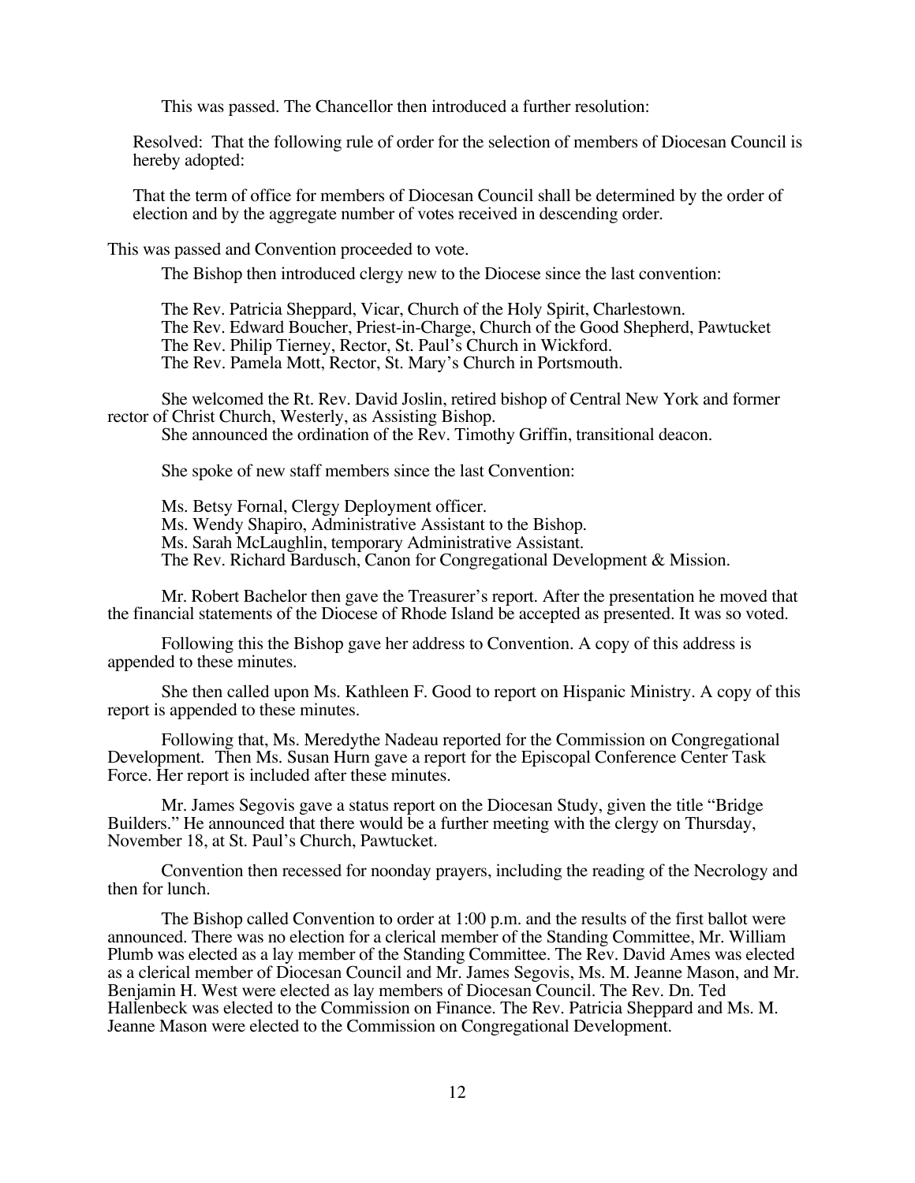This was passed. The Chancellor then introduced a further resolution:

Resolved: That the following rule of order for the selection of members of Diocesan Council is hereby adopted:

That the term of office for members of Diocesan Council shall be determined by the order of election and by the aggregate number of votes received in descending order.

This was passed and Convention proceeded to vote.

The Bishop then introduced clergy new to the Diocese since the last convention:

The Rev. Patricia Sheppard, Vicar, Church of the Holy Spirit, Charlestown.
The Rev. Edward Boucher, Priest-in-Charge, Church of the Good Shepherd, Pawtucket
The Rev. Philip Tierney, Rector, St. Paul's Church in Wickford.
The Rev. Pamela Mott, Rector, St. Mary's Church in Portsmouth.

She welcomed the Rt. Rev. David Joslin, retired bishop of Central New York and former rector of Christ Church, Westerly, as Assisting Bishop.

She announced the ordination of the Rev. Timothy Griffin, transitional deacon.

She spoke of new staff members since the last Convention:

Ms. Betsy Fornal, Clergy Deployment officer.
Ms. Wendy Shapiro, Administrative Assistant to the Bishop.
Ms. Sarah McLaughlin, temporary Administrative Assistant.
The Rev. Richard Bardusch, Canon for Congregational Development & Mission.

Mr. Robert Bachelor then gave the Treasurer's report. After the presentation he moved that the financial statements of the Diocese of Rhode Island be accepted as presented. It was so voted.

Following this the Bishop gave her address to Convention. A copy of this address is appended to these minutes.

She then called upon Ms. Kathleen F. Good to report on Hispanic Ministry. A copy of this report is appended to these minutes.

Following that, Ms. Meredythe Nadeau reported for the Commission on Congregational Development. Then Ms. Susan Hurn gave a report for the Episcopal Conference Center Task Force. Her report is included after these minutes.

Mr. James Segovis gave a status report on the Diocesan Study, given the title "Bridge Builders." He announced that there would be a further meeting with the clergy on Thursday, November 18, at St. Paul's Church, Pawtucket.

Convention then recessed for noonday prayers, including the reading of the Necrology and then for lunch.

The Bishop called Convention to order at 1:00 p.m. and the results of the first ballot were announced. There was no election for a clerical member of the Standing Committee, Mr. William Plumb was elected as a lay member of the Standing Committee. The Rev. David Ames was elected as a clerical member of Diocesan Council and Mr. James Segovis, Ms. M. Jeanne Mason, and Mr. Benjamin H. West were elected as lay members of Diocesan Council. The Rev. Dn. Ted Hallenbeck was elected to the Commission on Finance. The Rev. Patricia Sheppard and Ms. M. Jeanne Mason were elected to the Commission on Congregational Development.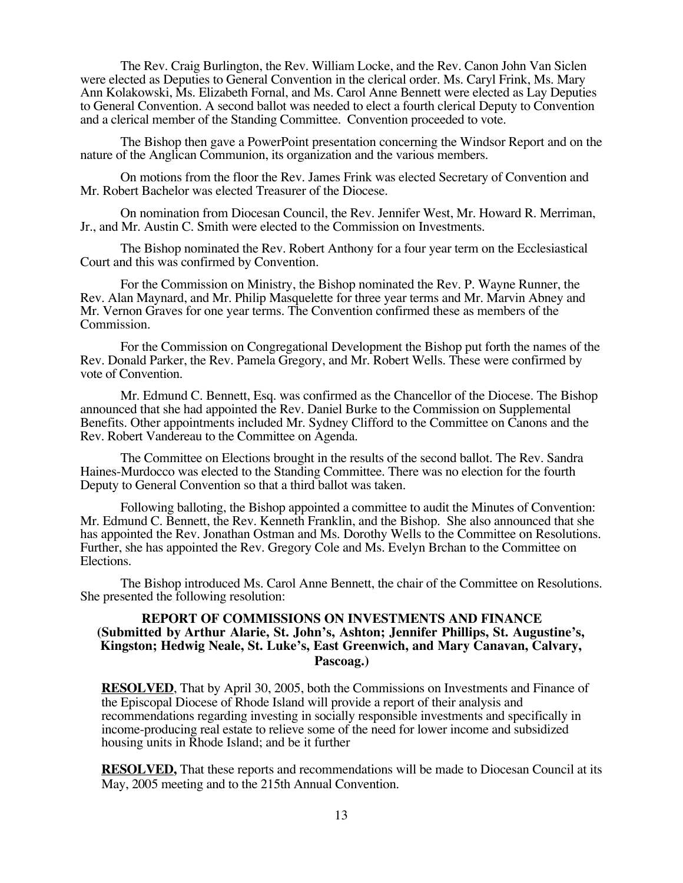The Rev. Craig Burlington, the Rev. William Locke, and the Rev. Canon John Van Siclen were elected as Deputies to General Convention in the clerical order. Ms. Caryl Frink, Ms. Mary Ann Kolakowski, Ms. Elizabeth Fornal, and Ms. Carol Anne Bennett were elected as Lay Deputies to General Convention. A second ballot was needed to elect a fourth clerical Deputy to Convention and a clerical member of the Standing Committee. Convention proceeded to vote.

The Bishop then gave a PowerPoint presentation concerning the Windsor Report and on the nature of the Anglican Communion, its organization and the various members.

On motions from the floor the Rev. James Frink was elected Secretary of Convention and Mr. Robert Bachelor was elected Treasurer of the Diocese.

On nomination from Diocesan Council, the Rev. Jennifer West, Mr. Howard R. Merriman, Jr., and Mr. Austin C. Smith were elected to the Commission on Investments.

The Bishop nominated the Rev. Robert Anthony for a four year term on the Ecclesiastical Court and this was confirmed by Convention.

For the Commission on Ministry, the Bishop nominated the Rev. P. Wayne Runner, the Rev. Alan Maynard, and Mr. Philip Masquelette for three year terms and Mr. Marvin Abney and Mr. Vernon Graves for one year terms. The Convention confirmed these as members of the Commission.

For the Commission on Congregational Development the Bishop put forth the names of the Rev. Donald Parker, the Rev. Pamela Gregory, and Mr. Robert Wells. These were confirmed by vote of Convention.

Mr. Edmund C. Bennett, Esq. was confirmed as the Chancellor of the Diocese. The Bishop announced that she had appointed the Rev. Daniel Burke to the Commission on Supplemental Benefits. Other appointments included Mr. Sydney Clifford to the Committee on Canons and the Rev. Robert Vandereau to the Committee on Agenda.

The Committee on Elections brought in the results of the second ballot. The Rev. Sandra Haines-Murdocco was elected to the Standing Committee. There was no election for the fourth Deputy to General Convention so that a third ballot was taken.

Following balloting, the Bishop appointed a committee to audit the Minutes of Convention: Mr. Edmund C. Bennett, the Rev. Kenneth Franklin, and the Bishop. She also announced that she has appointed the Rev. Jonathan Ostman and Ms. Dorothy Wells to the Committee on Resolutions. Further, she has appointed the Rev. Gregory Cole and Ms. Evelyn Brchan to the Committee on Elections.

The Bishop introduced Ms. Carol Anne Bennett, the chair of the Committee on Resolutions. She presented the following resolution:

**REPORT OF COMMISSIONS ON INVESTMENTS AND FINANCE**
**(Submitted by Arthur Alarie, St. John's, Ashton; Jennifer Phillips, St. Augustine's, Kingston; Hedwig Neale, St. Luke's, East Greenwich, and Mary Canavan, Calvary, Pascoag.)**

**RESOLVED**, That by April 30, 2005, both the Commissions on Investments and Finance of the Episcopal Diocese of Rhode Island will provide a report of their analysis and recommendations regarding investing in socially responsible investments and specifically in income-producing real estate to relieve some of the need for lower income and subsidized housing units in Rhode Island; and be it further

**RESOLVED,** That these reports and recommendations will be made to Diocesan Council at its May, 2005 meeting and to the 215th Annual Convention.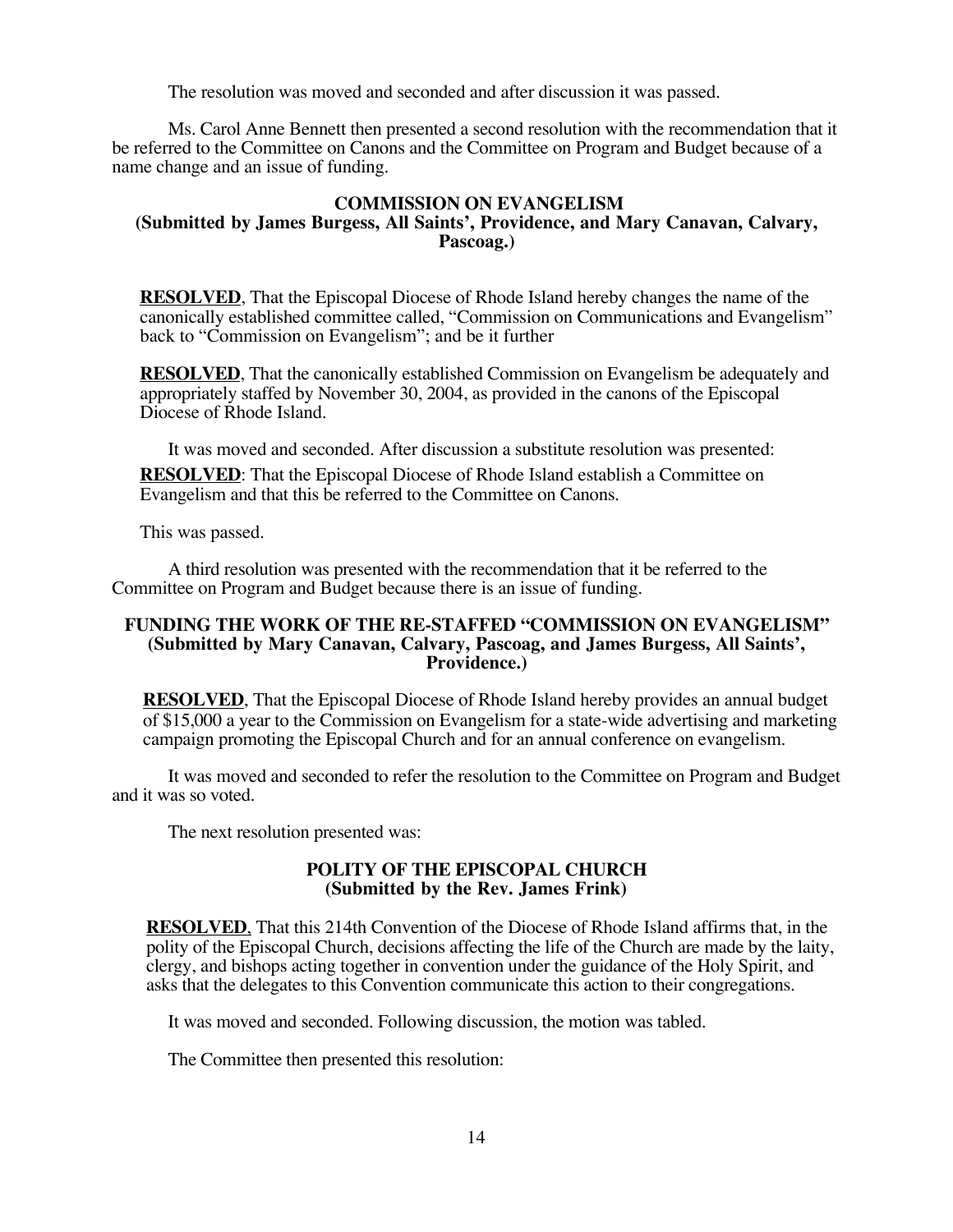The resolution was moved and seconded and after discussion it was passed.

Ms. Carol Anne Bennett then presented a second resolution with the recommendation that it be referred to the Committee on Canons and the Committee on Program and Budget because of a name change and an issue of funding.

**COMMISSION ON EVANGELISM**
**(Submitted by James Burgess, All Saints', Providence, and Mary Canavan, Calvary, Pascoag.)**

**RESOLVED**, That the Episcopal Diocese of Rhode Island hereby changes the name of the canonically established committee called, "Commission on Communications and Evangelism" back to "Commission on Evangelism"; and be it further

**RESOLVED**, That the canonically established Commission on Evangelism be adequately and appropriately staffed by November 30, 2004, as provided in the canons of the Episcopal Diocese of Rhode Island.

It was moved and seconded. After discussion a substitute resolution was presented:

**RESOLVED**: That the Episcopal Diocese of Rhode Island establish a Committee on Evangelism and that this be referred to the Committee on Canons.

This was passed.

A third resolution was presented with the recommendation that it be referred to the Committee on Program and Budget because there is an issue of funding.

**FUNDING THE WORK OF THE RE-STAFFED "COMMISSION ON EVANGELISM"**
**(Submitted by Mary Canavan, Calvary, Pascoag, and James Burgess, All Saints', Providence.)**

**RESOLVED**, That the Episcopal Diocese of Rhode Island hereby provides an annual budget of $15,000 a year to the Commission on Evangelism for a state-wide advertising and marketing campaign promoting the Episcopal Church and for an annual conference on evangelism.

It was moved and seconded to refer the resolution to the Committee on Program and Budget and it was so voted.

The next resolution presented was:

**POLITY OF THE EPISCOPAL CHURCH**
**(Submitted by the Rev. James Frink)**

**RESOLVED**, That this 214th Convention of the Diocese of Rhode Island affirms that, in the polity of the Episcopal Church, decisions affecting the life of the Church are made by the laity, clergy, and bishops acting together in convention under the guidance of the Holy Spirit, and asks that the delegates to this Convention communicate this action to their congregations.

It was moved and seconded. Following discussion, the motion was tabled.

The Committee then presented this resolution: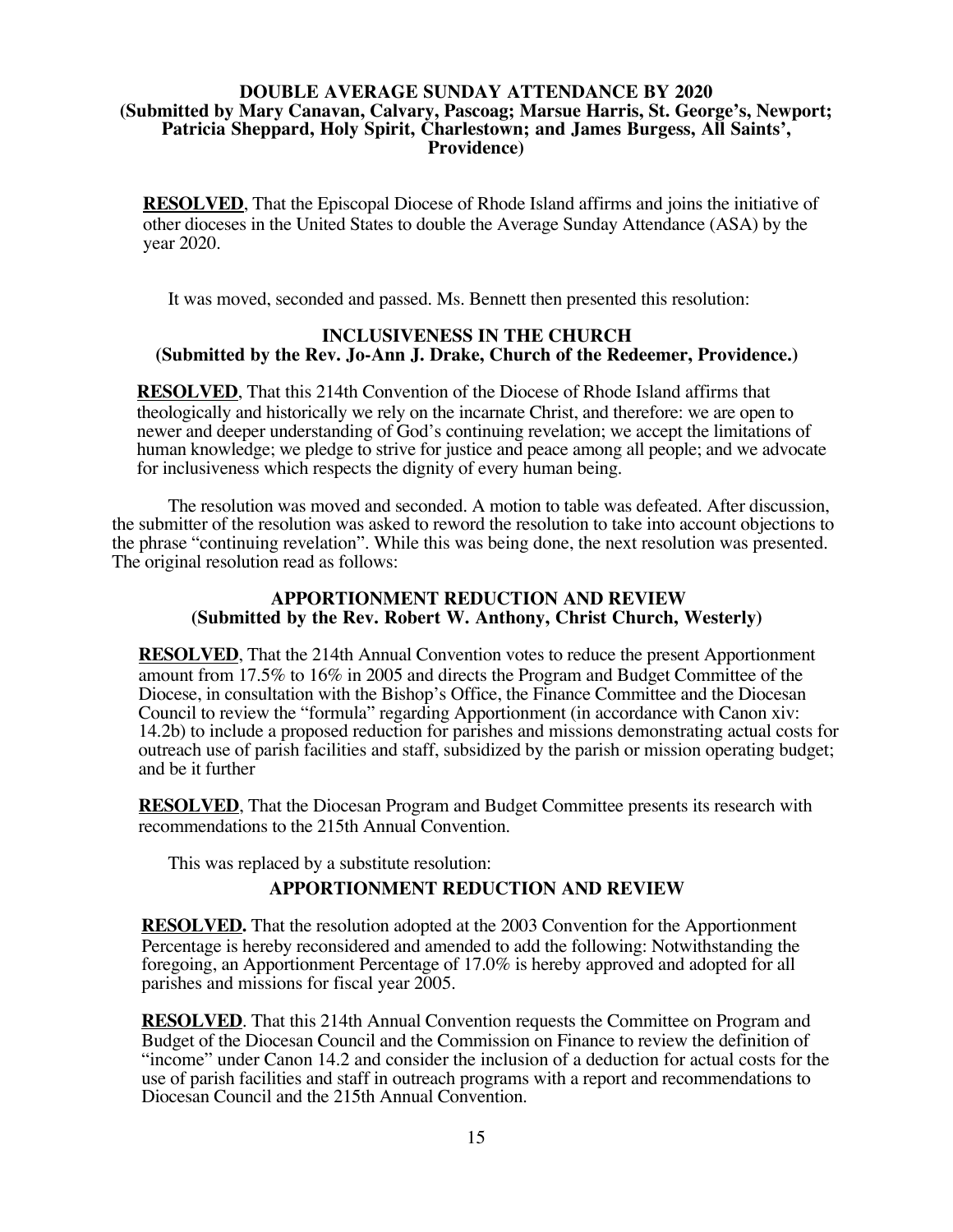**DOUBLE AVERAGE SUNDAY ATTENDANCE BY 2020**
**(Submitted by Mary Canavan, Calvary, Pascoag; Marsue Harris, St. George's, Newport; Patricia Sheppard, Holy Spirit, Charlestown; and James Burgess, All Saints', Providence)**

**RESOLVED**, That the Episcopal Diocese of Rhode Island affirms and joins the initiative of other dioceses in the United States to double the Average Sunday Attendance (ASA) by the year 2020.

It was moved, seconded and passed. Ms. Bennett then presented this resolution:

**INCLUSIVENESS IN THE CHURCH**
**(Submitted by the Rev. Jo-Ann J. Drake, Church of the Redeemer, Providence.)**

**RESOLVED**, That this 214th Convention of the Diocese of Rhode Island affirms that theologically and historically we rely on the incarnate Christ, and therefore: we are open to newer and deeper understanding of God's continuing revelation; we accept the limitations of human knowledge; we pledge to strive for justice and peace among all people; and we advocate for inclusiveness which respects the dignity of every human being.

The resolution was moved and seconded. A motion to table was defeated. After discussion, the submitter of the resolution was asked to reword the resolution to take into account objections to the phrase "continuing revelation". While this was being done, the next resolution was presented. The original resolution read as follows:

**APPORTIONMENT REDUCTION AND REVIEW**
**(Submitted by the Rev. Robert W. Anthony, Christ Church, Westerly)**

**RESOLVED**, That the 214th Annual Convention votes to reduce the present Apportionment amount from 17.5% to 16% in 2005 and directs the Program and Budget Committee of the Diocese, in consultation with the Bishop's Office, the Finance Committee and the Diocesan Council to review the "formula" regarding Apportionment (in accordance with Canon xiv: 14.2b) to include a proposed reduction for parishes and missions demonstrating actual costs for outreach use of parish facilities and staff, subsidized by the parish or mission operating budget; and be it further

**RESOLVED**, That the Diocesan Program and Budget Committee presents its research with recommendations to the 215th Annual Convention.

This was replaced by a substitute resolution:

**APPORTIONMENT REDUCTION AND REVIEW**

**RESOLVED.** That the resolution adopted at the 2003 Convention for the Apportionment Percentage is hereby reconsidered and amended to add the following: Notwithstanding the foregoing, an Apportionment Percentage of 17.0% is hereby approved and adopted for all parishes and missions for fiscal year 2005.

**RESOLVED**. That this 214th Annual Convention requests the Committee on Program and Budget of the Diocesan Council and the Commission on Finance to review the definition of "income" under Canon 14.2 and consider the inclusion of a deduction for actual costs for the use of parish facilities and staff in outreach programs with a report and recommendations to Diocesan Council and the 215th Annual Convention.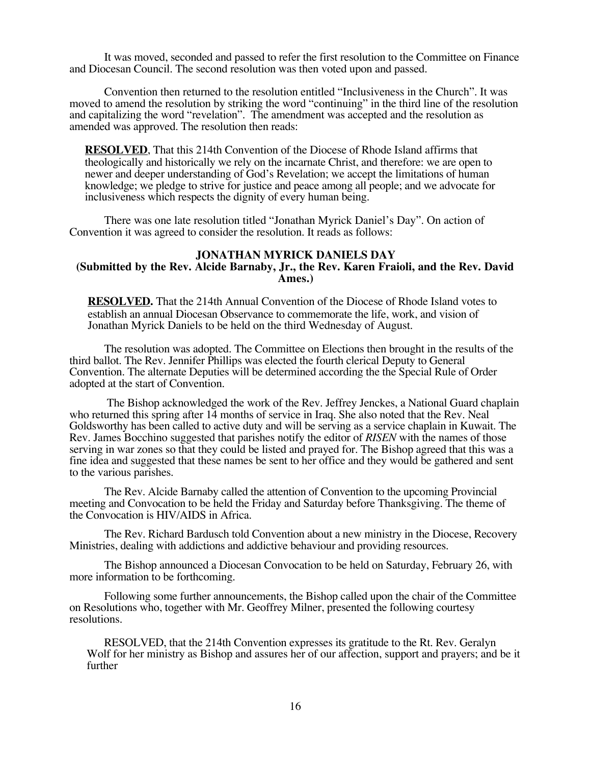It was moved, seconded and passed to refer the first resolution to the Committee on Finance and Diocesan Council. The second resolution was then voted upon and passed.

Convention then returned to the resolution entitled "Inclusiveness in the Church". It was moved to amend the resolution by striking the word "continuing" in the third line of the resolution and capitalizing the word "revelation". The amendment was accepted and the resolution as amended was approved. The resolution then reads:

> **RESOLVED**, That this 214th Convention of the Diocese of Rhode Island affirms that theologically and historically we rely on the incarnate Christ, and therefore: we are open to newer and deeper understanding of God's Revelation; we accept the limitations of human knowledge; we pledge to strive for justice and peace among all people; and we advocate for inclusiveness which respects the dignity of every human being.

There was one late resolution titled "Jonathan Myrick Daniel's Day". On action of Convention it was agreed to consider the resolution. It reads as follows:

**JONATHAN MYRICK DANIELS DAY**
**(Submitted by the Rev. Alcide Barnaby, Jr., the Rev. Karen Fraioli, and the Rev. David Ames.)**

> **RESOLVED.** That the 214th Annual Convention of the Diocese of Rhode Island votes to establish an annual Diocesan Observance to commemorate the life, work, and vision of Jonathan Myrick Daniels to be held on the third Wednesday of August.

The resolution was adopted. The Committee on Elections then brought in the results of the third ballot. The Rev. Jennifer Phillips was elected the fourth clerical Deputy to General Convention. The alternate Deputies will be determined according the the Special Rule of Order adopted at the start of Convention.

The Bishop acknowledged the work of the Rev. Jeffrey Jenckes, a National Guard chaplain who returned this spring after 14 months of service in Iraq. She also noted that the Rev. Neal Goldsworthy has been called to active duty and will be serving as a service chaplain in Kuwait. The Rev. James Bocchino suggested that parishes notify the editor of *RISEN* with the names of those serving in war zones so that they could be listed and prayed for. The Bishop agreed that this was a fine idea and suggested that these names be sent to her office and they would be gathered and sent to the various parishes.

The Rev. Alcide Barnaby called the attention of Convention to the upcoming Provincial meeting and Convocation to be held the Friday and Saturday before Thanksgiving. The theme of the Convocation is HIV/AIDS in Africa.

The Rev. Richard Bardusch told Convention about a new ministry in the Diocese, Recovery Ministries, dealing with addictions and addictive behaviour and providing resources.

The Bishop announced a Diocesan Convocation to be held on Saturday, February 26, with more information to be forthcoming.

Following some further announcements, the Bishop called upon the chair of the Committee on Resolutions who, together with Mr. Geoffrey Milner, presented the following courtesy resolutions.

> RESOLVED, that the 214th Convention expresses its gratitude to the Rt. Rev. Geralyn Wolf for her ministry as Bishop and assures her of our affection, support and prayers; and be it further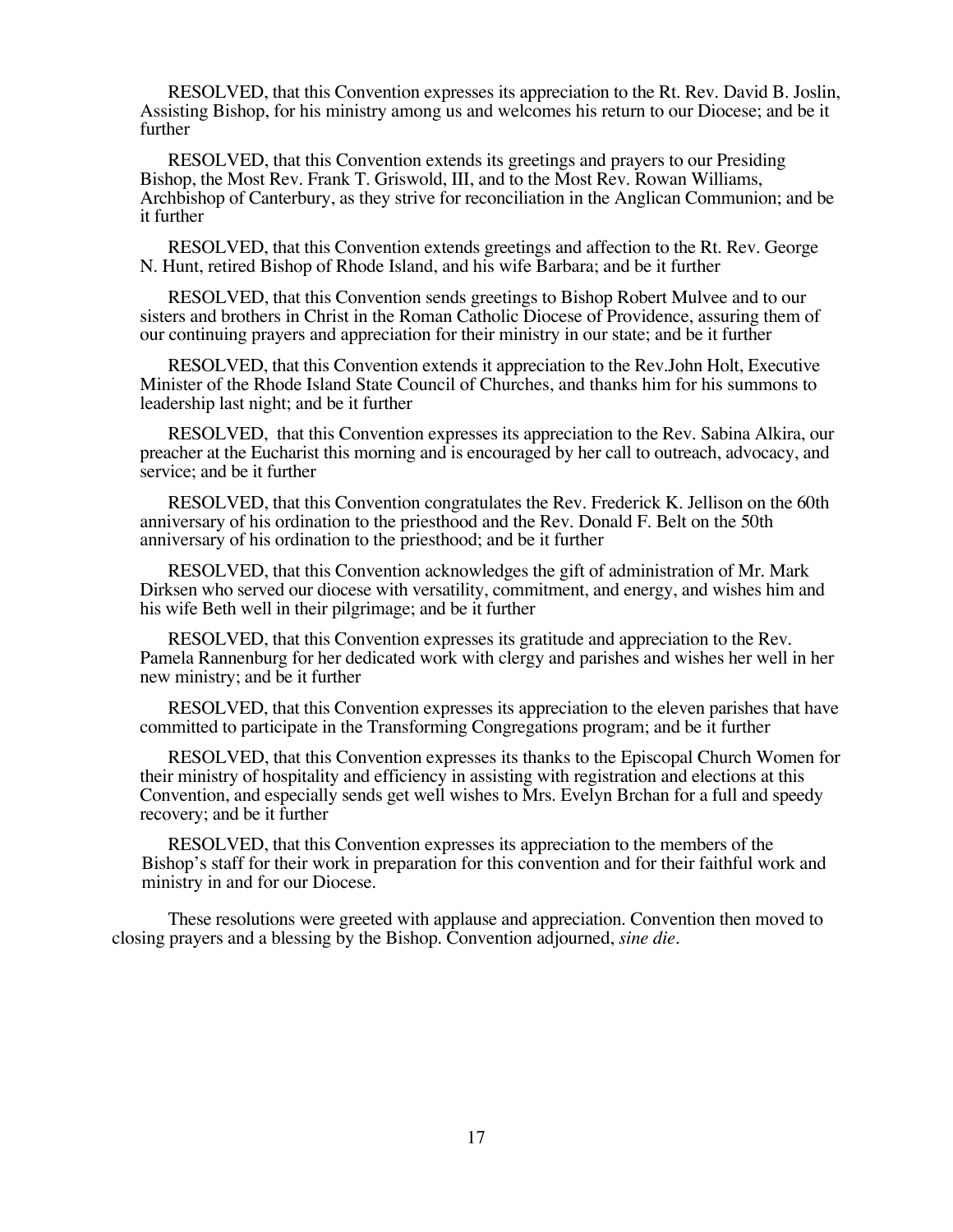RESOLVED, that this Convention expresses its appreciation to the Rt. Rev. David B. Joslin, Assisting Bishop, for his ministry among us and welcomes his return to our Diocese; and be it further

RESOLVED, that this Convention extends its greetings and prayers to our Presiding Bishop, the Most Rev. Frank T. Griswold, III, and to the Most Rev. Rowan Williams, Archbishop of Canterbury, as they strive for reconciliation in the Anglican Communion; and be it further

RESOLVED, that this Convention extends greetings and affection to the Rt. Rev. George N. Hunt, retired Bishop of Rhode Island, and his wife Barbara; and be it further

RESOLVED, that this Convention sends greetings to Bishop Robert Mulvee and to our sisters and brothers in Christ in the Roman Catholic Diocese of Providence, assuring them of our continuing prayers and appreciation for their ministry in our state; and be it further

RESOLVED, that this Convention extends it appreciation to the Rev.John Holt, Executive Minister of the Rhode Island State Council of Churches, and thanks him for his summons to leadership last night; and be it further

RESOLVED, that this Convention expresses its appreciation to the Rev. Sabina Alkira, our preacher at the Eucharist this morning and is encouraged by her call to outreach, advocacy, and service; and be it further

RESOLVED, that this Convention congratulates the Rev. Frederick K. Jellison on the 60th anniversary of his ordination to the priesthood and the Rev. Donald F. Belt on the 50th anniversary of his ordination to the priesthood; and be it further

RESOLVED, that this Convention acknowledges the gift of administration of Mr. Mark Dirksen who served our diocese with versatility, commitment, and energy, and wishes him and his wife Beth well in their pilgrimage; and be it further

RESOLVED, that this Convention expresses its gratitude and appreciation to the Rev. Pamela Rannenburg for her dedicated work with clergy and parishes and wishes her well in her new ministry; and be it further

RESOLVED, that this Convention expresses its appreciation to the eleven parishes that have committed to participate in the Transforming Congregations program; and be it further

RESOLVED, that this Convention expresses its thanks to the Episcopal Church Women for their ministry of hospitality and efficiency in assisting with registration and elections at this Convention, and especially sends get well wishes to Mrs. Evelyn Brchan for a full and speedy recovery; and be it further

RESOLVED, that this Convention expresses its appreciation to the members of the Bishop's staff for their work in preparation for this convention and for their faithful work and ministry in and for our Diocese.

These resolutions were greeted with applause and appreciation. Convention then moved to closing prayers and a blessing by the Bishop. Convention adjourned, *sine die*.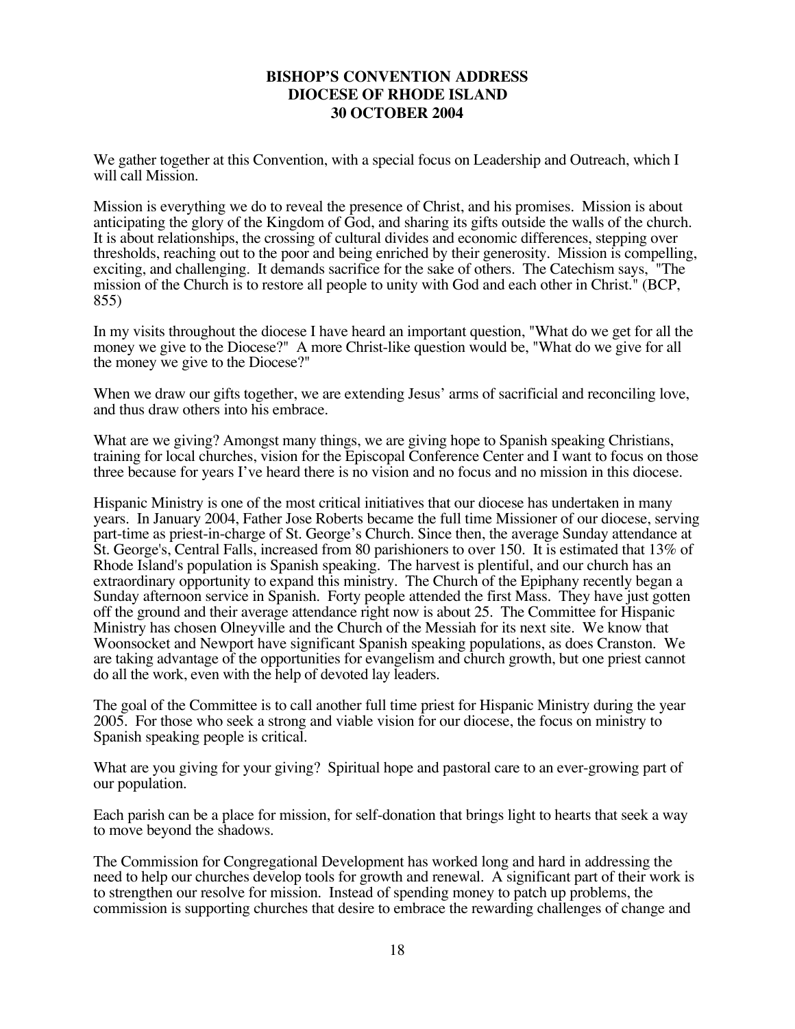# BISHOP'S CONVENTION ADDRESS
# DIOCESE OF RHODE ISLAND
# 30 OCTOBER 2004

We gather together at this Convention, with a special focus on Leadership and Outreach, which I will call Mission.

Mission is everything we do to reveal the presence of Christ, and his promises. Mission is about anticipating the glory of the Kingdom of God, and sharing its gifts outside the walls of the church. It is about relationships, the crossing of cultural divides and economic differences, stepping over thresholds, reaching out to the poor and being enriched by their generosity. Mission is compelling, exciting, and challenging. It demands sacrifice for the sake of others. The Catechism says, "The mission of the Church is to restore all people to unity with God and each other in Christ." (BCP, 855)

In my visits throughout the diocese I have heard an important question, "What do we get for all the money we give to the Diocese?" A more Christ-like question would be, "What do we give for all the money we give to the Diocese?"

When we draw our gifts together, we are extending Jesus' arms of sacrificial and reconciling love, and thus draw others into his embrace.

What are we giving? Amongst many things, we are giving hope to Spanish speaking Christians, training for local churches, vision for the Episcopal Conference Center and I want to focus on those three because for years I've heard there is no vision and no focus and no mission in this diocese.

Hispanic Ministry is one of the most critical initiatives that our diocese has undertaken in many years. In January 2004, Father Jose Roberts became the full time Missioner of our diocese, serving part-time as priest-in-charge of St. George's Church. Since then, the average Sunday attendance at St. George's, Central Falls, increased from 80 parishioners to over 150. It is estimated that 13% of Rhode Island's population is Spanish speaking. The harvest is plentiful, and our church has an extraordinary opportunity to expand this ministry. The Church of the Epiphany recently began a Sunday afternoon service in Spanish. Forty people attended the first Mass. They have just gotten off the ground and their average attendance right now is about 25. The Committee for Hispanic Ministry has chosen Olneyville and the Church of the Messiah for its next site. We know that Woonsocket and Newport have significant Spanish speaking populations, as does Cranston. We are taking advantage of the opportunities for evangelism and church growth, but one priest cannot do all the work, even with the help of devoted lay leaders.

The goal of the Committee is to call another full time priest for Hispanic Ministry during the year 2005. For those who seek a strong and viable vision for our diocese, the focus on ministry to Spanish speaking people is critical.

What are you giving for your giving? Spiritual hope and pastoral care to an ever-growing part of our population.

Each parish can be a place for mission, for self-donation that brings light to hearts that seek a way to move beyond the shadows.

The Commission for Congregational Development has worked long and hard in addressing the need to help our churches develop tools for growth and renewal. A significant part of their work is to strengthen our resolve for mission. Instead of spending money to patch up problems, the commission is supporting churches that desire to embrace the rewarding challenges of change and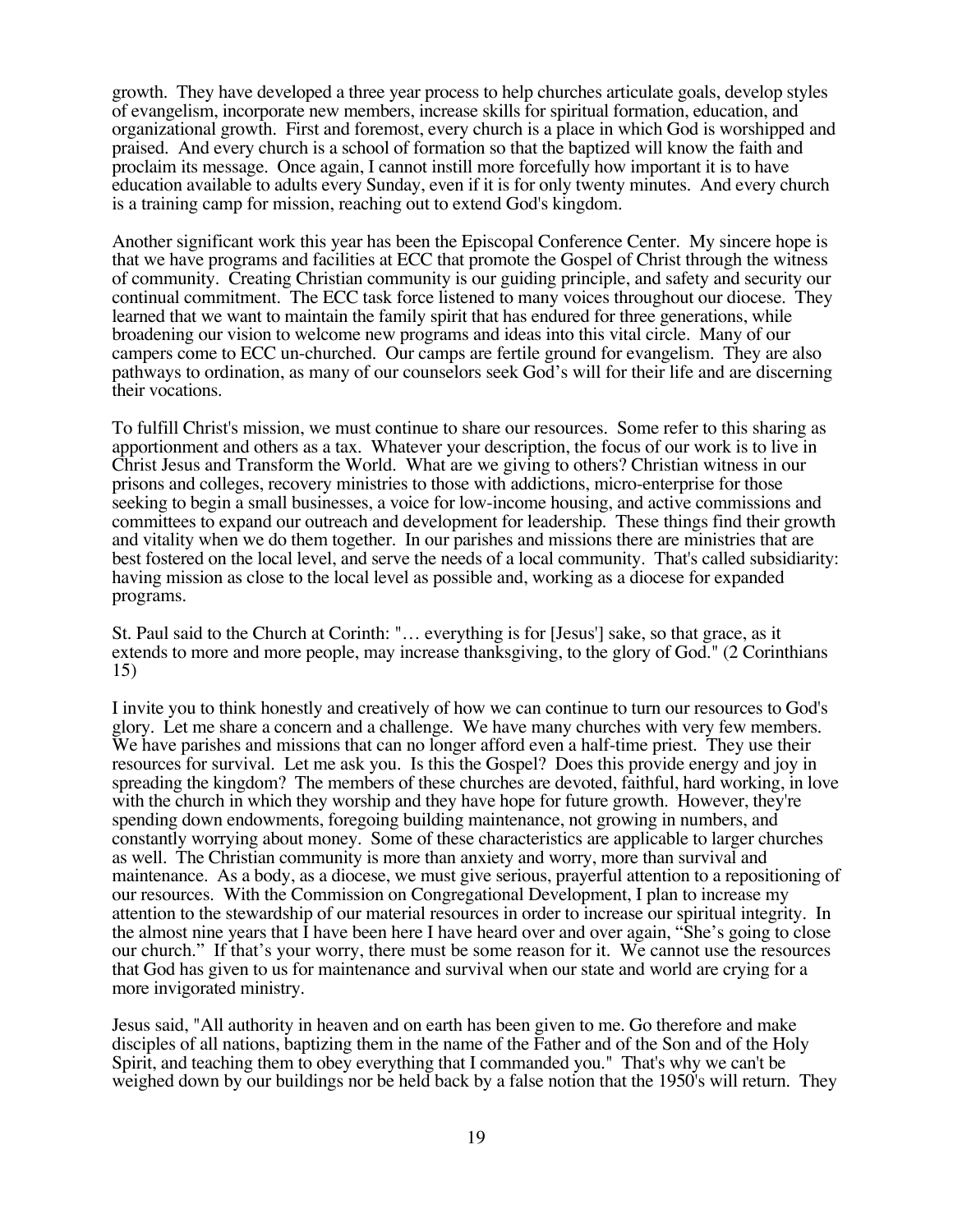growth. They have developed a three year process to help churches articulate goals, develop styles of evangelism, incorporate new members, increase skills for spiritual formation, education, and organizational growth. First and foremost, every church is a place in which God is worshipped and praised. And every church is a school of formation so that the baptized will know the faith and proclaim its message. Once again, I cannot instill more forcefully how important it is to have education available to adults every Sunday, even if it is for only twenty minutes. And every church is a training camp for mission, reaching out to extend God's kingdom.

Another significant work this year has been the Episcopal Conference Center. My sincere hope is that we have programs and facilities at ECC that promote the Gospel of Christ through the witness of community. Creating Christian community is our guiding principle, and safety and security our continual commitment. The ECC task force listened to many voices throughout our diocese. They learned that we want to maintain the family spirit that has endured for three generations, while broadening our vision to welcome new programs and ideas into this vital circle. Many of our campers come to ECC un-churched. Our camps are fertile ground for evangelism. They are also pathways to ordination, as many of our counselors seek God's will for their life and are discerning their vocations.

To fulfill Christ's mission, we must continue to share our resources. Some refer to this sharing as apportionment and others as a tax. Whatever your description, the focus of our work is to live in Christ Jesus and Transform the World. What are we giving to others? Christian witness in our prisons and colleges, recovery ministries to those with addictions, micro-enterprise for those seeking to begin a small businesses, a voice for low-income housing, and active commissions and committees to expand our outreach and development for leadership. These things find their growth and vitality when we do them together. In our parishes and missions there are ministries that are best fostered on the local level, and serve the needs of a local community. That's called subsidiarity: having mission as close to the local level as possible and, working as a diocese for expanded programs.

St. Paul said to the Church at Corinth: "… everything is for [Jesus'] sake, so that grace, as it extends to more and more people, may increase thanksgiving, to the glory of God." (2 Corinthians 15)

I invite you to think honestly and creatively of how we can continue to turn our resources to God's glory. Let me share a concern and a challenge. We have many churches with very few members. We have parishes and missions that can no longer afford even a half-time priest. They use their resources for survival. Let me ask you. Is this the Gospel? Does this provide energy and joy in spreading the kingdom? The members of these churches are devoted, faithful, hard working, in love with the church in which they worship and they have hope for future growth. However, they're spending down endowments, foregoing building maintenance, not growing in numbers, and constantly worrying about money. Some of these characteristics are applicable to larger churches as well. The Christian community is more than anxiety and worry, more than survival and maintenance. As a body, as a diocese, we must give serious, prayerful attention to a repositioning of our resources. With the Commission on Congregational Development, I plan to increase my attention to the stewardship of our material resources in order to increase our spiritual integrity. In the almost nine years that I have been here I have heard over and over again, "She's going to close our church." If that's your worry, there must be some reason for it. We cannot use the resources that God has given to us for maintenance and survival when our state and world are crying for a more invigorated ministry.

Jesus said, "All authority in heaven and on earth has been given to me. Go therefore and make disciples of all nations, baptizing them in the name of the Father and of the Son and of the Holy Spirit, and teaching them to obey everything that I commanded you." That's why we can't be weighed down by our buildings nor be held back by a false notion that the 1950's will return. They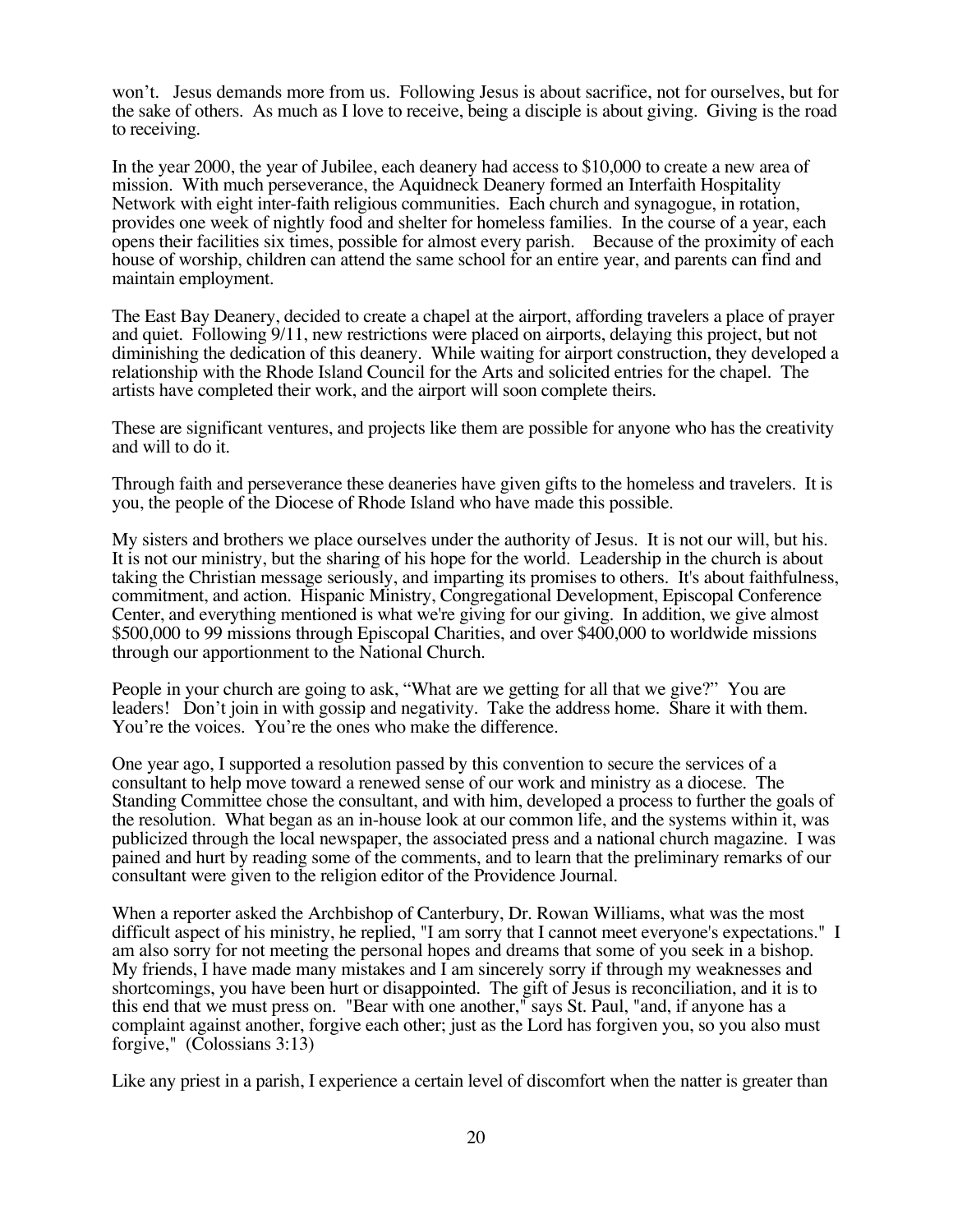won't. Jesus demands more from us. Following Jesus is about sacrifice, not for ourselves, but for the sake of others. As much as I love to receive, being a disciple is about giving. Giving is the road to receiving.

In the year 2000, the year of Jubilee, each deanery had access to $10,000 to create a new area of mission. With much perseverance, the Aquidneck Deanery formed an Interfaith Hospitality Network with eight inter-faith religious communities. Each church and synagogue, in rotation, provides one week of nightly food and shelter for homeless families. In the course of a year, each opens their facilities six times, possible for almost every parish. Because of the proximity of each house of worship, children can attend the same school for an entire year, and parents can find and maintain employment.

The East Bay Deanery, decided to create a chapel at the airport, affording travelers a place of prayer and quiet. Following 9/11, new restrictions were placed on airports, delaying this project, but not diminishing the dedication of this deanery. While waiting for airport construction, they developed a relationship with the Rhode Island Council for the Arts and solicited entries for the chapel. The artists have completed their work, and the airport will soon complete theirs.

These are significant ventures, and projects like them are possible for anyone who has the creativity and will to do it.

Through faith and perseverance these deaneries have given gifts to the homeless and travelers. It is you, the people of the Diocese of Rhode Island who have made this possible.

My sisters and brothers we place ourselves under the authority of Jesus. It is not our will, but his. It is not our ministry, but the sharing of his hope for the world. Leadership in the church is about taking the Christian message seriously, and imparting its promises to others. It's about faithfulness, commitment, and action. Hispanic Ministry, Congregational Development, Episcopal Conference Center, and everything mentioned is what we're giving for our giving. In addition, we give almost $500,000 to 99 missions through Episcopal Charities, and over $400,000 to worldwide missions through our apportionment to the National Church.

People in your church are going to ask, "What are we getting for all that we give?" You are leaders! Don't join in with gossip and negativity. Take the address home. Share it with them. You're the voices. You're the ones who make the difference.

One year ago, I supported a resolution passed by this convention to secure the services of a consultant to help move toward a renewed sense of our work and ministry as a diocese. The Standing Committee chose the consultant, and with him, developed a process to further the goals of the resolution. What began as an in-house look at our common life, and the systems within it, was publicized through the local newspaper, the associated press and a national church magazine. I was pained and hurt by reading some of the comments, and to learn that the preliminary remarks of our consultant were given to the religion editor of the Providence Journal.

When a reporter asked the Archbishop of Canterbury, Dr. Rowan Williams, what was the most difficult aspect of his ministry, he replied, "I am sorry that I cannot meet everyone's expectations." I am also sorry for not meeting the personal hopes and dreams that some of you seek in a bishop. My friends, I have made many mistakes and I am sincerely sorry if through my weaknesses and shortcomings, you have been hurt or disappointed. The gift of Jesus is reconciliation, and it is to this end that we must press on. "Bear with one another," says St. Paul, "and, if anyone has a complaint against another, forgive each other; just as the Lord has forgiven you, so you also must forgive," (Colossians 3:13)

Like any priest in a parish, I experience a certain level of discomfort when the natter is greater than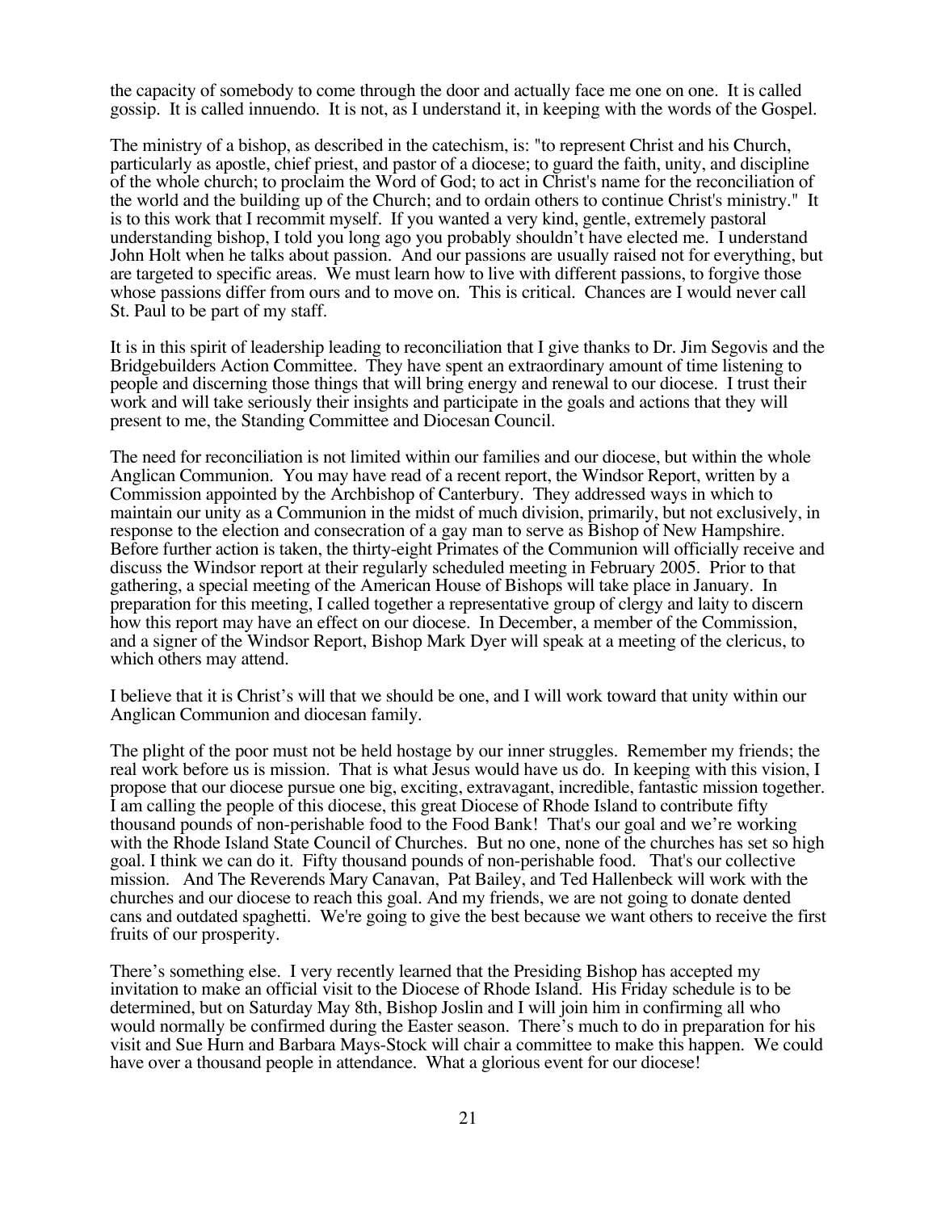the capacity of somebody to come through the door and actually face me one on one. It is called gossip. It is called innuendo. It is not, as I understand it, in keeping with the words of the Gospel.

The ministry of a bishop, as described in the catechism, is: "to represent Christ and his Church, particularly as apostle, chief priest, and pastor of a diocese; to guard the faith, unity, and discipline of the whole church; to proclaim the Word of God; to act in Christ's name for the reconciliation of the world and the building up of the Church; and to ordain others to continue Christ's ministry." It is to this work that I recommit myself. If you wanted a very kind, gentle, extremely pastoral understanding bishop, I told you long ago you probably shouldn't have elected me. I understand John Holt when he talks about passion. And our passions are usually raised not for everything, but are targeted to specific areas. We must learn how to live with different passions, to forgive those whose passions differ from ours and to move on. This is critical. Chances are I would never call St. Paul to be part of my staff.

It is in this spirit of leadership leading to reconciliation that I give thanks to Dr. Jim Segovis and the Bridgebuilders Action Committee. They have spent an extraordinary amount of time listening to people and discerning those things that will bring energy and renewal to our diocese. I trust their work and will take seriously their insights and participate in the goals and actions that they will present to me, the Standing Committee and Diocesan Council.

The need for reconciliation is not limited within our families and our diocese, but within the whole Anglican Communion. You may have read of a recent report, the Windsor Report, written by a Commission appointed by the Archbishop of Canterbury. They addressed ways in which to maintain our unity as a Communion in the midst of much division, primarily, but not exclusively, in response to the election and consecration of a gay man to serve as Bishop of New Hampshire. Before further action is taken, the thirty-eight Primates of the Communion will officially receive and discuss the Windsor report at their regularly scheduled meeting in February 2005. Prior to that gathering, a special meeting of the American House of Bishops will take place in January. In preparation for this meeting, I called together a representative group of clergy and laity to discern how this report may have an effect on our diocese. In December, a member of the Commission, and a signer of the Windsor Report, Bishop Mark Dyer will speak at a meeting of the clericus, to which others may attend.

I believe that it is Christ's will that we should be one, and I will work toward that unity within our Anglican Communion and diocesan family.

The plight of the poor must not be held hostage by our inner struggles. Remember my friends; the real work before us is mission. That is what Jesus would have us do. In keeping with this vision, I propose that our diocese pursue one big, exciting, extravagant, incredible, fantastic mission together. I am calling the people of this diocese, this great Diocese of Rhode Island to contribute fifty thousand pounds of non-perishable food to the Food Bank! That's our goal and we're working with the Rhode Island State Council of Churches. But no one, none of the churches has set so high goal. I think we can do it. Fifty thousand pounds of non-perishable food. That's our collective mission. And The Reverends Mary Canavan, Pat Bailey, and Ted Hallenbeck will work with the churches and our diocese to reach this goal. And my friends, we are not going to donate dented cans and outdated spaghetti. We're going to give the best because we want others to receive the first fruits of our prosperity.

There's something else. I very recently learned that the Presiding Bishop has accepted my invitation to make an official visit to the Diocese of Rhode Island. His Friday schedule is to be determined, but on Saturday May 8th, Bishop Joslin and I will join him in confirming all who would normally be confirmed during the Easter season. There's much to do in preparation for his visit and Sue Hurn and Barbara Mays-Stock will chair a committee to make this happen. We could have over a thousand people in attendance. What a glorious event for our diocese!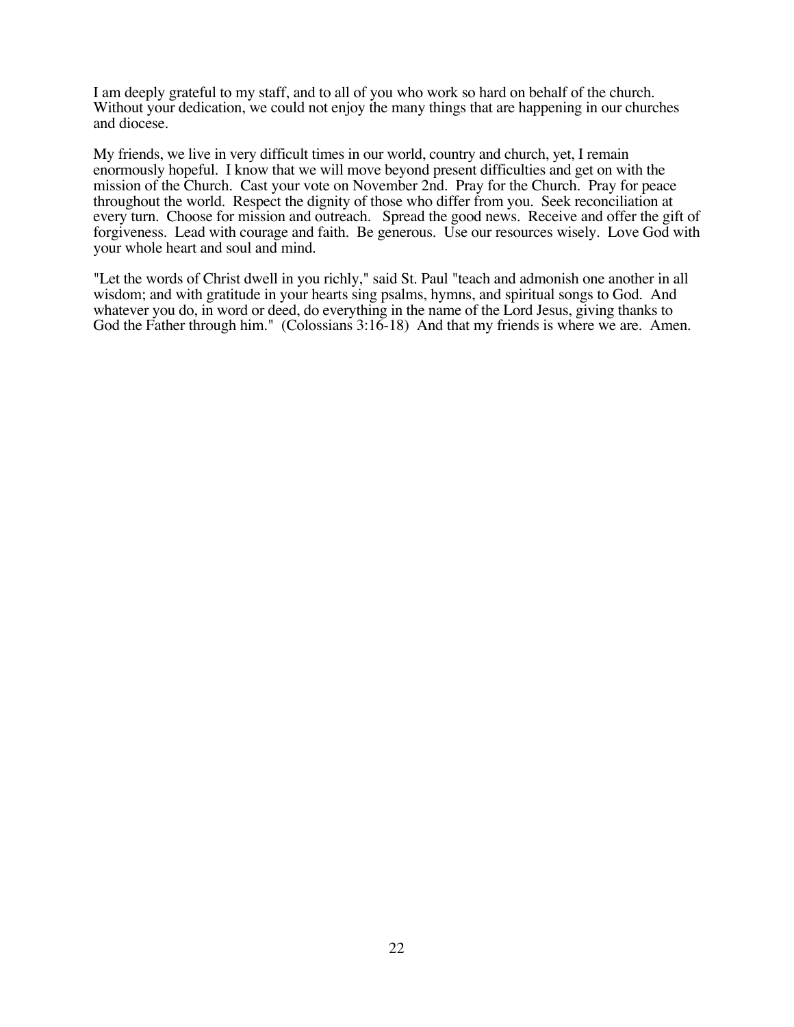I am deeply grateful to my staff, and to all of you who work so hard on behalf of the church. Without your dedication, we could not enjoy the many things that are happening in our churches and diocese.

My friends, we live in very difficult times in our world, country and church, yet, I remain enormously hopeful. I know that we will move beyond present difficulties and get on with the mission of the Church. Cast your vote on November 2nd. Pray for the Church. Pray for peace throughout the world. Respect the dignity of those who differ from you. Seek reconciliation at every turn. Choose for mission and outreach. Spread the good news. Receive and offer the gift of forgiveness. Lead with courage and faith. Be generous. Use our resources wisely. Love God with your whole heart and soul and mind.

"Let the words of Christ dwell in you richly," said St. Paul "teach and admonish one another in all wisdom; and with gratitude in your hearts sing psalms, hymns, and spiritual songs to God. And whatever you do, in word or deed, do everything in the name of the Lord Jesus, giving thanks to God the Father through him." (Colossians 3:16-18) And that my friends is where we are. Amen.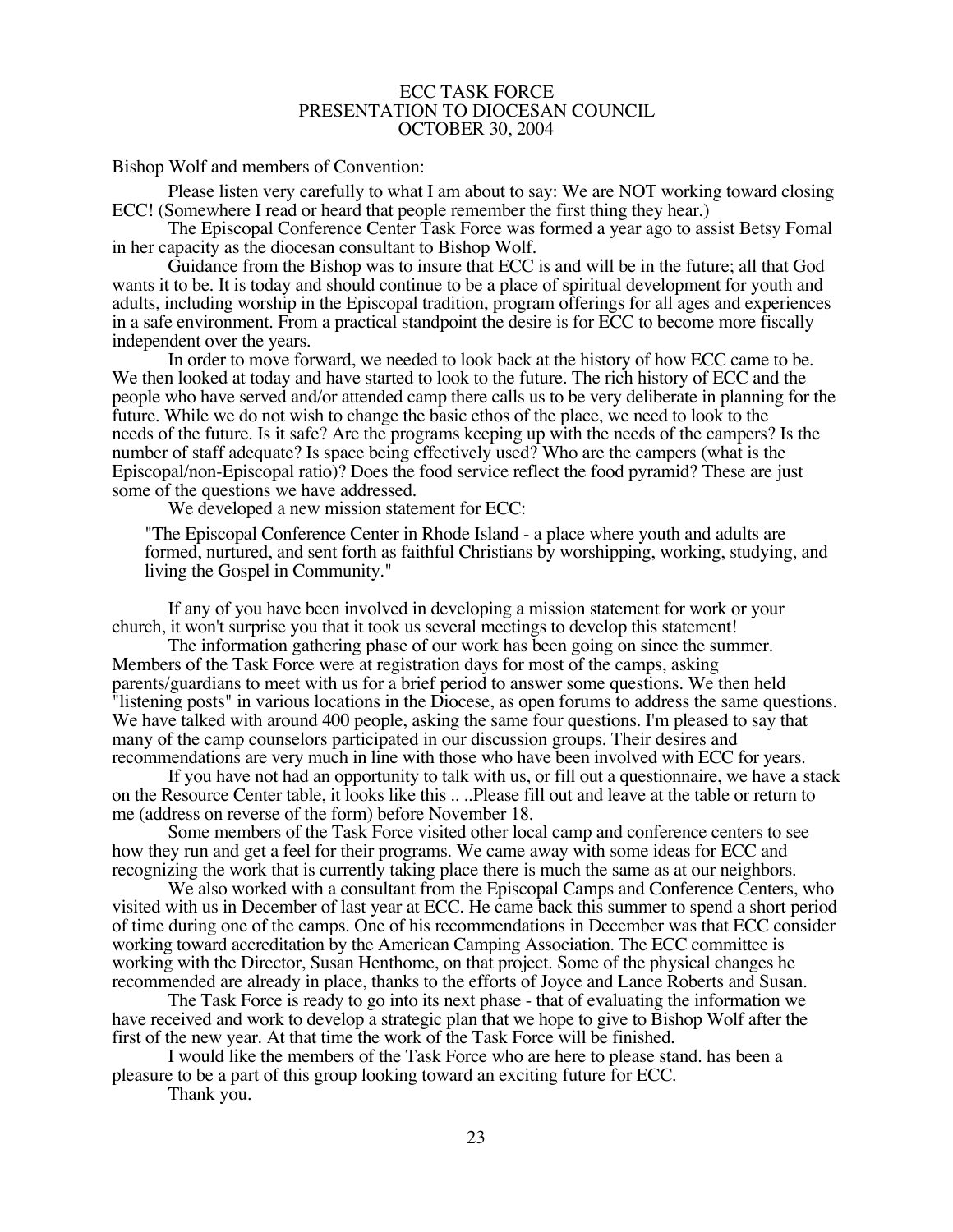# ECC TASK FORCE
## PRESENTATION TO DIOCESAN COUNCIL
### OCTOBER 30, 2004

Bishop Wolf and members of Convention:

Please listen very carefully to what I am about to say: We are NOT working toward closing ECC! (Somewhere I read or heard that people remember the first thing they hear.)

The Episcopal Conference Center Task Force was formed a year ago to assist Betsy Fomal in her capacity as the diocesan consultant to Bishop Wolf.

Guidance from the Bishop was to insure that ECC is and will be in the future; all that God wants it to be. It is today and should continue to be a place of spiritual development for youth and adults, including worship in the Episcopal tradition, program offerings for all ages and experiences in a safe environment. From a practical standpoint the desire is for ECC to become more fiscally independent over the years.

In order to move forward, we needed to look back at the history of how ECC came to be. We then looked at today and have started to look to the future. The rich history of ECC and the people who have served and/or attended camp there calls us to be very deliberate in planning for the future. While we do not wish to change the basic ethos of the place, we need to look to the needs of the future. Is it safe? Are the programs keeping up with the needs of the campers? Is the number of staff adequate? Is space being effectively used? Who are the campers (what is the Episcopal/non-Episcopal ratio)? Does the food service reflect the food pyramid? These are just some of the questions we have addressed.

We developed a new mission statement for ECC:

> "The Episcopal Conference Center in Rhode Island - a place where youth and adults are formed, nurtured, and sent forth as faithful Christians by worshipping, working, studying, and living the Gospel in Community."

If any of you have been involved in developing a mission statement for work or your church, it won't surprise you that it took us several meetings to develop this statement!

The information gathering phase of our work has been going on since the summer. Members of the Task Force were at registration days for most of the camps, asking parents/guardians to meet with us for a brief period to answer some questions. We then held "listening posts" in various locations in the Diocese, as open forums to address the same questions. We have talked with around 400 people, asking the same four questions. I'm pleased to say that many of the camp counselors participated in our discussion groups. Their desires and recommendations are very much in line with those who have been involved with ECC for years.

If you have not had an opportunity to talk with us, or fill out a questionnaire, we have a stack on the Resource Center table, it looks like this .. ..Please fill out and leave at the table or return to me (address on reverse of the form) before November 18.

Some members of the Task Force visited other local camp and conference centers to see how they run and get a feel for their programs. We came away with some ideas for ECC and recognizing the work that is currently taking place there is much the same as at our neighbors.

We also worked with a consultant from the Episcopal Camps and Conference Centers, who visited with us in December of last year at ECC. He came back this summer to spend a short period of time during one of the camps. One of his recommendations in December was that ECC consider working toward accreditation by the American Camping Association. The ECC committee is working with the Director, Susan Henthorne, on that project. Some of the physical changes he recommended are already in place, thanks to the efforts of Joyce and Lance Roberts and Susan.

The Task Force is ready to go into its next phase - that of evaluating the information we have received and work to develop a strategic plan that we hope to give to Bishop Wolf after the first of the new year. At that time the work of the Task Force will be finished.

I would like the members of the Task Force who are here to please stand. has been a pleasure to be a part of this group looking toward an exciting future for ECC.

Thank you.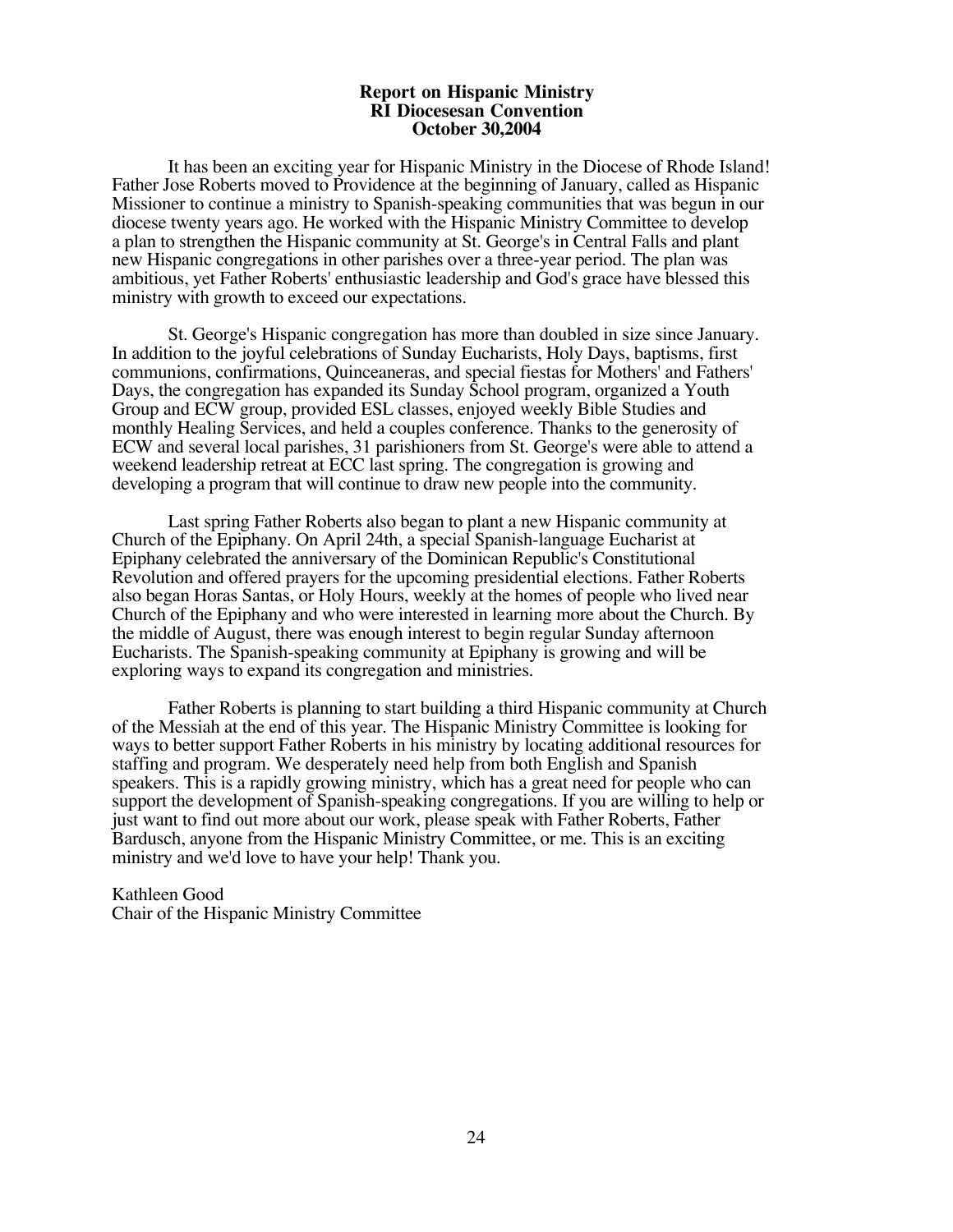**Report on Hispanic Ministry**
**RI Diocesesan Convention**
**October 30,2004**

It has been an exciting year for Hispanic Ministry in the Diocese of Rhode Island! Father Jose Roberts moved to Providence at the beginning of January, called as Hispanic Missioner to continue a ministry to Spanish-speaking communities that was begun in our diocese twenty years ago. He worked with the Hispanic Ministry Committee to develop a plan to strengthen the Hispanic community at St. George's in Central Falls and plant new Hispanic congregations in other parishes over a three-year period. The plan was ambitious, yet Father Roberts' enthusiastic leadership and God's grace have blessed this ministry with growth to exceed our expectations.

St. George's Hispanic congregation has more than doubled in size since January. In addition to the joyful celebrations of Sunday Eucharists, Holy Days, baptisms, first communions, confirmations, Quinceaneras, and special fiestas for Mothers' and Fathers' Days, the congregation has expanded its Sunday School program, organized a Youth Group and ECW group, provided ESL classes, enjoyed weekly Bible Studies and monthly Healing Services, and held a couples conference. Thanks to the generosity of ECW and several local parishes, 31 parishioners from St. George's were able to attend a weekend leadership retreat at ECC last spring. The congregation is growing and developing a program that will continue to draw new people into the community.

Last spring Father Roberts also began to plant a new Hispanic community at Church of the Epiphany. On April 24th, a special Spanish-language Eucharist at Epiphany celebrated the anniversary of the Dominican Republic's Constitutional Revolution and offered prayers for the upcoming presidential elections. Father Roberts also began Horas Santas, or Holy Hours, weekly at the homes of people who lived near Church of the Epiphany and who were interested in learning more about the Church. By the middle of August, there was enough interest to begin regular Sunday afternoon Eucharists. The Spanish-speaking community at Epiphany is growing and will be exploring ways to expand its congregation and ministries.

Father Roberts is planning to start building a third Hispanic community at Church of the Messiah at the end of this year. The Hispanic Ministry Committee is looking for ways to better support Father Roberts in his ministry by locating additional resources for staffing and program. We desperately need help from both English and Spanish speakers. This is a rapidly growing ministry, which has a great need for people who can support the development of Spanish-speaking congregations. If you are willing to help or just want to find out more about our work, please speak with Father Roberts, Father Bardusch, anyone from the Hispanic Ministry Committee, or me. This is an exciting ministry and we'd love to have your help! Thank you.

Kathleen Good
Chair of the Hispanic Ministry Committee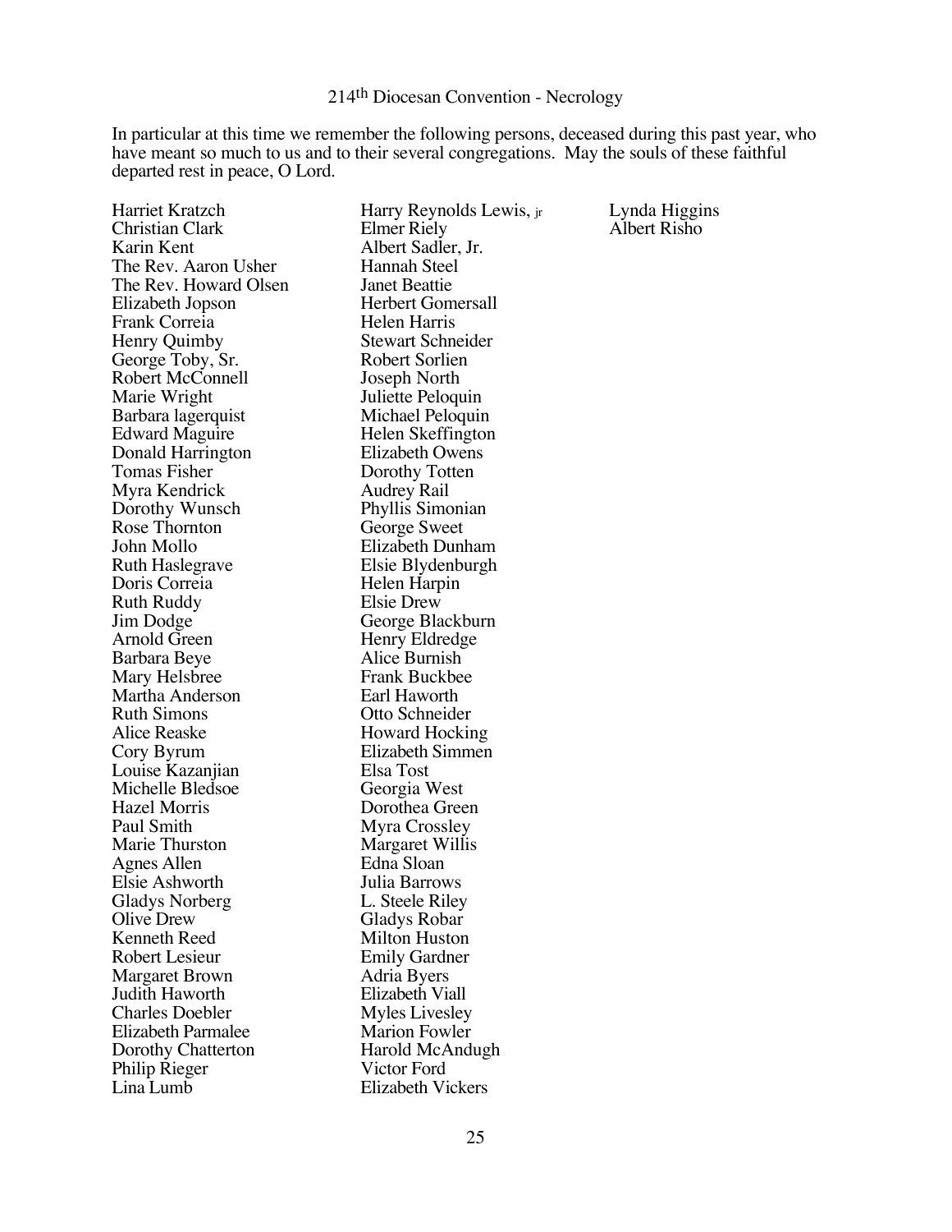## 214th Diocesan Convention - Necrology

In particular at this time we remember the following persons, deceased during this past year, who have meant so much to us and to their several congregations. May the souls of these faithful departed rest in peace, O Lord.

Harriet Kratzch
Christian Clark
Karin Kent
The Rev. Aaron Usher
The Rev. Howard Olsen
Elizabeth Jopson
Frank Correia
Henry Quimby
George Toby, Sr.
Robert McConnell
Marie Wright
Barbara lagerquist
Edward Maguire
Donald Harrington
Tomas Fisher
Myra Kendrick
Dorothy Wunsch
Rose Thornton
John Mollo
Ruth Haslegrave
Doris Correia
Ruth Ruddy
Jim Dodge
Arnold Green
Barbara Beye
Mary Helsbree
Martha Anderson
Ruth Simons
Alice Reaske
Cory Byrum
Louise Kazanjian
Michelle Bledsoe
Hazel Morris
Paul Smith
Marie Thurston
Agnes Allen
Elsie Ashworth
Gladys Norberg
Olive Drew
Kenneth Reed
Robert Lesieur
Margaret Brown
Judith Haworth
Charles Doebler
Elizabeth Parmalee
Dorothy Chatterton
Philip Rieger
Lina Lumb
Harry Reynolds Lewis, jr
Elmer Riely
Albert Sadler, Jr.
Hannah Steel
Janet Beattie
Herbert Gomersall
Helen Harris
Stewart Schneider
Robert Sorlien
Joseph North
Juliette Peloquin
Michael Peloquin
Helen Skeffington
Elizabeth Owens
Dorothy Totten
Audrey Rail
Phyllis Simonian
George Sweet
Elizabeth Dunham
Elsie Blydenburgh
Helen Harpin
Elsie Drew
George Blackburn
Henry Eldredge
Alice Burnish
Frank Buckbee
Earl Haworth
Otto Schneider
Howard Hocking
Elizabeth Simmen
Elsa Tost
Georgia West
Dorothea Green
Myra Crossley
Margaret Willis
Edna Sloan
Julia Barrows
L. Steele Riley
Gladys Robar
Milton Huston
Emily Gardner
Adria Byers
Elizabeth Viall
Myles Livesley
Marion Fowler
Harold McAndugh
Victor Ford
Elizabeth Vickers
Lynda Higgins
Albert Risho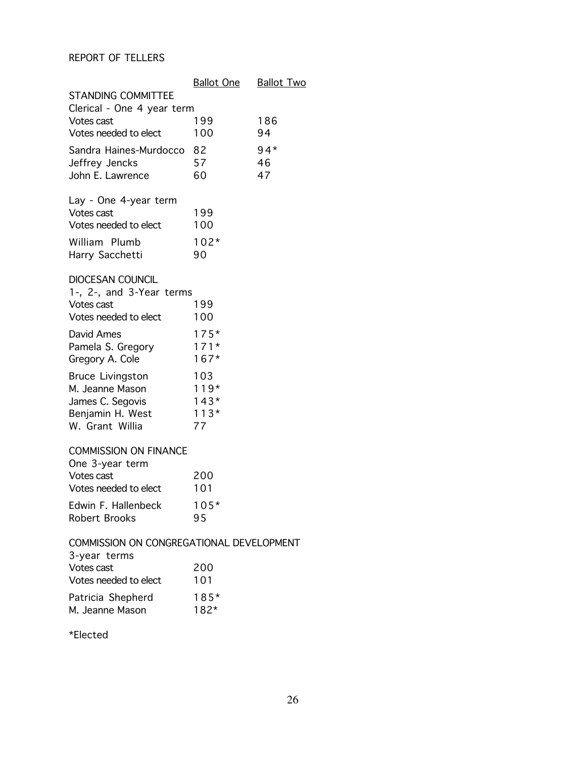REPORT OF TELLERS

| | Ballot One | Ballot Two |
|---|---|---|
| STANDING COMMITTEE | | |
| Clerical - One 4 year term | | |
| Votes cast | 199 | 186 |
| Votes needed to elect | 100 | 94 |
| Sandra Haines-Murdocco | 82 | 94* |
| Jeffrey Jencks | 57 | 46 |
| John E. Lawrence | 60 | 47 |
| | | |
| Lay - One 4-year term | | |
| Votes cast | 199 | |
| Votes needed to elect | 100 | |
| William Plumb | 102* | |
| Harry Sacchetti | 90 | |
| | | |
| DIOCESAN COUNCIL | | |
| 1-, 2-, and 3-Year terms | | |
| Votes cast | 199 | |
| Votes needed to elect | 100 | |
| David Ames | 175* | |
| Pamela S. Gregory | 171* | |
| Gregory A. Cole | 167* | |
| Bruce Livingston | 103 | |
| M. Jeanne Mason | 119* | |
| James C. Segovis | 143* | |
| Benjamin H. West | 113* | |
| W. Grant Willia | 77 | |
| | | |
| COMMISSION ON FINANCE | | |
| One 3-year term | | |
| Votes cast | 200 | |
| Votes needed to elect | 101 | |
| Edwin F. Hallenbeck | 105* | |
| Robert Brooks | 95 | |
| | | |
| COMMISSION ON CONGREGATIONAL DEVELOPMENT | | |
| 3-year terms | | |
| Votes cast | 200 | |
| Votes needed to elect | 101 | |
| Patricia Shepherd | 185* | |
| M. Jeanne Mason | 182* | |

*Elected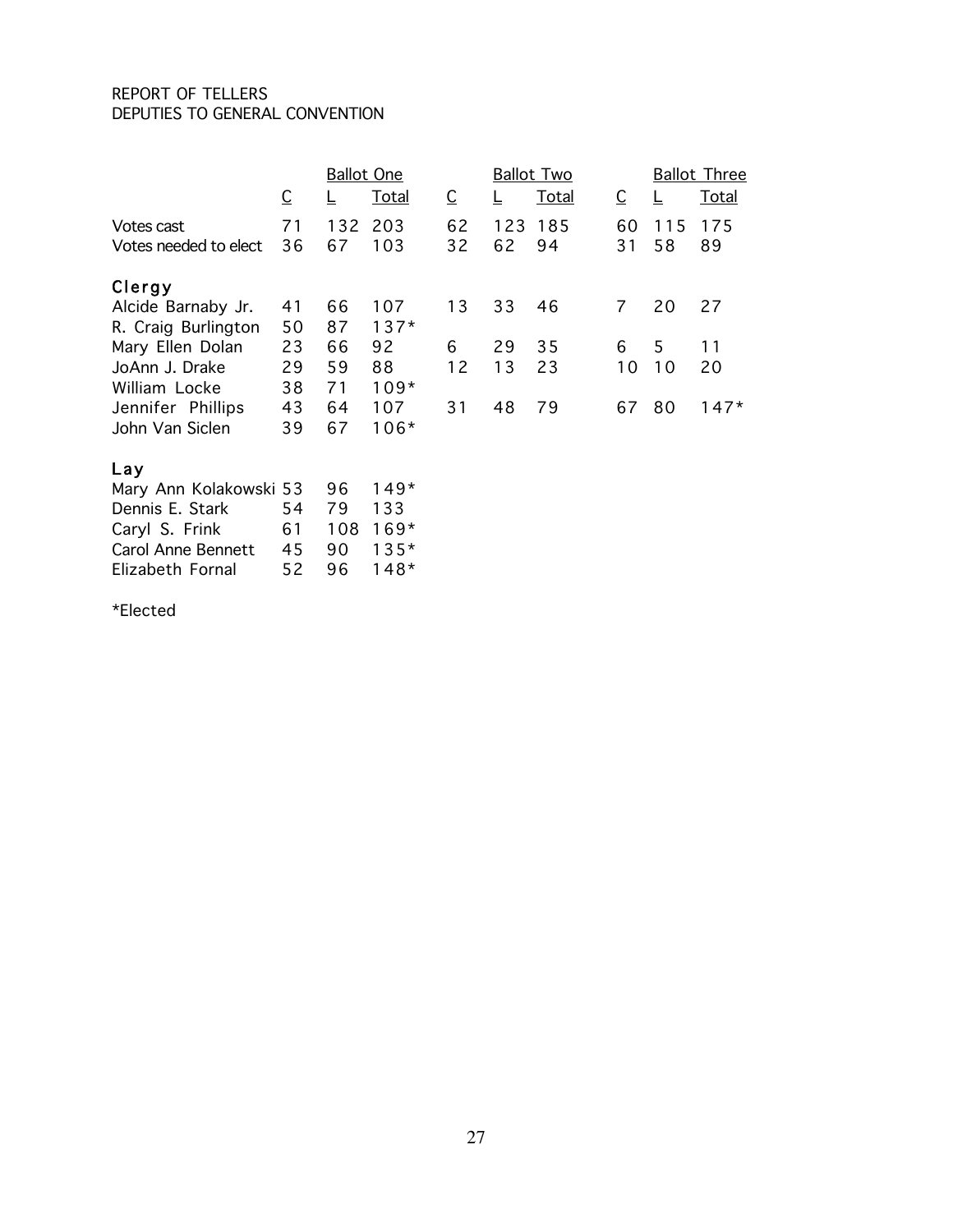REPORT OF TELLERS
DEPUTIES TO GENERAL CONVENTION

| | Ballot One | | | Ballot Two | | | Ballot Three | | |
|---|---|---|---|---|---|---|---|---|---|
| | C | L | Total | C | L | Total | C | L | Total |
| Votes cast | 71 | 132 | 203 | 62 | 123 | 185 | 60 | 115 | 175 |
| Votes needed to elect | 36 | 67 | 103 | 32 | 62 | 94 | 31 | 58 | 89 |
| **Clergy** | | | | | | | | | |
| Alcide Barnaby Jr. | 41 | 66 | 107 | 13 | 33 | 46 | 7 | 20 | 27 |
| R. Craig Burlington | 50 | 87 | 137* | | | | | | |
| Mary Ellen Dolan | 23 | 66 | 92 | 6 | 29 | 35 | 6 | 5 | 11 |
| JoAnn J. Drake | 29 | 59 | 88 | 12 | 13 | 23 | 10 | 10 | 20 |
| William Locke | 38 | 71 | 109* | | | | | | |
| Jennifer Phillips | 43 | 64 | 107 | 31 | 48 | 79 | 67 | 80 | 147* |
| John Van Siclen | 39 | 67 | 106* | | | | | | |
| **Lay** | | | | | | | | | |
| Mary Ann Kolakowski | 53 | 96 | 149* | | | | | | |
| Dennis E. Stark | 54 | 79 | 133 | | | | | | |
| Caryl S. Frink | 61 | 108 | 169* | | | | | | |
| Carol Anne Bennett | 45 | 90 | 135* | | | | | | |
| Elizabeth Fornal | 52 | 96 | 148* | | | | | | |

*Elected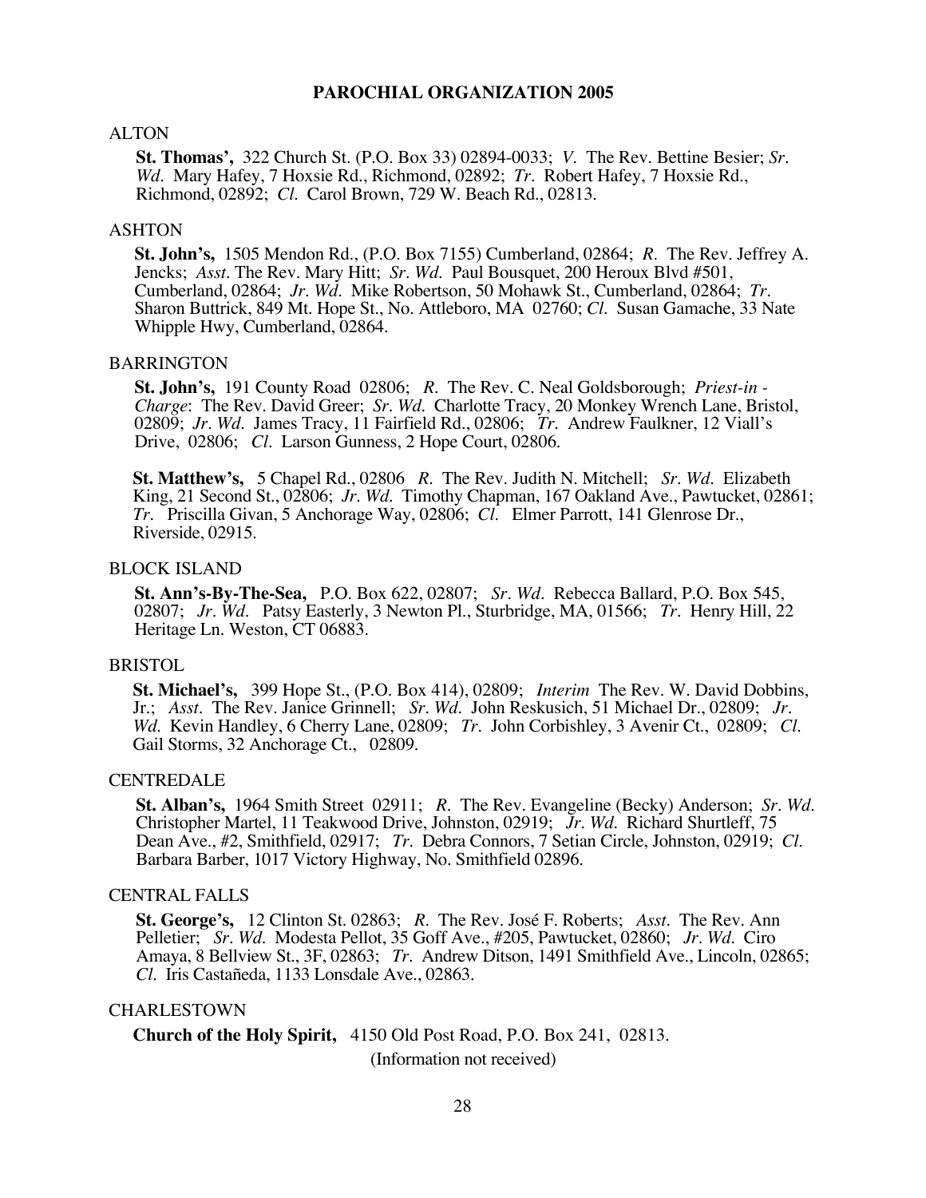## PAROCHIAL ORGANIZATION 2005

### ALTON

**St. Thomas',** 322 Church St. (P.O. Box 33) 02894-0033; *V.* The Rev. Bettine Besier; *Sr. Wd.* Mary Hafey, 7 Hoxsie Rd., Richmond, 02892; *Tr.* Robert Hafey, 7 Hoxsie Rd., Richmond, 02892; *Cl.* Carol Brown, 729 W. Beach Rd., 02813.

### ASHTON

**St. John's,** 1505 Mendon Rd., (P.O. Box 7155) Cumberland, 02864; *R.* The Rev. Jeffrey A. Jencks; *Asst.* The Rev. Mary Hitt; *Sr. Wd.* Paul Bousquet, 200 Heroux Blvd #501, Cumberland, 02864; *Jr. Wd.* Mike Robertson, 50 Mohawk St., Cumberland, 02864; *Tr.* Sharon Buttrick, 849 Mt. Hope St., No. Attleboro, MA 02760; *Cl.* Susan Gamache, 33 Nate Whipple Hwy, Cumberland, 02864.

### BARRINGTON

**St. John's,** 191 County Road 02806; *R.* The Rev. C. Neal Goldsborough; *Priest-in - Charge*: The Rev. David Greer; *Sr. Wd.* Charlotte Tracy, 20 Monkey Wrench Lane, Bristol, 02809; *Jr. Wd.* James Tracy, 11 Fairfield Rd., 02806; *Tr.* Andrew Faulkner, 12 Viall's Drive, 02806; *Cl.* Larson Gunness, 2 Hope Court, 02806.

**St. Matthew's,** 5 Chapel Rd., 02806 *R.* The Rev. Judith N. Mitchell; *Sr. Wd.* Elizabeth King, 21 Second St., 02806; *Jr. Wd.* Timothy Chapman, 167 Oakland Ave., Pawtucket, 02861; *Tr.* Priscilla Givan, 5 Anchorage Way, 02806; *Cl.* Elmer Parrott, 141 Glenrose Dr., Riverside, 02915.

### BLOCK ISLAND

**St. Ann's-By-The-Sea,** P.O. Box 622, 02807; *Sr. Wd.* Rebecca Ballard, P.O. Box 545, 02807; *Jr. Wd.* Patsy Easterly, 3 Newton Pl., Sturbridge, MA, 01566; *Tr.* Henry Hill, 22 Heritage Ln. Weston, CT 06883.

### BRISTOL

**St. Michael's,** 399 Hope St., (P.O. Box 414), 02809; *Interim* The Rev. W. David Dobbins, Jr.; *Asst.* The Rev. Janice Grinnell; *Sr. Wd.* John Reskusich, 51 Michael Dr., 02809; *Jr. Wd.* Kevin Handley, 6 Cherry Lane, 02809; *Tr.* John Corbishley, 3 Avenir Ct., 02809; *Cl.* Gail Storms, 32 Anchorage Ct., 02809.

### CENTREDALE

**St. Alban's,** 1964 Smith Street 02911; *R.* The Rev. Evangeline (Becky) Anderson; *Sr. Wd.* Christopher Martel, 11 Teakwood Drive, Johnston, 02919; *Jr. Wd.* Richard Shurtleff, 75 Dean Ave., #2, Smithfield, 02917; *Tr.* Debra Connors, 7 Setian Circle, Johnston, 02919; *Cl.* Barbara Barber, 1017 Victory Highway, No. Smithfield 02896.

### CENTRAL FALLS

**St. George's,** 12 Clinton St. 02863; *R.* The Rev. José F. Roberts; *Asst.* The Rev. Ann Pelletier; *Sr. Wd.* Modesta Pellot, 35 Goff Ave., #205, Pawtucket, 02860; *Jr. Wd.* Ciro Amaya, 8 Bellview St., 3F, 02863; *Tr.* Andrew Ditson, 1491 Smithfield Ave., Lincoln, 02865; *Cl.* Iris Castañeda, 1133 Lonsdale Ave., 02863.

### CHARLESTOWN

**Church of the Holy Spirit,** 4150 Old Post Road, P.O. Box 241, 02813.

(Information not received)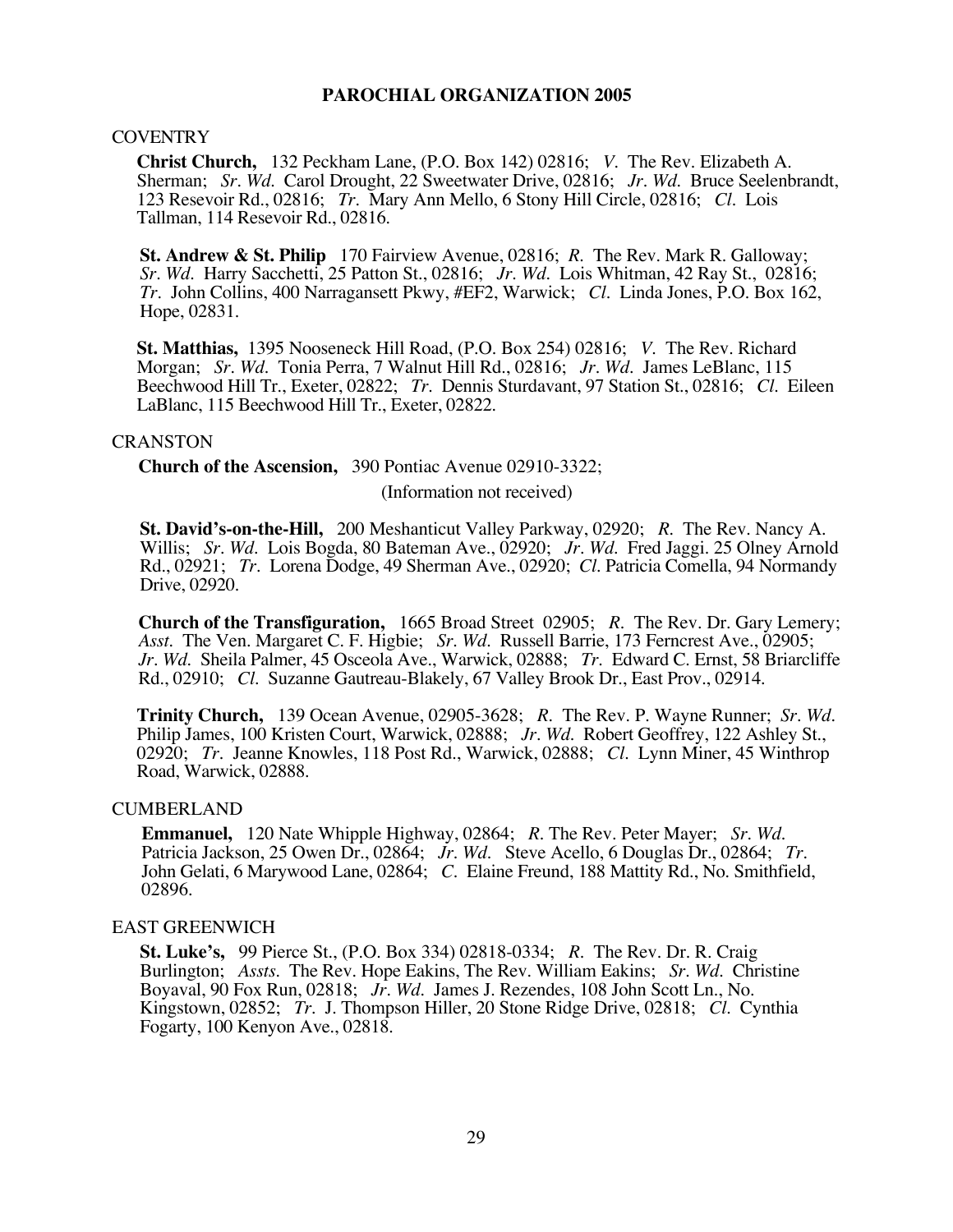# PAROCHIAL ORGANIZATION 2005

## COVENTRY

**Christ Church,** 132 Peckham Lane, (P.O. Box 142) 02816; *V.* The Rev. Elizabeth A. Sherman; *Sr. Wd.* Carol Drought, 22 Sweetwater Drive, 02816; *Jr. Wd.* Bruce Seelenbrandt, 123 Resevoir Rd., 02816; *Tr.* Mary Ann Mello, 6 Stony Hill Circle, 02816; *Cl.* Lois Tallman, 114 Resevoir Rd., 02816.

**St. Andrew & St. Philip** 170 Fairview Avenue, 02816; *R.* The Rev. Mark R. Galloway; *Sr. Wd.* Harry Sacchetti, 25 Patton St., 02816; *Jr. Wd.* Lois Whitman, 42 Ray St., 02816; *Tr.* John Collins, 400 Narragansett Pkwy, #EF2, Warwick; *Cl.* Linda Jones, P.O. Box 162, Hope, 02831.

**St. Matthias,** 1395 Nooseneck Hill Road, (P.O. Box 254) 02816; *V.* The Rev. Richard Morgan; *Sr. Wd.* Tonia Perra, 7 Walnut Hill Rd., 02816; *Jr. Wd.* James LeBlanc, 115 Beechwood Hill Tr., Exeter, 02822; *Tr.* Dennis Sturdavant, 97 Station St., 02816; *Cl.* Eileen LaBlanc, 115 Beechwood Hill Tr., Exeter, 02822.

## CRANSTON

**Church of the Ascension,** 390 Pontiac Avenue 02910-3322;

(Information not received)

**St. David's-on-the-Hill,** 200 Meshanticut Valley Parkway, 02920; *R.* The Rev. Nancy A. Willis; *Sr. Wd.* Lois Bogda, 80 Bateman Ave., 02920; *Jr. Wd.* Fred Jaggi. 25 Olney Arnold Rd., 02921; *Tr.* Lorena Dodge, 49 Sherman Ave., 02920; *Cl.* Patricia Comella, 94 Normandy Drive, 02920.

**Church of the Transfiguration,** 1665 Broad Street 02905; *R.* The Rev. Dr. Gary Lemery; *Asst.* The Ven. Margaret C. F. Higbie; *Sr. Wd.* Russell Barrie, 173 Ferncrest Ave., 02905; *Jr. Wd.* Sheila Palmer, 45 Osceola Ave., Warwick, 02888; *Tr.* Edward C. Ernst, 58 Briarcliffe Rd., 02910; *Cl.* Suzanne Gautreau-Blakely, 67 Valley Brook Dr., East Prov., 02914.

**Trinity Church,** 139 Ocean Avenue, 02905-3628; *R.* The Rev. P. Wayne Runner; *Sr. Wd.* Philip James, 100 Kristen Court, Warwick, 02888; *Jr. Wd.* Robert Geoffrey, 122 Ashley St., 02920; *Tr.* Jeanne Knowles, 118 Post Rd., Warwick, 02888; *Cl.* Lynn Miner, 45 Winthrop Road, Warwick, 02888.

## CUMBERLAND

**Emmanuel,** 120 Nate Whipple Highway, 02864; *R.* The Rev. Peter Mayer; *Sr. Wd.* Patricia Jackson, 25 Owen Dr., 02864; *Jr. Wd.* Steve Acello, 6 Douglas Dr., 02864; *Tr.* John Gelati, 6 Marywood Lane, 02864; *C.* Elaine Freund, 188 Mattity Rd., No. Smithfield, 02896.

## EAST GREENWICH

**St. Luke's,** 99 Pierce St., (P.O. Box 334) 02818-0334; *R.* The Rev. Dr. R. Craig Burlington; *Assts.* The Rev. Hope Eakins, The Rev. William Eakins; *Sr. Wd.* Christine Boyaval, 90 Fox Run, 02818; *Jr. Wd.* James J. Rezendes, 108 John Scott Ln., No. Kingstown, 02852; *Tr.* J. Thompson Hiller, 20 Stone Ridge Drive, 02818; *Cl.* Cynthia Fogarty, 100 Kenyon Ave., 02818.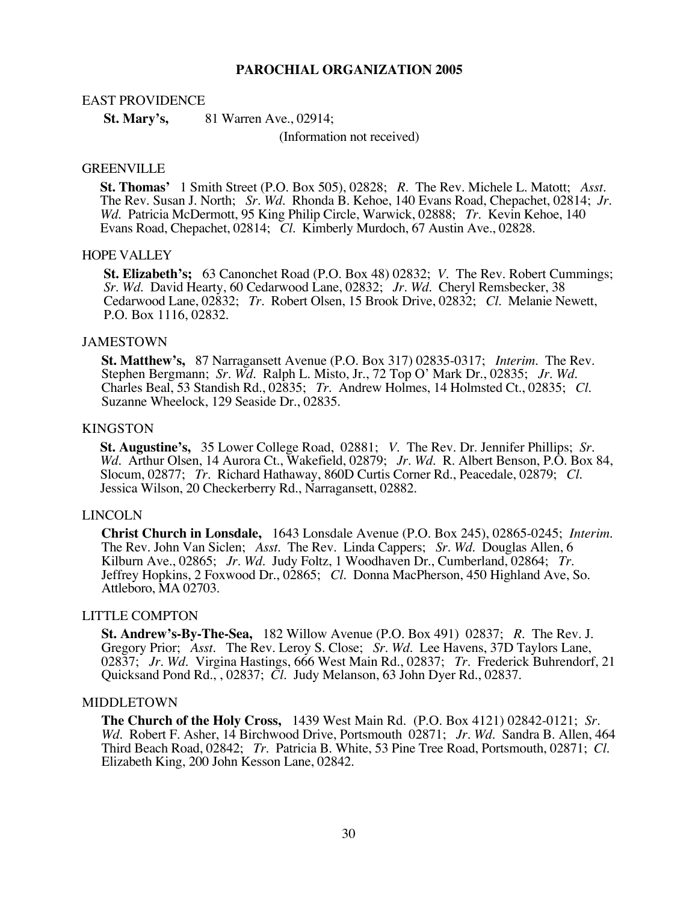# PAROCHIAL ORGANIZATION 2005

EAST PROVIDENCE

**St. Mary's,** 81 Warren Ave., 02914;

(Information not received)

GREENVILLE

**St. Thomas'** 1 Smith Street (P.O. Box 505), 02828; *R.* The Rev. Michele L. Matott; *Asst.* The Rev. Susan J. North; *Sr. Wd.* Rhonda B. Kehoe, 140 Evans Road, Chepachet, 02814; *Jr. Wd.* Patricia McDermott, 95 King Philip Circle, Warwick, 02888; *Tr.* Kevin Kehoe, 140 Evans Road, Chepachet, 02814; *Cl.* Kimberly Murdoch, 67 Austin Ave., 02828.

HOPE VALLEY

**St. Elizabeth's;** 63 Canonchet Road (P.O. Box 48) 02832; *V.* The Rev. Robert Cummings; *Sr. Wd.* David Hearty, 60 Cedarwood Lane, 02832; *Jr. Wd.* Cheryl Remsbecker, 38 Cedarwood Lane, 02832; *Tr.* Robert Olsen, 15 Brook Drive, 02832; *Cl.* Melanie Newett, P.O. Box 1116, 02832.

JAMESTOWN

**St. Matthew's,** 87 Narragansett Avenue (P.O. Box 317) 02835-0317; *Interim.* The Rev. Stephen Bergmann; *Sr. Wd.* Ralph L. Misto, Jr., 72 Top O' Mark Dr., 02835; *Jr. Wd.* Charles Beal, 53 Standish Rd., 02835; *Tr.* Andrew Holmes, 14 Holmsted Ct., 02835; *Cl.* Suzanne Wheelock, 129 Seaside Dr., 02835.

KINGSTON

**St. Augustine's,** 35 Lower College Road, 02881; *V.* The Rev. Dr. Jennifer Phillips; *Sr. Wd.* Arthur Olsen, 14 Aurora Ct., Wakefield, 02879; *Jr. Wd.* R. Albert Benson, P.O. Box 84, Slocum, 02877; *Tr.* Richard Hathaway, 860D Curtis Corner Rd., Peacedale, 02879; *Cl.* Jessica Wilson, 20 Checkerberry Rd., Narragansett, 02882.

LINCOLN

**Christ Church in Lonsdale,** 1643 Lonsdale Avenue (P.O. Box 245), 02865-0245; *Interim.* The Rev. John Van Siclen; *Asst.* The Rev. Linda Cappers; *Sr. Wd.* Douglas Allen, 6 Kilburn Ave., 02865; *Jr. Wd.* Judy Foltz, 1 Woodhaven Dr., Cumberland, 02864; *Tr.* Jeffrey Hopkins, 2 Foxwood Dr., 02865; *Cl.* Donna MacPherson, 450 Highland Ave, So. Attleboro, MA 02703.

LITTLE COMPTON

**St. Andrew's-By-The-Sea,** 182 Willow Avenue (P.O. Box 491) 02837; *R.* The Rev. J. Gregory Prior; *Asst.* The Rev. Leroy S. Close; *Sr. Wd.* Lee Havens, 37D Taylors Lane, 02837; *Jr. Wd.* Virgina Hastings, 666 West Main Rd., 02837; *Tr.* Frederick Buhrendorf, 21 Quicksand Pond Rd., , 02837; *Cl.* Judy Melanson, 63 John Dyer Rd., 02837.

MIDDLETOWN

**The Church of the Holy Cross,** 1439 West Main Rd. (P.O. Box 4121) 02842-0121; *Sr. Wd.* Robert F. Asher, 14 Birchwood Drive, Portsmouth 02871; *Jr. Wd.* Sandra B. Allen, 464 Third Beach Road, 02842; *Tr.* Patricia B. White, 53 Pine Tree Road, Portsmouth, 02871; *Cl.* Elizabeth King, 200 John Kesson Lane, 02842.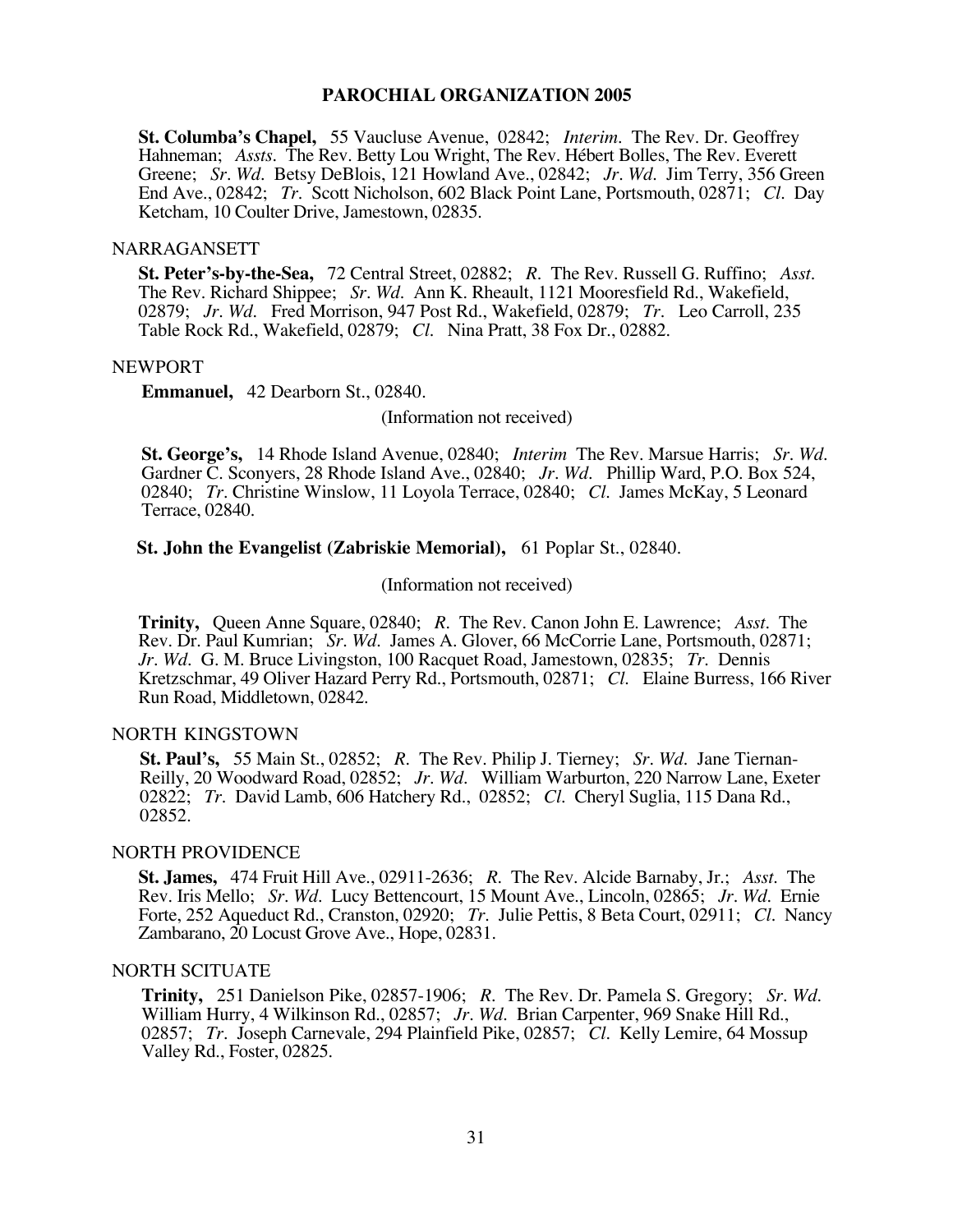## PAROCHIAL ORGANIZATION 2005

**St. Columba's Chapel,** 55 Vaucluse Avenue, 02842; *Interim.* The Rev. Dr. Geoffrey Hahneman; *Assts.* The Rev. Betty Lou Wright, The Rev. Hébert Bolles, The Rev. Everett Greene; *Sr. Wd.* Betsy DeBlois, 121 Howland Ave., 02842; *Jr. Wd.* Jim Terry, 356 Green End Ave., 02842; *Tr.* Scott Nicholson, 602 Black Point Lane, Portsmouth, 02871; *Cl.* Day Ketcham, 10 Coulter Drive, Jamestown, 02835.

### NARRAGANSETT

**St. Peter's-by-the-Sea,** 72 Central Street, 02882; *R.* The Rev. Russell G. Ruffino; *Asst.* The Rev. Richard Shippee; *Sr. Wd.* Ann K. Rheault, 1121 Mooresfield Rd., Wakefield, 02879; *Jr. Wd.* Fred Morrison, 947 Post Rd., Wakefield, 02879; *Tr.* Leo Carroll, 235 Table Rock Rd., Wakefield, 02879; *Cl.* Nina Pratt, 38 Fox Dr., 02882.

### NEWPORT

**Emmanuel,** 42 Dearborn St., 02840.

(Information not received)

**St. George's,** 14 Rhode Island Avenue, 02840; *Interim* The Rev. Marsue Harris; *Sr. Wd.* Gardner C. Sconyers, 28 Rhode Island Ave., 02840; *Jr. Wd.* Phillip Ward, P.O. Box 524, 02840; *Tr.* Christine Winslow, 11 Loyola Terrace, 02840; *Cl.* James McKay, 5 Leonard Terrace, 02840.

**St. John the Evangelist (Zabriskie Memorial),** 61 Poplar St., 02840.

(Information not received)

**Trinity,** Queen Anne Square, 02840; *R.* The Rev. Canon John E. Lawrence; *Asst.* The Rev. Dr. Paul Kumrian; *Sr. Wd.* James A. Glover, 66 McCorrie Lane, Portsmouth, 02871; *Jr. Wd.* G. M. Bruce Livingston, 100 Racquet Road, Jamestown, 02835; *Tr.* Dennis Kretzschmar, 49 Oliver Hazard Perry Rd., Portsmouth, 02871; *Cl.* Elaine Burress, 166 River Run Road, Middletown, 02842.

### NORTH KINGSTOWN

**St. Paul's,** 55 Main St., 02852; *R.* The Rev. Philip J. Tierney; *Sr. Wd.* Jane Tiernan-Reilly, 20 Woodward Road, 02852; *Jr. Wd.* William Warburton, 220 Narrow Lane, Exeter 02822; *Tr.* David Lamb, 606 Hatchery Rd., 02852; *Cl.* Cheryl Suglia, 115 Dana Rd., 02852.

### NORTH PROVIDENCE

**St. James,** 474 Fruit Hill Ave., 02911-2636; *R.* The Rev. Alcide Barnaby, Jr.; *Asst.* The Rev. Iris Mello; *Sr. Wd.* Lucy Bettencourt, 15 Mount Ave., Lincoln, 02865; *Jr. Wd.* Ernie Forte, 252 Aqueduct Rd., Cranston, 02920; *Tr.* Julie Pettis, 8 Beta Court, 02911; *Cl.* Nancy Zambarano, 20 Locust Grove Ave., Hope, 02831.

### NORTH SCITUATE

**Trinity,** 251 Danielson Pike, 02857-1906; *R.* The Rev. Dr. Pamela S. Gregory; *Sr. Wd.* William Hurry, 4 Wilkinson Rd., 02857; *Jr. Wd.* Brian Carpenter, 969 Snake Hill Rd., 02857; *Tr.* Joseph Carnevale, 294 Plainfield Pike, 02857; *Cl.* Kelly Lemire, 64 Mossup Valley Rd., Foster, 02825.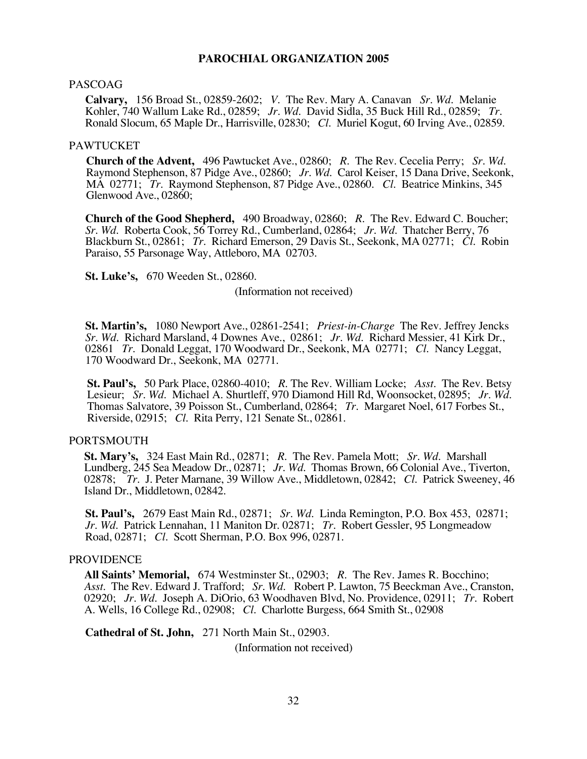## PAROCHIAL ORGANIZATION 2005

### PASCOAG

**Calvary,** 156 Broad St., 02859-2602; *V.* The Rev. Mary A. Canavan *Sr. Wd.* Melanie Kohler, 740 Wallum Lake Rd., 02859; *Jr. Wd.* David Sidla, 35 Buck Hill Rd., 02859; *Tr.* Ronald Slocum, 65 Maple Dr., Harrisville, 02830; *Cl.* Muriel Kogut, 60 Irving Ave., 02859.

### PAWTUCKET

**Church of the Advent,** 496 Pawtucket Ave., 02860; *R.* The Rev. Cecelia Perry; *Sr. Wd.* Raymond Stephenson, 87 Pidge Ave., 02860; *Jr. Wd.* Carol Keiser, 15 Dana Drive, Seekonk, MA 02771; *Tr.* Raymond Stephenson, 87 Pidge Ave., 02860. *Cl.* Beatrice Minkins, 345 Glenwood Ave., 02860;

**Church of the Good Shepherd,** 490 Broadway, 02860; *R.* The Rev. Edward C. Boucher; *Sr. Wd.* Roberta Cook, 56 Torrey Rd., Cumberland, 02864; *Jr. Wd.* Thatcher Berry, 76 Blackburn St., 02861; *Tr.* Richard Emerson, 29 Davis St., Seekonk, MA 02771; *Cl.* Robin Paraiso, 55 Parsonage Way, Attleboro, MA 02703.

**St. Luke's,** 670 Weeden St., 02860.

(Information not received)

**St. Martin's,** 1080 Newport Ave., 02861-2541; *Priest-in-Charge* The Rev. Jeffrey Jencks *Sr. Wd.* Richard Marsland, 4 Downes Ave., 02861; *Jr. Wd.* Richard Messier, 41 Kirk Dr., 02861 *Tr.* Donald Leggat, 170 Woodward Dr., Seekonk, MA 02771; *Cl.* Nancy Leggat, 170 Woodward Dr., Seekonk, MA 02771.

**St. Paul's,** 50 Park Place, 02860-4010; *R.* The Rev. William Locke; *Asst.* The Rev. Betsy Lesieur; *Sr. Wd.* Michael A. Shurtleff, 970 Diamond Hill Rd, Woonsocket, 02895; *Jr. Wd.* Thomas Salvatore, 39 Poisson St., Cumberland, 02864; *Tr.* Margaret Noel, 617 Forbes St., Riverside, 02915; *Cl.* Rita Perry, 121 Senate St., 02861.

### PORTSMOUTH

**St. Mary's,** 324 East Main Rd., 02871; *R.* The Rev. Pamela Mott; *Sr. Wd.* Marshall Lundberg, 245 Sea Meadow Dr., 02871; *Jr. Wd.* Thomas Brown, 66 Colonial Ave., Tiverton, 02878; *Tr.* J. Peter Marnane, 39 Willow Ave., Middletown, 02842; *Cl.* Patrick Sweeney, 46 Island Dr., Middletown, 02842.

**St. Paul's,** 2679 East Main Rd., 02871; *Sr. Wd.* Linda Remington, P.O. Box 453, 02871; *Jr. Wd.* Patrick Lennahan, 11 Maniton Dr. 02871; *Tr.* Robert Gessler, 95 Longmeadow Road, 02871; *Cl.* Scott Sherman, P.O. Box 996, 02871.

### PROVIDENCE

**All Saints' Memorial,** 674 Westminster St., 02903; *R.* The Rev. James R. Bocchino; *Asst.* The Rev. Edward J. Trafford; *Sr. Wd.* Robert P. Lawton, 75 Beeckman Ave., Cranston, 02920; *Jr. Wd.* Joseph A. DiOrio, 63 Woodhaven Blvd, No. Providence, 02911; *Tr.* Robert A. Wells, 16 College Rd., 02908; *Cl.* Charlotte Burgess, 664 Smith St., 02908

**Cathedral of St. John,** 271 North Main St., 02903.

(Information not received)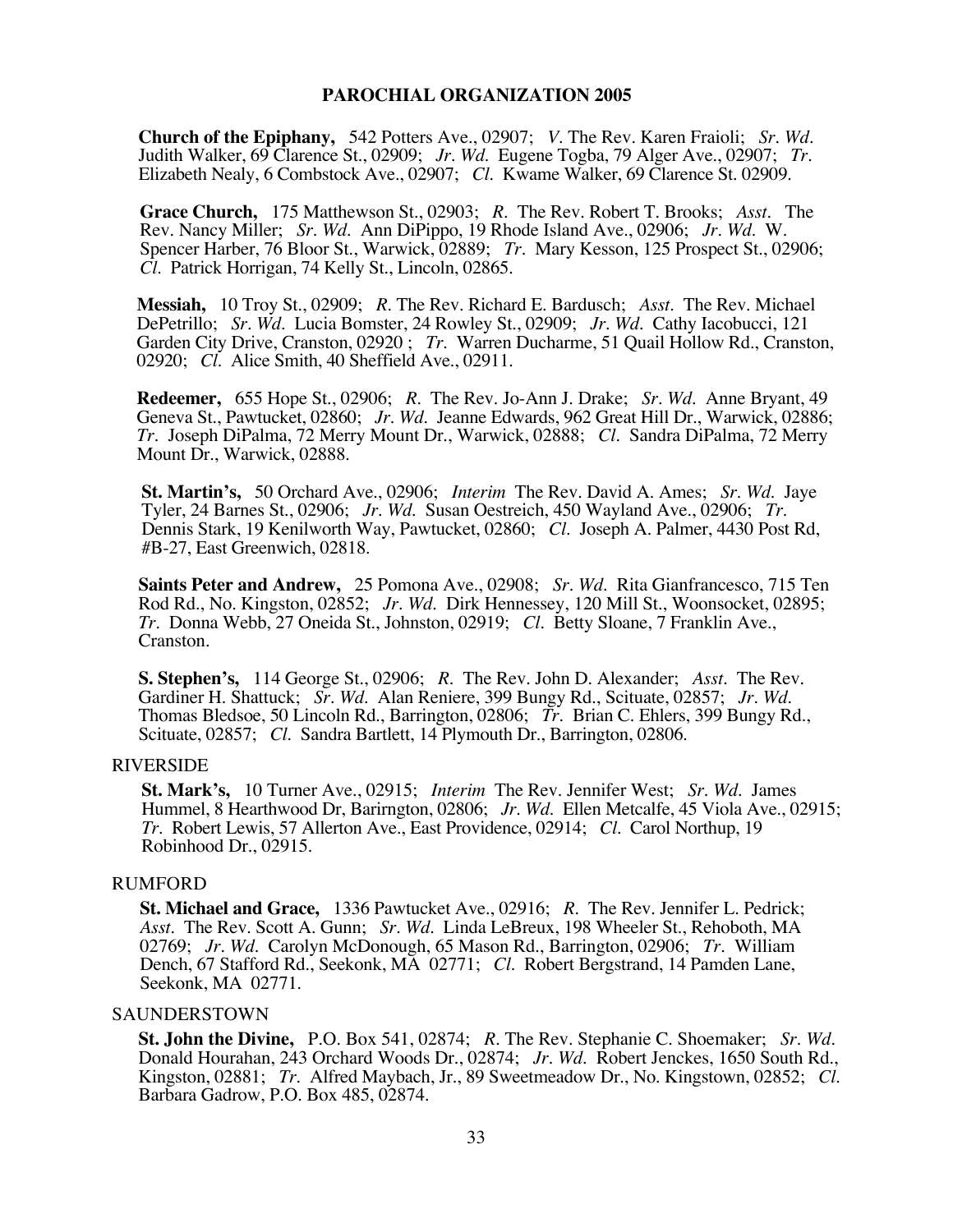## PAROCHIAL ORGANIZATION 2005

**Church of the Epiphany,** 542 Potters Ave., 02907; *V.* The Rev. Karen Fraioli; *Sr. Wd.* Judith Walker, 69 Clarence St., 02909; *Jr. Wd.* Eugene Togba, 79 Alger Ave., 02907; *Tr.* Elizabeth Nealy, 6 Combstock Ave., 02907; *Cl.* Kwame Walker, 69 Clarence St. 02909.

**Grace Church,** 175 Matthewson St., 02903; *R.* The Rev. Robert T. Brooks; *Asst.* The Rev. Nancy Miller; *Sr. Wd.* Ann DiPippo, 19 Rhode Island Ave., 02906; *Jr. Wd.* W. Spencer Harber, 76 Bloor St., Warwick, 02889; *Tr.* Mary Kesson, 125 Prospect St., 02906; *Cl.* Patrick Horrigan, 74 Kelly St., Lincoln, 02865.

**Messiah,** 10 Troy St., 02909; *R.* The Rev. Richard E. Bardusch; *Asst.* The Rev. Michael DePetrillo; *Sr. Wd.* Lucia Bomster, 24 Rowley St., 02909; *Jr. Wd.* Cathy Iacobucci, 121 Garden City Drive, Cranston, 02920 ; *Tr.* Warren Ducharme, 51 Quail Hollow Rd., Cranston, 02920; *Cl.* Alice Smith, 40 Sheffield Ave., 02911.

**Redeemer,** 655 Hope St., 02906; *R.* The Rev. Jo-Ann J. Drake; *Sr. Wd.* Anne Bryant, 49 Geneva St., Pawtucket, 02860; *Jr. Wd.* Jeanne Edwards, 962 Great Hill Dr., Warwick, 02886; *Tr.* Joseph DiPalma, 72 Merry Mount Dr., Warwick, 02888; *Cl.* Sandra DiPalma, 72 Merry Mount Dr., Warwick, 02888.

**St. Martin's,** 50 Orchard Ave., 02906; *Interim* The Rev. David A. Ames; *Sr. Wd.* Jaye Tyler, 24 Barnes St., 02906; *Jr. Wd.* Susan Oestreich, 450 Wayland Ave., 02906; *Tr.* Dennis Stark, 19 Kenilworth Way, Pawtucket, 02860; *Cl.* Joseph A. Palmer, 4430 Post Rd, #B-27, East Greenwich, 02818.

**Saints Peter and Andrew,** 25 Pomona Ave., 02908; *Sr. Wd.* Rita Gianfrancesco, 715 Ten Rod Rd., No. Kingston, 02852; *Jr. Wd.* Dirk Hennessey, 120 Mill St., Woonsocket, 02895; *Tr.* Donna Webb, 27 Oneida St., Johnston, 02919; *Cl.* Betty Sloane, 7 Franklin Ave., Cranston.

**S. Stephen's,** 114 George St., 02906; *R.* The Rev. John D. Alexander; *Asst.* The Rev. Gardiner H. Shattuck; *Sr. Wd.* Alan Reniere, 399 Bungy Rd., Scituate, 02857; *Jr. Wd.* Thomas Bledsoe, 50 Lincoln Rd., Barrington, 02806; *Tr.* Brian C. Ehlers, 399 Bungy Rd., Scituate, 02857; *Cl.* Sandra Bartlett, 14 Plymouth Dr., Barrington, 02806.

### RIVERSIDE

**St. Mark's,** 10 Turner Ave., 02915; *Interim* The Rev. Jennifer West; *Sr. Wd.* James Hummel, 8 Hearthwood Dr, Barirngton, 02806; *Jr. Wd.* Ellen Metcalfe, 45 Viola Ave., 02915; *Tr.* Robert Lewis, 57 Allerton Ave., East Providence, 02914; *Cl.* Carol Northup, 19 Robinhood Dr., 02915.

### RUMFORD

**St. Michael and Grace,** 1336 Pawtucket Ave., 02916; *R.* The Rev. Jennifer L. Pedrick; *Asst.* The Rev. Scott A. Gunn; *Sr. Wd.* Linda LeBreux, 198 Wheeler St., Rehoboth, MA 02769; *Jr. Wd.* Carolyn McDonough, 65 Mason Rd., Barrington, 02906; *Tr.* William Dench, 67 Stafford Rd., Seekonk, MA 02771; *Cl.* Robert Bergstrand, 14 Pamden Lane, Seekonk, MA 02771.

### SAUNDERSTOWN

**St. John the Divine,** P.O. Box 541, 02874; *R.* The Rev. Stephanie C. Shoemaker; *Sr. Wd.* Donald Hourahan, 243 Orchard Woods Dr., 02874; *Jr. Wd.* Robert Jenckes, 1650 South Rd., Kingston, 02881; *Tr.* Alfred Maybach, Jr., 89 Sweetmeadow Dr., No. Kingstown, 02852; *Cl.* Barbara Gadrow, P.O. Box 485, 02874.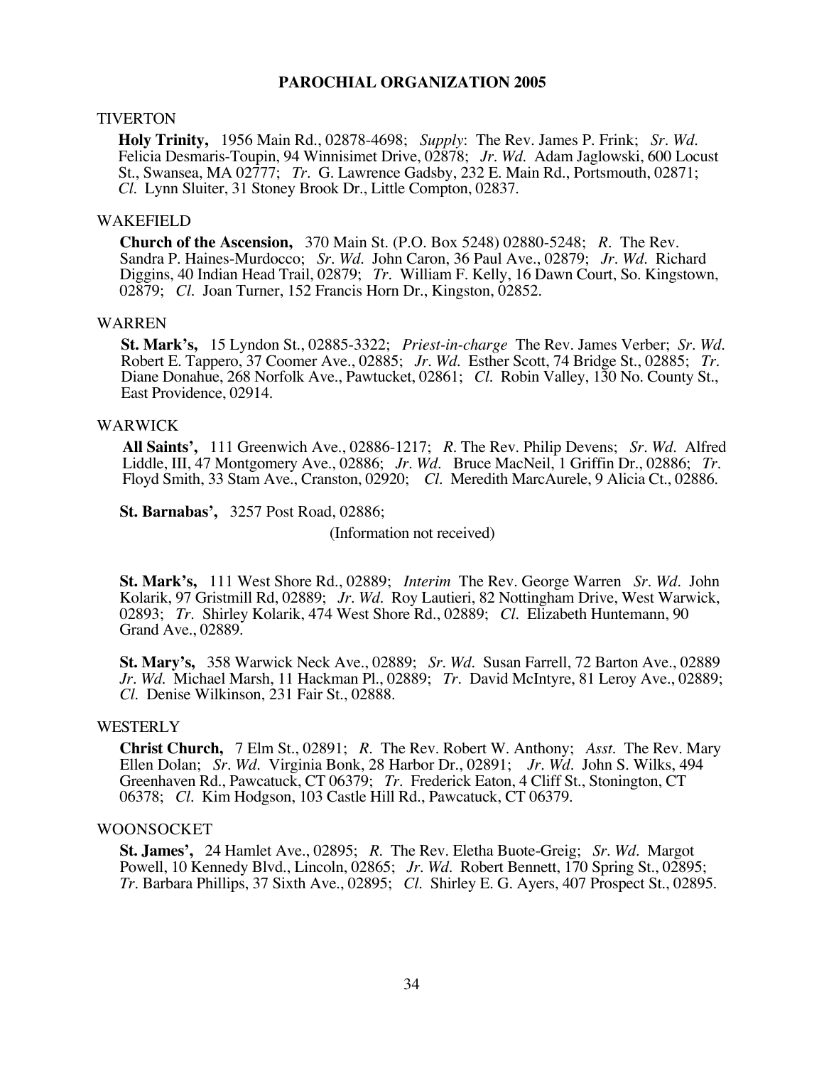# PAROCHIAL ORGANIZATION 2005

## TIVERTON

**Holy Trinity,** 1956 Main Rd., 02878-4698; *Supply*: The Rev. James P. Frink; *Sr. Wd.* Felicia Desmaris-Toupin, 94 Winnisimet Drive, 02878; *Jr. Wd.* Adam Jaglowski, 600 Locust St., Swansea, MA 02777; *Tr.* G. Lawrence Gadsby, 232 E. Main Rd., Portsmouth, 02871; *Cl.* Lynn Sluiter, 31 Stoney Brook Dr., Little Compton, 02837.

## WAKEFIELD

**Church of the Ascension,** 370 Main St. (P.O. Box 5248) 02880-5248; *R.* The Rev. Sandra P. Haines-Murdocco; *Sr. Wd.* John Caron, 36 Paul Ave., 02879; *Jr. Wd.* Richard Diggins, 40 Indian Head Trail, 02879; *Tr.* William F. Kelly, 16 Dawn Court, So. Kingstown, 02879; *Cl.* Joan Turner, 152 Francis Horn Dr., Kingston, 02852.

## WARREN

**St. Mark's,** 15 Lyndon St., 02885-3322; *Priest-in-charge* The Rev. James Verber; *Sr. Wd.* Robert E. Tappero, 37 Coomer Ave., 02885; *Jr. Wd.* Esther Scott, 74 Bridge St., 02885; *Tr.* Diane Donahue, 268 Norfolk Ave., Pawtucket, 02861; *Cl.* Robin Valley, 130 No. County St., East Providence, 02914.

## WARWICK

**All Saints',** 111 Greenwich Ave., 02886-1217; *R.* The Rev. Philip Devens; *Sr. Wd.* Alfred Liddle, III, 47 Montgomery Ave., 02886; *Jr. Wd.* Bruce MacNeil, 1 Griffin Dr., 02886; *Tr.* Floyd Smith, 33 Stam Ave., Cranston, 02920; *Cl.* Meredith MarcAurele, 9 Alicia Ct., 02886.

**St. Barnabas',** 3257 Post Road, 02886;

(Information not received)

**St. Mark's,** 111 West Shore Rd., 02889; *Interim* The Rev. George Warren *Sr. Wd.* John Kolarik, 97 Gristmill Rd, 02889; *Jr. Wd.* Roy Lautieri, 82 Nottingham Drive, West Warwick, 02893; *Tr.* Shirley Kolarik, 474 West Shore Rd., 02889; *Cl.* Elizabeth Huntemann, 90 Grand Ave., 02889.

**St. Mary's,** 358 Warwick Neck Ave., 02889; *Sr. Wd.* Susan Farrell, 72 Barton Ave., 02889 *Jr. Wd.* Michael Marsh, 11 Hackman Pl., 02889; *Tr.* David McIntyre, 81 Leroy Ave., 02889; *Cl.* Denise Wilkinson, 231 Fair St., 02888.

## WESTERLY

**Christ Church,** 7 Elm St., 02891; *R.* The Rev. Robert W. Anthony; *Asst.* The Rev. Mary Ellen Dolan; *Sr. Wd.* Virginia Bonk, 28 Harbor Dr., 02891; *Jr. Wd.* John S. Wilks, 494 Greenhaven Rd., Pawcatuck, CT 06379; *Tr.* Frederick Eaton, 4 Cliff St., Stonington, CT 06378; *Cl.* Kim Hodgson, 103 Castle Hill Rd., Pawcatuck, CT 06379.

## WOONSOCKET

**St. James',** 24 Hamlet Ave., 02895; *R.* The Rev. Eletha Buote-Greig; *Sr. Wd.* Margot Powell, 10 Kennedy Blvd., Lincoln, 02865; *Jr. Wd.* Robert Bennett, 170 Spring St., 02895; *Tr.* Barbara Phillips, 37 Sixth Ave., 02895; *Cl.* Shirley E. G. Ayers, 407 Prospect St., 02895.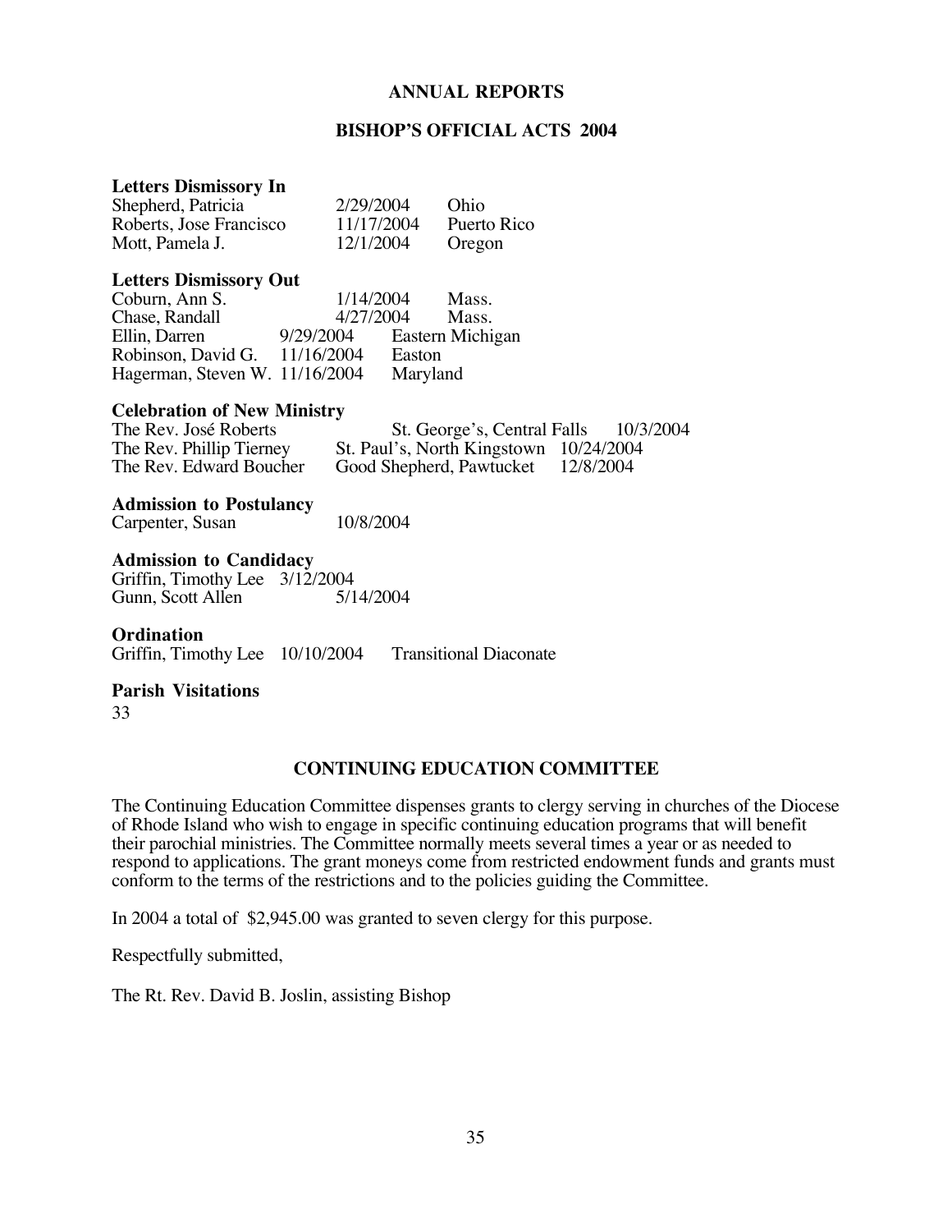# ANNUAL REPORTS

## BISHOP'S OFFICIAL ACTS 2004

### Letters Dismissory In

| | | |
|---|---|---|
| Shepherd, Patricia | 2/29/2004 | Ohio |
| Roberts, Jose Francisco | 11/17/2004 | Puerto Rico |
| Mott, Pamela J. | 12/1/2004 | Oregon |

### Letters Dismissory Out

| | | |
|---|---|---|
| Coburn, Ann S. | 1/14/2004 | Mass. |
| Chase, Randall | 4/27/2004 | Mass. |
| Ellin, Darren | 9/29/2004 | Eastern Michigan |
| Robinson, David G. | 11/16/2004 | Easton |
| Hagerman, Steven W. | 11/16/2004 | Maryland |

### Celebration of New Ministry

| | | |
|---|---|---|
| The Rev. José Roberts | St. George's, Central Falls | 10/3/2004 |
| The Rev. Phillip Tierney | St. Paul's, North Kingstown | 10/24/2004 |
| The Rev. Edward Boucher | Good Shepherd, Pawtucket | 12/8/2004 |

### Admission to Postulancy

Carpenter, Susan 10/8/2004

### Admission to Candidacy

Griffin, Timothy Lee 3/12/2004
Gunn, Scott Allen 5/14/2004

### Ordination

Griffin, Timothy Lee 10/10/2004 Transitional Diaconate

### Parish Visitations

33

## CONTINUING EDUCATION COMMITTEE

The Continuing Education Committee dispenses grants to clergy serving in churches of the Diocese of Rhode Island who wish to engage in specific continuing education programs that will benefit their parochial ministries. The Committee normally meets several times a year or as needed to respond to applications. The grant moneys come from restricted endowment funds and grants must conform to the terms of the restrictions and to the policies guiding the Committee.

In 2004 a total of $2,945.00 was granted to seven clergy for this purpose.

Respectfully submitted,

The Rt. Rev. David B. Joslin, assisting Bishop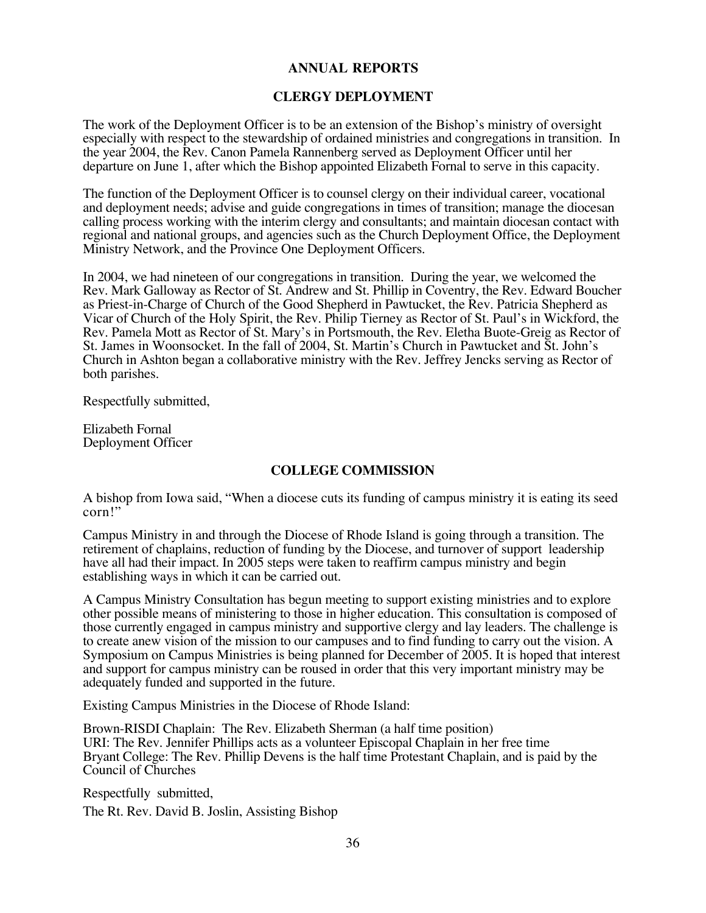# ANNUAL REPORTS

## CLERGY DEPLOYMENT

The work of the Deployment Officer is to be an extension of the Bishop's ministry of oversight especially with respect to the stewardship of ordained ministries and congregations in transition. In the year 2004, the Rev. Canon Pamela Rannenberg served as Deployment Officer until her departure on June 1, after which the Bishop appointed Elizabeth Fornal to serve in this capacity.

The function of the Deployment Officer is to counsel clergy on their individual career, vocational and deployment needs; advise and guide congregations in times of transition; manage the diocesan calling process working with the interim clergy and consultants; and maintain diocesan contact with regional and national groups, and agencies such as the Church Deployment Office, the Deployment Ministry Network, and the Province One Deployment Officers.

In 2004, we had nineteen of our congregations in transition. During the year, we welcomed the Rev. Mark Galloway as Rector of St. Andrew and St. Phillip in Coventry, the Rev. Edward Boucher as Priest-in-Charge of Church of the Good Shepherd in Pawtucket, the Rev. Patricia Shepherd as Vicar of Church of the Holy Spirit, the Rev. Philip Tierney as Rector of St. Paul's in Wickford, the Rev. Pamela Mott as Rector of St. Mary's in Portsmouth, the Rev. Eletha Buote-Greig as Rector of St. James in Woonsocket. In the fall of 2004, St. Martin's Church in Pawtucket and St. John's Church in Ashton began a collaborative ministry with the Rev. Jeffrey Jencks serving as Rector of both parishes.

Respectfully submitted,

Elizabeth Fornal
Deployment Officer

## COLLEGE COMMISSION

A bishop from Iowa said, "When a diocese cuts its funding of campus ministry it is eating its seed corn!"

Campus Ministry in and through the Diocese of Rhode Island is going through a transition. The retirement of chaplains, reduction of funding by the Diocese, and turnover of support leadership have all had their impact. In 2005 steps were taken to reaffirm campus ministry and begin establishing ways in which it can be carried out.

A Campus Ministry Consultation has begun meeting to support existing ministries and to explore other possible means of ministering to those in higher education. This consultation is composed of those currently engaged in campus ministry and supportive clergy and lay leaders. The challenge is to create anew vision of the mission to our campuses and to find funding to carry out the vision. A Symposium on Campus Ministries is being planned for December of 2005. It is hoped that interest and support for campus ministry can be roused in order that this very important ministry may be adequately funded and supported in the future.

Existing Campus Ministries in the Diocese of Rhode Island:

Brown-RISDI Chaplain: The Rev. Elizabeth Sherman (a half time position)
URI: The Rev. Jennifer Phillips acts as a volunteer Episcopal Chaplain in her free time
Bryant College: The Rev. Phillip Devens is the half time Protestant Chaplain, and is paid by the Council of Churches

Respectfully submitted,

The Rt. Rev. David B. Joslin, Assisting Bishop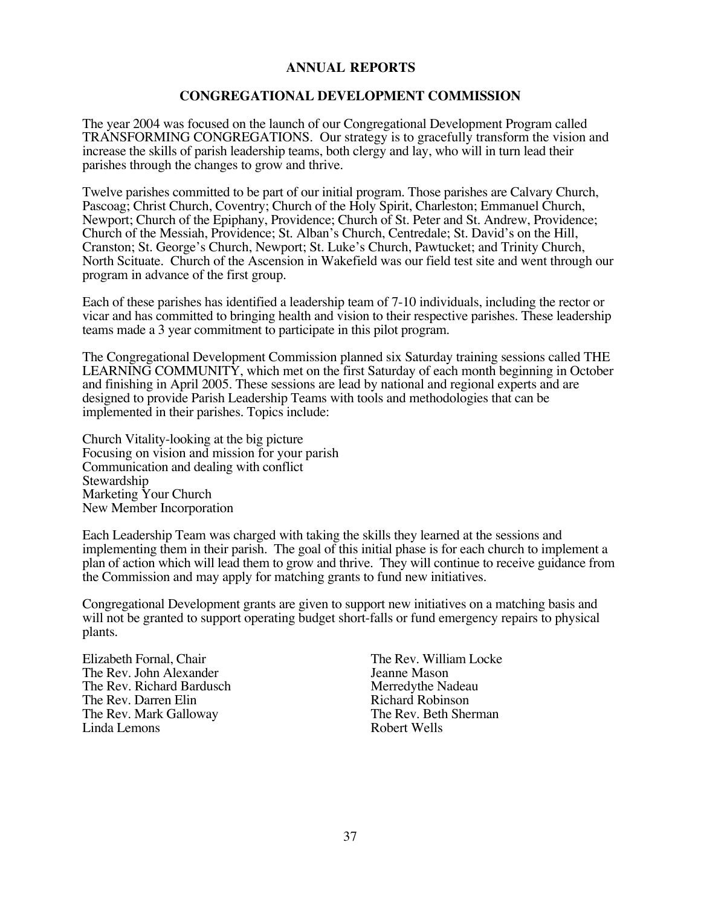# ANNUAL REPORTS

## CONGREGATIONAL DEVELOPMENT COMMISSION

The year 2004 was focused on the launch of our Congregational Development Program called TRANSFORMING CONGREGATIONS. Our strategy is to gracefully transform the vision and increase the skills of parish leadership teams, both clergy and lay, who will in turn lead their parishes through the changes to grow and thrive.

Twelve parishes committed to be part of our initial program. Those parishes are Calvary Church, Pascoag; Christ Church, Coventry; Church of the Holy Spirit, Charleston; Emmanuel Church, Newport; Church of the Epiphany, Providence; Church of St. Peter and St. Andrew, Providence; Church of the Messiah, Providence; St. Alban's Church, Centredale; St. David's on the Hill, Cranston; St. George's Church, Newport; St. Luke's Church, Pawtucket; and Trinity Church, North Scituate. Church of the Ascension in Wakefield was our field test site and went through our program in advance of the first group.

Each of these parishes has identified a leadership team of 7-10 individuals, including the rector or vicar and has committed to bringing health and vision to their respective parishes. These leadership teams made a 3 year commitment to participate in this pilot program.

The Congregational Development Commission planned six Saturday training sessions called THE LEARNING COMMUNITY, which met on the first Saturday of each month beginning in October and finishing in April 2005. These sessions are lead by national and regional experts and are designed to provide Parish Leadership Teams with tools and methodologies that can be implemented in their parishes. Topics include:

Church Vitality-looking at the big picture
Focusing on vision and mission for your parish
Communication and dealing with conflict
Stewardship
Marketing Your Church
New Member Incorporation

Each Leadership Team was charged with taking the skills they learned at the sessions and implementing them in their parish. The goal of this initial phase is for each church to implement a plan of action which will lead them to grow and thrive. They will continue to receive guidance from the Commission and may apply for matching grants to fund new initiatives.

Congregational Development grants are given to support new initiatives on a matching basis and will not be granted to support operating budget short-falls or fund emergency repairs to physical plants.

Elizabeth Fornal, Chair
The Rev. John Alexander
The Rev. Richard Bardusch
The Rev. Darren Elin
The Rev. Mark Galloway
Linda Lemons
The Rev. William Locke
Jeanne Mason
Merredythe Nadeau
Richard Robinson
The Rev. Beth Sherman
Robert Wells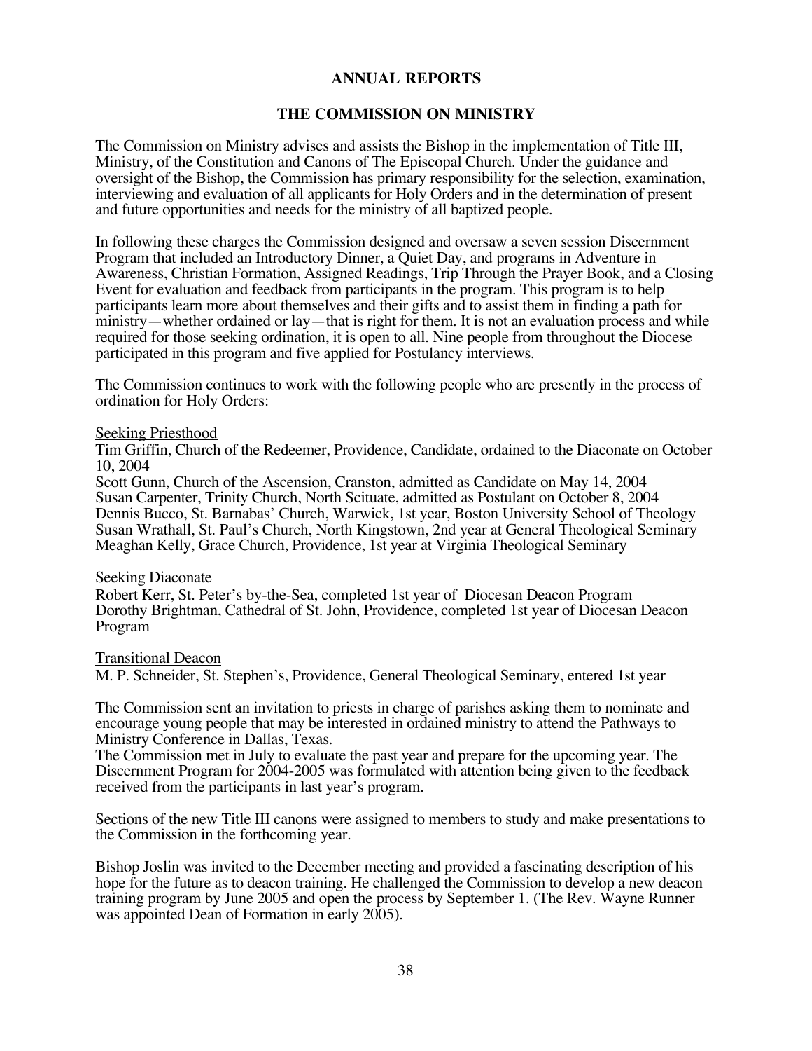# ANNUAL REPORTS

## THE COMMISSION ON MINISTRY

The Commission on Ministry advises and assists the Bishop in the implementation of Title III, Ministry, of the Constitution and Canons of The Episcopal Church. Under the guidance and oversight of the Bishop, the Commission has primary responsibility for the selection, examination, interviewing and evaluation of all applicants for Holy Orders and in the determination of present and future opportunities and needs for the ministry of all baptized people.

In following these charges the Commission designed and oversaw a seven session Discernment Program that included an Introductory Dinner, a Quiet Day, and programs in Adventure in Awareness, Christian Formation, Assigned Readings, Trip Through the Prayer Book, and a Closing Event for evaluation and feedback from participants in the program. This program is to help participants learn more about themselves and their gifts and to assist them in finding a path for ministry—whether ordained or lay—that is right for them. It is not an evaluation process and while required for those seeking ordination, it is open to all. Nine people from throughout the Diocese participated in this program and five applied for Postulancy interviews.

The Commission continues to work with the following people who are presently in the process of ordination for Holy Orders:

Seeking Priesthood

Tim Griffin, Church of the Redeemer, Providence, Candidate, ordained to the Diaconate on October 10, 2004
Scott Gunn, Church of the Ascension, Cranston, admitted as Candidate on May 14, 2004
Susan Carpenter, Trinity Church, North Scituate, admitted as Postulant on October 8, 2004
Dennis Bucco, St. Barnabas' Church, Warwick, 1st year, Boston University School of Theology
Susan Wrathall, St. Paul's Church, North Kingstown, 2nd year at General Theological Seminary
Meaghan Kelly, Grace Church, Providence, 1st year at Virginia Theological Seminary

Seeking Diaconate

Robert Kerr, St. Peter's by-the-Sea, completed 1st year of Diocesan Deacon Program
Dorothy Brightman, Cathedral of St. John, Providence, completed 1st year of Diocesan Deacon Program

Transitional Deacon

M. P. Schneider, St. Stephen's, Providence, General Theological Seminary, entered 1st year

The Commission sent an invitation to priests in charge of parishes asking them to nominate and encourage young people that may be interested in ordained ministry to attend the Pathways to Ministry Conference in Dallas, Texas.
The Commission met in July to evaluate the past year and prepare for the upcoming year. The Discernment Program for 2004-2005 was formulated with attention being given to the feedback received from the participants in last year's program.

Sections of the new Title III canons were assigned to members to study and make presentations to the Commission in the forthcoming year.

Bishop Joslin was invited to the December meeting and provided a fascinating description of his hope for the future as to deacon training. He challenged the Commission to develop a new deacon training program by June 2005 and open the process by September 1. (The Rev. Wayne Runner was appointed Dean of Formation in early 2005).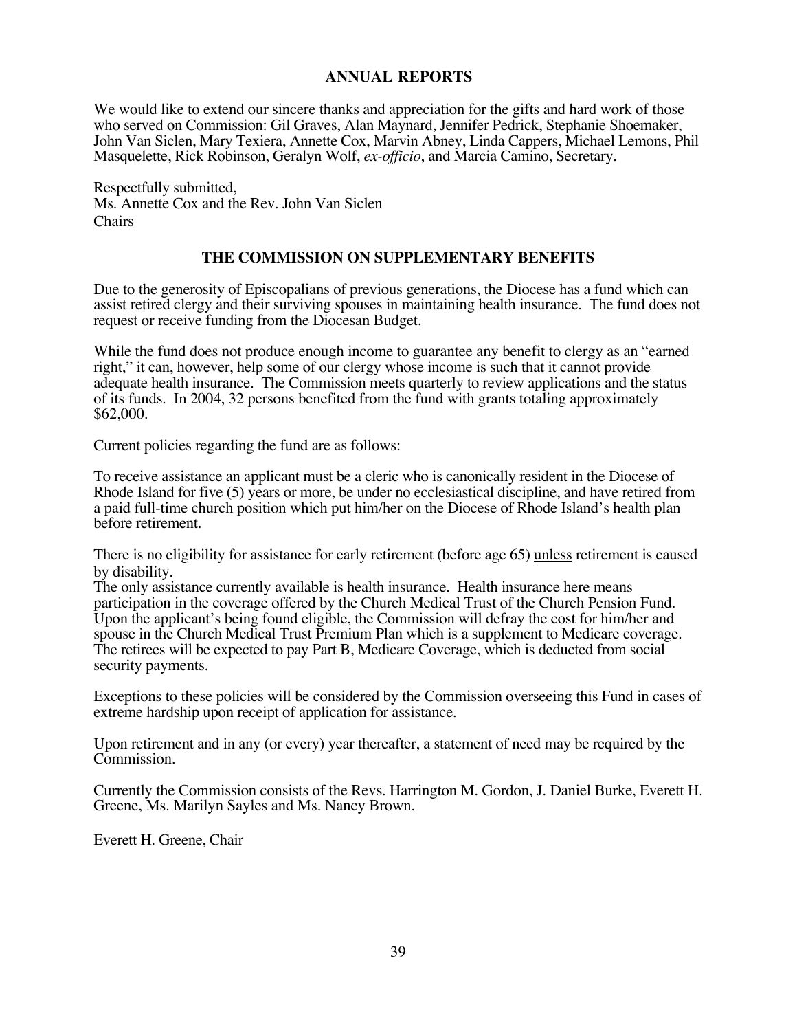## ANNUAL REPORTS

We would like to extend our sincere thanks and appreciation for the gifts and hard work of those who served on Commission: Gil Graves, Alan Maynard, Jennifer Pedrick, Stephanie Shoemaker, John Van Siclen, Mary Texiera, Annette Cox, Marvin Abney, Linda Cappers, Michael Lemons, Phil Masquelette, Rick Robinson, Geralyn Wolf, *ex-officio*, and Marcia Camino, Secretary.

Respectfully submitted,
Ms. Annette Cox and the Rev. John Van Siclen
Chairs

## THE COMMISSION ON SUPPLEMENTARY BENEFITS

Due to the generosity of Episcopalians of previous generations, the Diocese has a fund which can assist retired clergy and their surviving spouses in maintaining health insurance. The fund does not request or receive funding from the Diocesan Budget.

While the fund does not produce enough income to guarantee any benefit to clergy as an "earned right," it can, however, help some of our clergy whose income is such that it cannot provide adequate health insurance. The Commission meets quarterly to review applications and the status of its funds. In 2004, 32 persons benefited from the fund with grants totaling approximately $62,000.

Current policies regarding the fund are as follows:

To receive assistance an applicant must be a cleric who is canonically resident in the Diocese of Rhode Island for five (5) years or more, be under no ecclesiastical discipline, and have retired from a paid full-time church position which put him/her on the Diocese of Rhode Island's health plan before retirement.

There is no eligibility for assistance for early retirement (before age 65) unless retirement is caused by disability.
The only assistance currently available is health insurance. Health insurance here means participation in the coverage offered by the Church Medical Trust of the Church Pension Fund. Upon the applicant's being found eligible, the Commission will defray the cost for him/her and spouse in the Church Medical Trust Premium Plan which is a supplement to Medicare coverage. The retirees will be expected to pay Part B, Medicare Coverage, which is deducted from social security payments.

Exceptions to these policies will be considered by the Commission overseeing this Fund in cases of extreme hardship upon receipt of application for assistance.

Upon retirement and in any (or every) year thereafter, a statement of need may be required by the Commission.

Currently the Commission consists of the Revs. Harrington M. Gordon, J. Daniel Burke, Everett H. Greene, Ms. Marilyn Sayles and Ms. Nancy Brown.

Everett H. Greene, Chair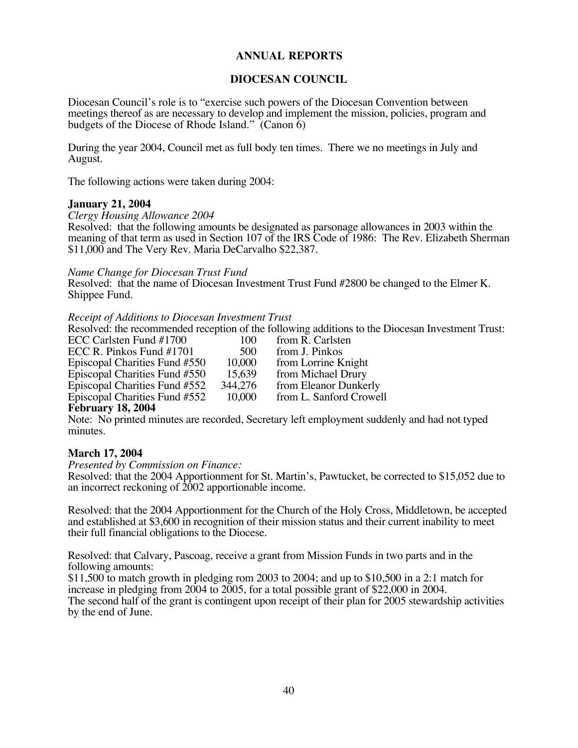# ANNUAL REPORTS

## DIOCESAN COUNCIL

Diocesan Council's role is to "exercise such powers of the Diocesan Convention between meetings thereof as are necessary to develop and implement the mission, policies, program and budgets of the Diocese of Rhode Island." (Canon 6)

During the year 2004, Council met as full body ten times. There we no meetings in July and August.

The following actions were taken during 2004:

### January 21, 2004

*Clergy Housing Allowance 2004*

Resolved: that the following amounts be designated as parsonage allowances in 2003 within the meaning of that term as used in Section 107 of the IRS Code of 1986: The Rev. Elizabeth Sherman $11,000 and The Very Rev. Maria DeCarvalho $22,387.

*Name Change for Diocesan Trust Fund*

Resolved: that the name of Diocesan Investment Trust Fund #2800 be changed to the Elmer K. Shippee Fund.

*Receipt of Additions to Diocesan Investment Trust*

Resolved: the recommended reception of the following additions to the Diocesan Investment Trust:

| | | |
|---|---|---|
| ECC Carlsten Fund #1700 | 100 | from R. Carlsten |
| ECC R. Pinkos Fund #1701 | 500 | from J. Pinkos |
| Episcopal Charities Fund #550 | 10,000 | from Lorrine Knight |
| Episcopal Charities Fund #550 | 15,639 | from Michael Drury |
| Episcopal Charities Fund #552 | 344,276 | from Eleanor Dunkerly |
| Episcopal Charities Fund #552 | 10,000 | from L. Sanford Crowell |

### February 18, 2004

Note: No printed minutes are recorded, Secretary left employment suddenly and had not typed minutes.

### March 17, 2004

*Presented by Commission on Finance:*

Resolved: that the 2004 Apportionment for St. Martin's, Pawtucket, be corrected to $15,052 due to an incorrect reckoning of 2002 apportionable income.

Resolved: that the 2004 Apportionment for the Church of the Holy Cross, Middletown, be accepted and established at $3,600 in recognition of their mission status and their current inability to meet their full financial obligations to the Diocese.

Resolved: that Calvary, Pascoag, receive a grant from Mission Funds in two parts and in the following amounts:

$11,500 to match growth in pledging rom 2003 to 2004; and up to $10,500 in a 2:1 match for increase in pledging from 2004 to 2005, for a total possible grant of $22,000 in 2004.

The second half of the grant is contingent upon receipt of their plan for 2005 stewardship activities by the end of June.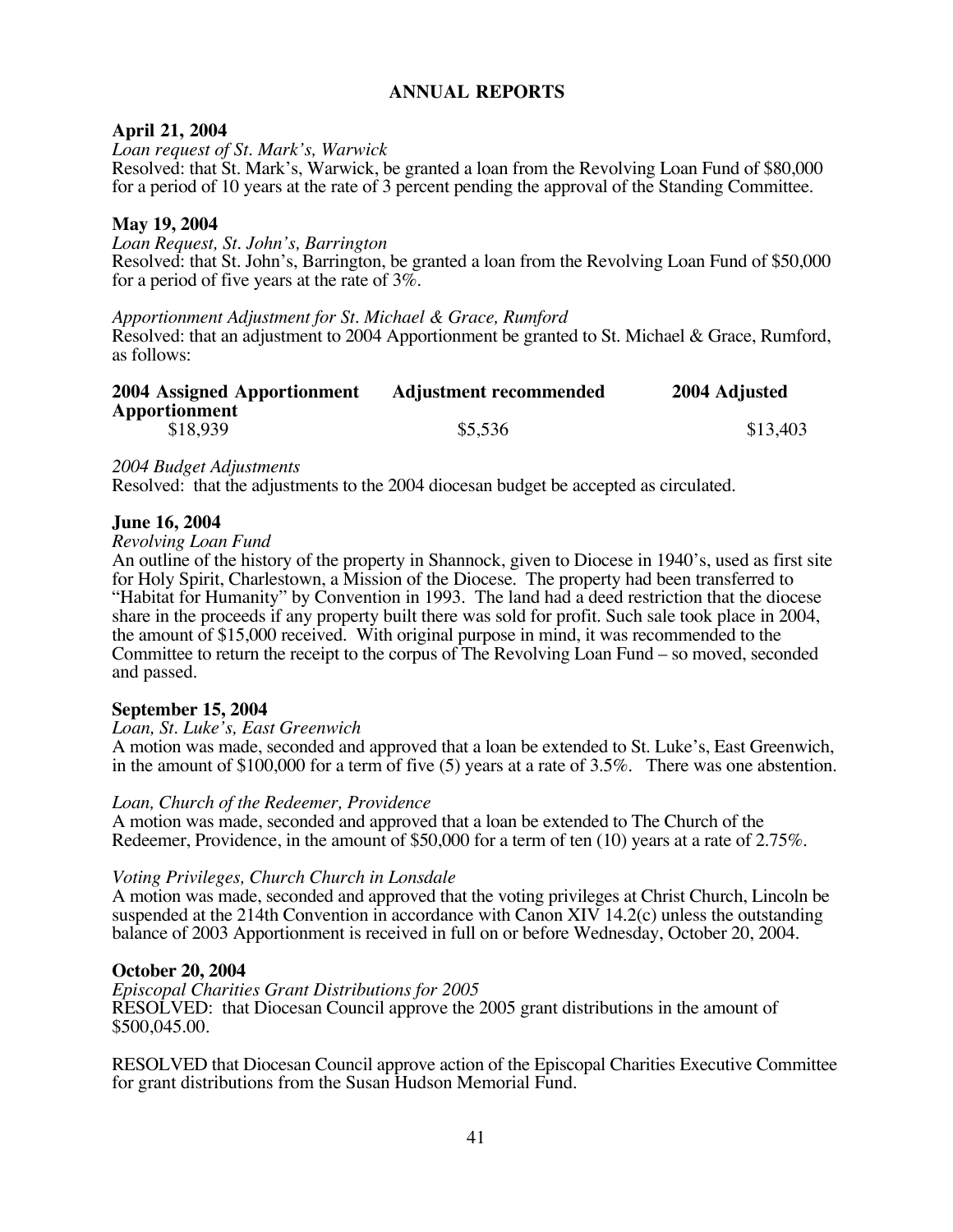## ANNUAL REPORTS

**April 21, 2004**

*Loan request of St. Mark's, Warwick*

Resolved: that St. Mark's, Warwick, be granted a loan from the Revolving Loan Fund of $80,000 for a period of 10 years at the rate of 3 percent pending the approval of the Standing Committee.

**May 19, 2004**

*Loan Request, St. John's, Barrington*

Resolved: that St. John's, Barrington, be granted a loan from the Revolving Loan Fund of $50,000 for a period of five years at the rate of 3%.

*Apportionment Adjustment for St. Michael & Grace, Rumford*

Resolved: that an adjustment to 2004 Apportionment be granted to St. Michael & Grace, Rumford, as follows:

| 2004 Assigned Apportionment | Adjustment recommended | 2004 Adjusted Apportionment |
|---|---|---|
| $18,939 | $5,536 | $13,403 |

*2004 Budget Adjustments*

Resolved: that the adjustments to the 2004 diocesan budget be accepted as circulated.

**June 16, 2004**

*Revolving Loan Fund*

An outline of the history of the property in Shannock, given to Diocese in 1940's, used as first site for Holy Spirit, Charlestown, a Mission of the Diocese. The property had been transferred to "Habitat for Humanity" by Convention in 1993. The land had a deed restriction that the diocese share in the proceeds if any property built there was sold for profit. Such sale took place in 2004, the amount of $15,000 received. With original purpose in mind, it was recommended to the Committee to return the receipt to the corpus of The Revolving Loan Fund – so moved, seconded and passed.

**September 15, 2004**

*Loan, St. Luke's, East Greenwich*

A motion was made, seconded and approved that a loan be extended to St. Luke's, East Greenwich, in the amount of $100,000 for a term of five (5) years at a rate of 3.5%. There was one abstention.

*Loan, Church of the Redeemer, Providence*

A motion was made, seconded and approved that a loan be extended to The Church of the Redeemer, Providence, in the amount of $50,000 for a term of ten (10) years at a rate of 2.75%.

*Voting Privileges, Church Church in Lonsdale*

A motion was made, seconded and approved that the voting privileges at Christ Church, Lincoln be suspended at the 214th Convention in accordance with Canon XIV 14.2(c) unless the outstanding balance of 2003 Apportionment is received in full on or before Wednesday, October 20, 2004.

**October 20, 2004**

*Episcopal Charities Grant Distributions for 2005*

RESOLVED: that Diocesan Council approve the 2005 grant distributions in the amount of $500,045.00.

RESOLVED that Diocesan Council approve action of the Episcopal Charities Executive Committee for grant distributions from the Susan Hudson Memorial Fund.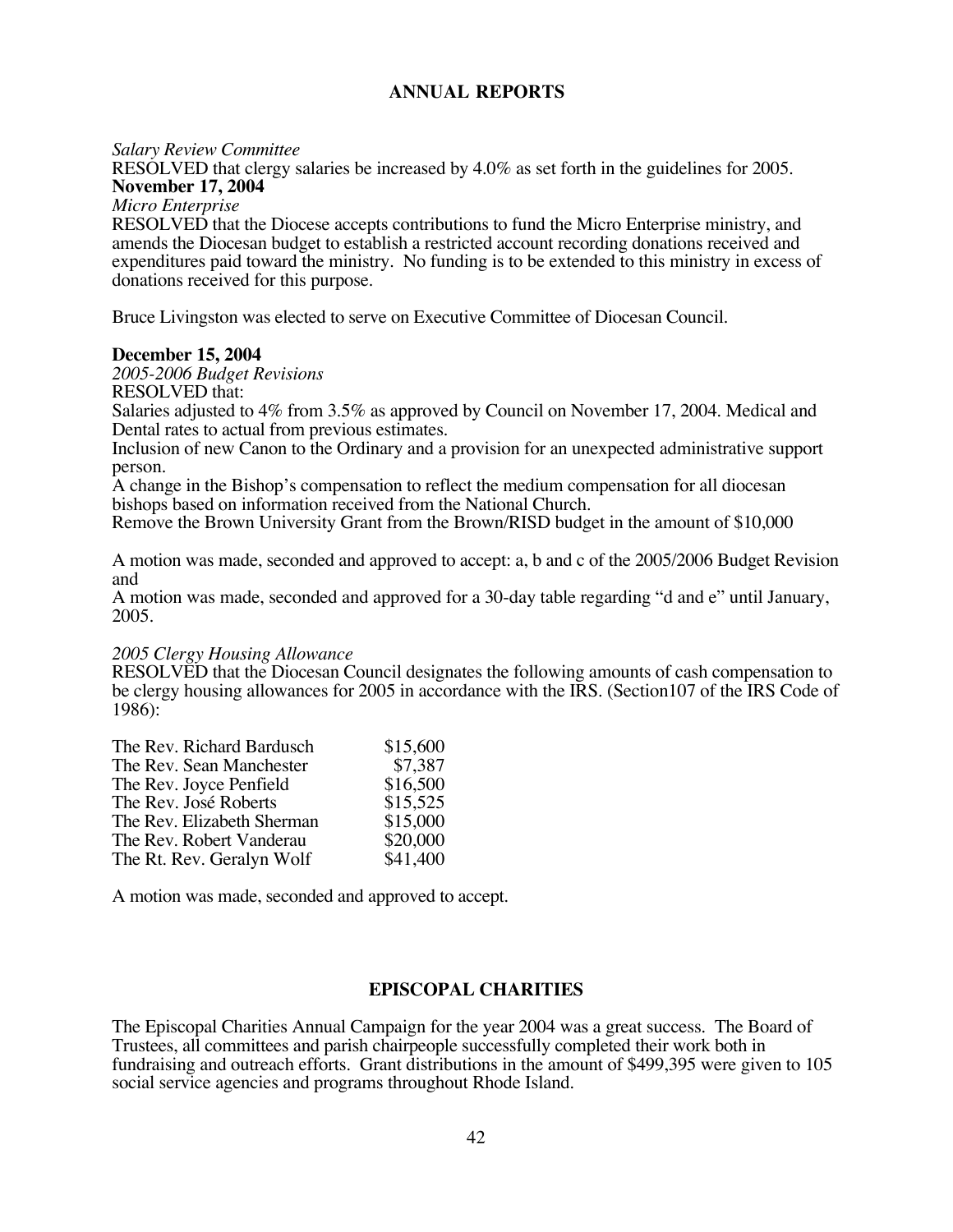## ANNUAL REPORTS

*Salary Review Committee*
RESOLVED that clergy salaries be increased by 4.0% as set forth in the guidelines for 2005.

**November 17, 2004**

*Micro Enterprise*
RESOLVED that the Diocese accepts contributions to fund the Micro Enterprise ministry, and amends the Diocesan budget to establish a restricted account recording donations received and expenditures paid toward the ministry. No funding is to be extended to this ministry in excess of donations received for this purpose.

Bruce Livingston was elected to serve on Executive Committee of Diocesan Council.

**December 15, 2004**

*2005-2006 Budget Revisions*
RESOLVED that:
Salaries adjusted to 4% from 3.5% as approved by Council on November 17, 2004. Medical and Dental rates to actual from previous estimates.
Inclusion of new Canon to the Ordinary and a provision for an unexpected administrative support person.
A change in the Bishop's compensation to reflect the medium compensation for all diocesan bishops based on information received from the National Church.
Remove the Brown University Grant from the Brown/RISD budget in the amount of $10,000

A motion was made, seconded and approved to accept: a, b and c of the 2005/2006 Budget Revision and
A motion was made, seconded and approved for a 30-day table regarding "d and e" until January, 2005.

*2005 Clergy Housing Allowance*
RESOLVED that the Diocesan Council designates the following amounts of cash compensation to be clergy housing allowances for 2005 in accordance with the IRS. (Section107 of the IRS Code of 1986):

| | |
|---|---|
| The Rev. Richard Bardusch | $15,600 |
| The Rev. Sean Manchester | $7,387 |
| The Rev. Joyce Penfield | $16,500 |
| The Rev. José Roberts | $15,525 |
| The Rev. Elizabeth Sherman | $15,000 |
| The Rev. Robert Vanderau | $20,000 |
| The Rt. Rev. Geralyn Wolf | $41,400 |

A motion was made, seconded and approved to accept.

## EPISCOPAL CHARITIES

The Episcopal Charities Annual Campaign for the year 2004 was a great success. The Board of Trustees, all committees and parish chairpeople successfully completed their work both in fundraising and outreach efforts. Grant distributions in the amount of $499,395 were given to 105 social service agencies and programs throughout Rhode Island.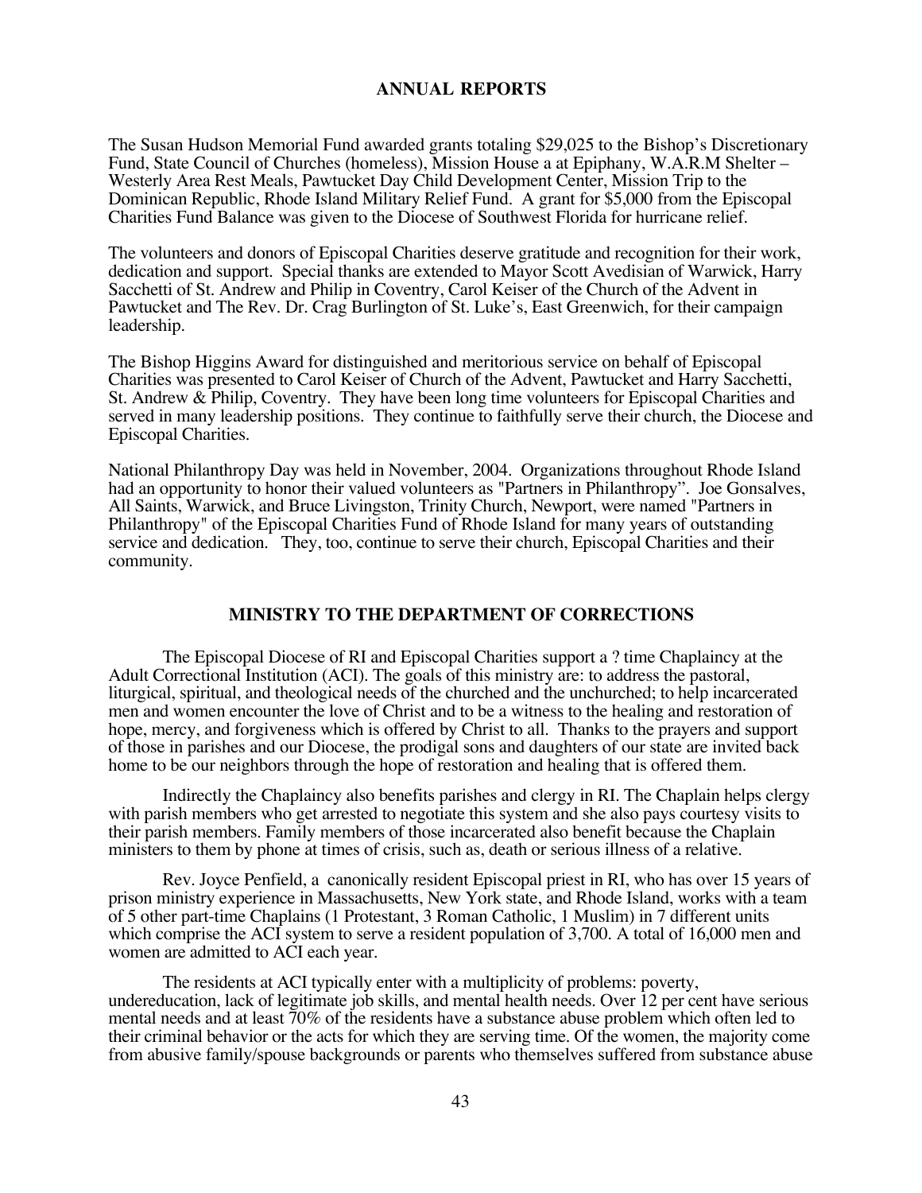## ANNUAL REPORTS

The Susan Hudson Memorial Fund awarded grants totaling $29,025 to the Bishop's Discretionary Fund, State Council of Churches (homeless), Mission House a at Epiphany, W.A.R.M Shelter – Westerly Area Rest Meals, Pawtucket Day Child Development Center, Mission Trip to the Dominican Republic, Rhode Island Military Relief Fund. A grant for $5,000 from the Episcopal Charities Fund Balance was given to the Diocese of Southwest Florida for hurricane relief.

The volunteers and donors of Episcopal Charities deserve gratitude and recognition for their work, dedication and support. Special thanks are extended to Mayor Scott Avedisian of Warwick, Harry Sacchetti of St. Andrew and Philip in Coventry, Carol Keiser of the Church of the Advent in Pawtucket and The Rev. Dr. Crag Burlington of St. Luke's, East Greenwich, for their campaign leadership.

The Bishop Higgins Award for distinguished and meritorious service on behalf of Episcopal Charities was presented to Carol Keiser of Church of the Advent, Pawtucket and Harry Sacchetti, St. Andrew & Philip, Coventry. They have been long time volunteers for Episcopal Charities and served in many leadership positions. They continue to faithfully serve their church, the Diocese and Episcopal Charities.

National Philanthropy Day was held in November, 2004. Organizations throughout Rhode Island had an opportunity to honor their valued volunteers as "Partners in Philanthropy". Joe Gonsalves, All Saints, Warwick, and Bruce Livingston, Trinity Church, Newport, were named "Partners in Philanthropy" of the Episcopal Charities Fund of Rhode Island for many years of outstanding service and dedication. They, too, continue to serve their church, Episcopal Charities and their community.

## MINISTRY TO THE DEPARTMENT OF CORRECTIONS

The Episcopal Diocese of RI and Episcopal Charities support a ? time Chaplaincy at the Adult Correctional Institution (ACI). The goals of this ministry are: to address the pastoral, liturgical, spiritual, and theological needs of the churched and the unchurched; to help incarcerated men and women encounter the love of Christ and to be a witness to the healing and restoration of hope, mercy, and forgiveness which is offered by Christ to all. Thanks to the prayers and support of those in parishes and our Diocese, the prodigal sons and daughters of our state are invited back home to be our neighbors through the hope of restoration and healing that is offered them.

Indirectly the Chaplaincy also benefits parishes and clergy in RI. The Chaplain helps clergy with parish members who get arrested to negotiate this system and she also pays courtesy visits to their parish members. Family members of those incarcerated also benefit because the Chaplain ministers to them by phone at times of crisis, such as, death or serious illness of a relative.

Rev. Joyce Penfield, a canonically resident Episcopal priest in RI, who has over 15 years of prison ministry experience in Massachusetts, New York state, and Rhode Island, works with a team of 5 other part-time Chaplains (1 Protestant, 3 Roman Catholic, 1 Muslim) in 7 different units which comprise the ACI system to serve a resident population of 3,700. A total of 16,000 men and women are admitted to ACI each year.

The residents at ACI typically enter with a multiplicity of problems: poverty, undereducation, lack of legitimate job skills, and mental health needs. Over 12 per cent have serious mental needs and at least 70% of the residents have a substance abuse problem which often led to their criminal behavior or the acts for which they are serving time. Of the women, the majority come from abusive family/spouse backgrounds or parents who themselves suffered from substance abuse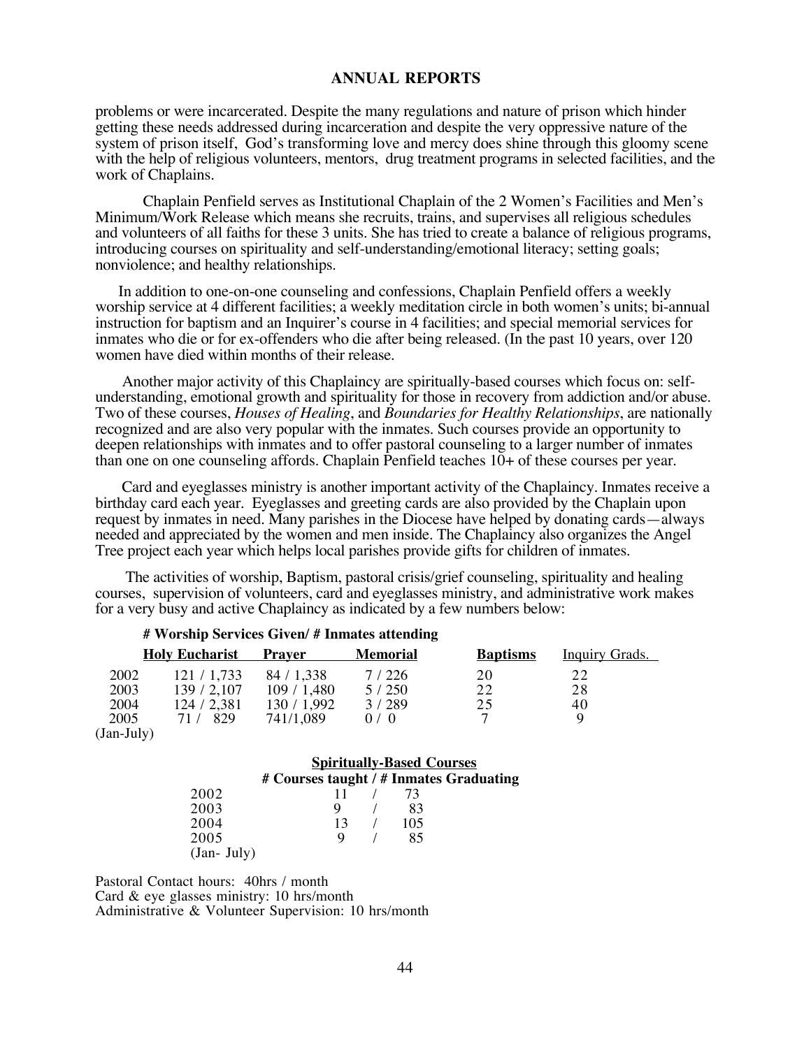problems or were incarcerated. Despite the many regulations and nature of prison which hinder getting these needs addressed during incarceration and despite the very oppressive nature of the system of prison itself, God's transforming love and mercy does shine through this gloomy scene with the help of religious volunteers, mentors, drug treatment programs in selected facilities, and the work of Chaplains.

Chaplain Penfield serves as Institutional Chaplain of the 2 Women's Facilities and Men's Minimum/Work Release which means she recruits, trains, and supervises all religious schedules and volunteers of all faiths for these 3 units. She has tried to create a balance of religious programs, introducing courses on spirituality and self-understanding/emotional literacy; setting goals; nonviolence; and healthy relationships.

In addition to one-on-one counseling and confessions, Chaplain Penfield offers a weekly worship service at 4 different facilities; a weekly meditation circle in both women's units; bi-annual instruction for baptism and an Inquirer's course in 4 facilities; and special memorial services for inmates who die or for ex-offenders who die after being released. (In the past 10 years, over 120 women have died within months of their release.

Another major activity of this Chaplaincy are spiritually-based courses which focus on: self-understanding, emotional growth and spirituality for those in recovery from addiction and/or abuse. Two of these courses, *Houses of Healing*, and *Boundaries for Healthy Relationships*, are nationally recognized and are also very popular with the inmates. Such courses provide an opportunity to deepen relationships with inmates and to offer pastoral counseling to a larger number of inmates than one on one counseling affords. Chaplain Penfield teaches 10+ of these courses per year.

Card and eyeglasses ministry is another important activity of the Chaplaincy. Inmates receive a birthday card each year. Eyeglasses and greeting cards are also provided by the Chaplain upon request by inmates in need. Many parishes in the Diocese have helped by donating cards—always needed and appreciated by the women and men inside. The Chaplaincy also organizes the Angel Tree project each year which helps local parishes provide gifts for children of inmates.

The activities of worship, Baptism, pastoral crisis/grief counseling, spirituality and healing courses, supervision of volunteers, card and eyeglasses ministry, and administrative work makes for a very busy and active Chaplaincy as indicated by a few numbers below:

**# Worship Services Given/ # Inmates attending**

| | Holy Eucharist | Prayer | Memorial | Baptisms | Inquiry Grads. |
|---|---|---|---|---|---|
| 2002 | 121 / 1,733 | 84 / 1,338 | 7 / 226 | 20 | 22 |
| 2003 | 139 / 2,107 | 109 / 1,480 | 5 / 250 | 22 | 28 |
| 2004 | 124 / 2,381 | 130 / 1,992 | 3 / 289 | 25 | 40 |
| 2005 (Jan-July) | 71 / 829 | 741/1,089 | 0 / 0 | 7 | 9 |

**Spiritually-Based Courses**

**# Courses taught / # Inmates Graduating**

| Year | # Courses taught | # Inmates Graduating |
|---|---|---|
| 2002 | 11 | 73 |
| 2003 | 9 | 83 |
| 2004 | 13 | 105 |
| 2005 (Jan- July) | 9 | 85 |

Pastoral Contact hours: 40hrs / month
Card & eye glasses ministry: 10 hrs/month
Administrative & Volunteer Supervision: 10 hrs/month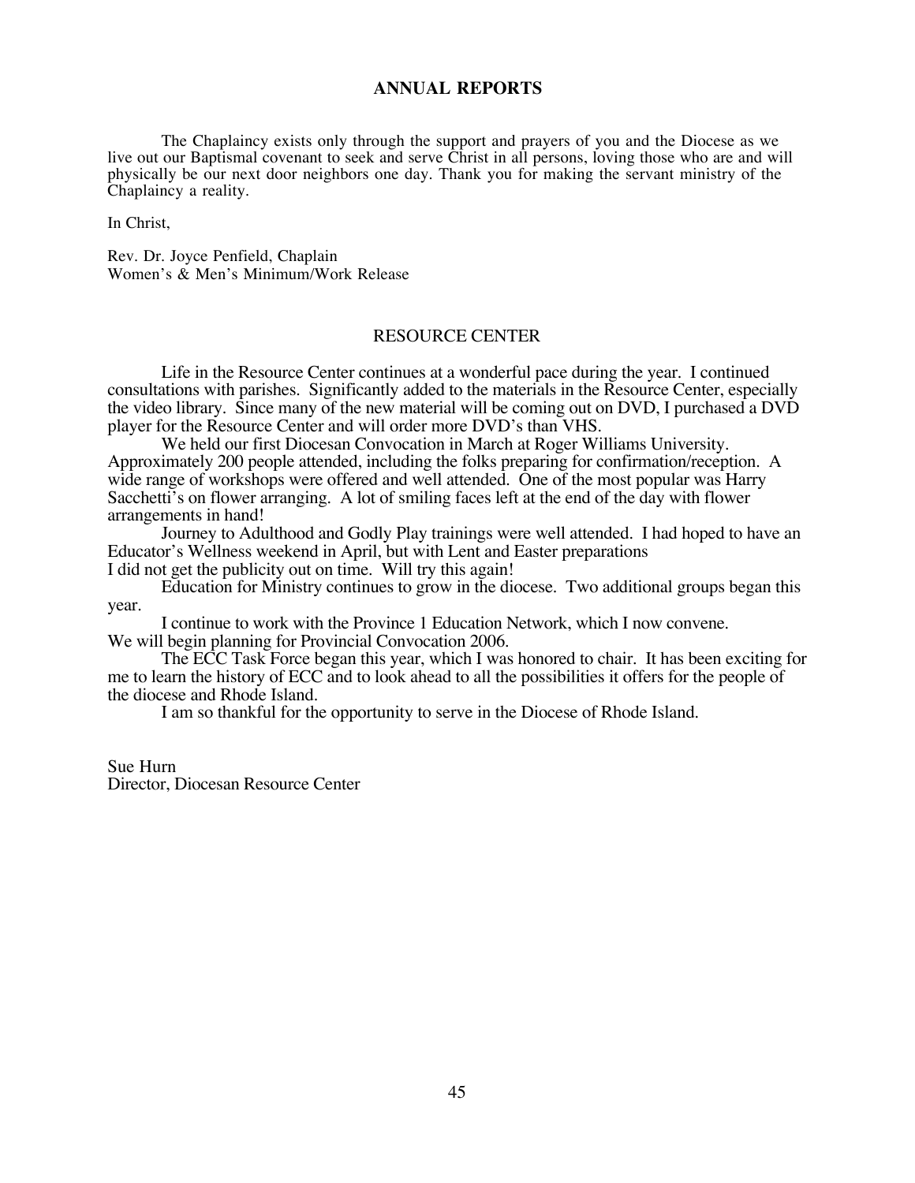The Chaplaincy exists only through the support and prayers of you and the Diocese as we live out our Baptismal covenant to seek and serve Christ in all persons, loving those who are and will physically be our next door neighbors one day. Thank you for making the servant ministry of the Chaplaincy a reality.

In Christ,

Rev. Dr. Joyce Penfield, Chaplain
Women's & Men's Minimum/Work Release

## RESOURCE CENTER

Life in the Resource Center continues at a wonderful pace during the year. I continued consultations with parishes. Significantly added to the materials in the Resource Center, especially the video library. Since many of the new material will be coming out on DVD, I purchased a DVD player for the Resource Center and will order more DVD's than VHS.

We held our first Diocesan Convocation in March at Roger Williams University. Approximately 200 people attended, including the folks preparing for confirmation/reception. A wide range of workshops were offered and well attended. One of the most popular was Harry Sacchetti's on flower arranging. A lot of smiling faces left at the end of the day with flower arrangements in hand!

Journey to Adulthood and Godly Play trainings were well attended. I had hoped to have an Educator's Wellness weekend in April, but with Lent and Easter preparations I did not get the publicity out on time. Will try this again!

Education for Ministry continues to grow in the diocese. Two additional groups began this year.

I continue to work with the Province 1 Education Network, which I now convene. We will begin planning for Provincial Convocation 2006.

The ECC Task Force began this year, which I was honored to chair. It has been exciting for me to learn the history of ECC and to look ahead to all the possibilities it offers for the people of the diocese and Rhode Island.

I am so thankful for the opportunity to serve in the Diocese of Rhode Island.

Sue Hurn
Director, Diocesan Resource Center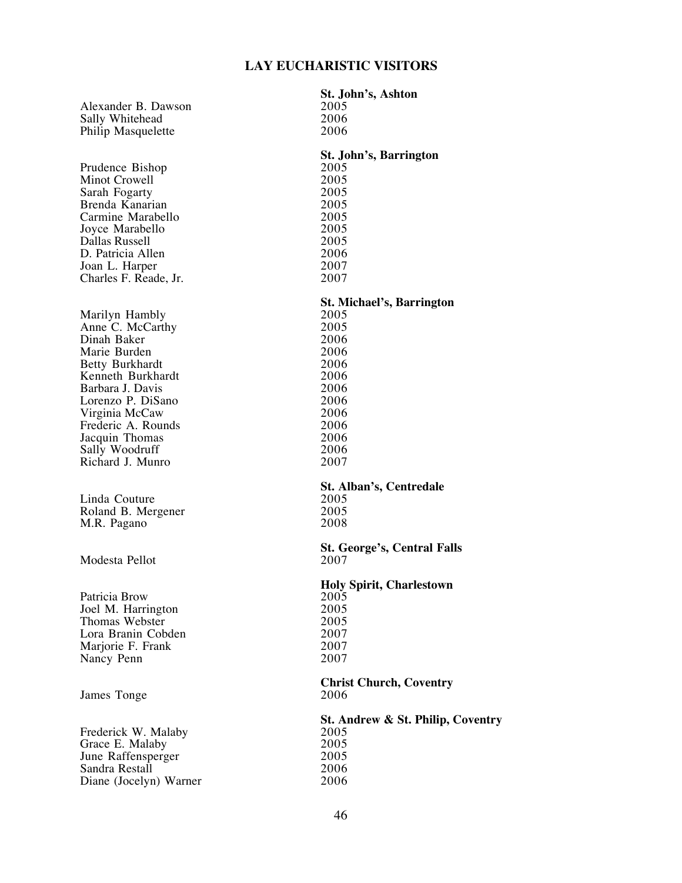# LAY EUCHARISTIC VISITORS

| | **St. John's, Ashton** |
|---|---|
| Alexander B. Dawson | 2005 |
| Sally Whitehead | 2006 |
| Philip Masquelette | 2006 |
| | **St. John's, Barrington** |
| Prudence Bishop | 2005 |
| Minot Crowell | 2005 |
| Sarah Fogarty | 2005 |
| Brenda Kanarian | 2005 |
| Carmine Marabello | 2005 |
| Joyce Marabello | 2005 |
| Dallas Russell | 2005 |
| D. Patricia Allen | 2006 |
| Joan L. Harper | 2007 |
| Charles F. Reade, Jr. | 2007 |
| | **St. Michael's, Barrington** |
| Marilyn Hambly | 2005 |
| Anne C. McCarthy | 2005 |
| Dinah Baker | 2006 |
| Marie Burden | 2006 |
| Betty Burkhardt | 2006 |
| Kenneth Burkhardt | 2006 |
| Barbara J. Davis | 2006 |
| Lorenzo P. DiSano | 2006 |
| Virginia McCaw | 2006 |
| Frederic A. Rounds | 2006 |
| Jacquin Thomas | 2006 |
| Sally Woodruff | 2006 |
| Richard J. Munro | 2007 |
| | **St. Alban's, Centredale** |
| Linda Couture | 2005 |
| Roland B. Mergener | 2005 |
| M.R. Pagano | 2008 |
| | **St. George's, Central Falls** |
| Modesta Pellot | 2007 |
| | **Holy Spirit, Charlestown** |
| Patricia Brow | 2005 |
| Joel M. Harrington | 2005 |
| Thomas Webster | 2005 |
| Lora Branin Cobden | 2007 |
| Marjorie F. Frank | 2007 |
| Nancy Penn | 2007 |
| | **Christ Church, Coventry** |
| James Tonge | 2006 |
| | **St. Andrew & St. Philip, Coventry** |
| Frederick W. Malaby | 2005 |
| Grace E. Malaby | 2005 |
| June Raffensperger | 2005 |
| Sandra Restall | 2006 |
| Diane (Jocelyn) Warner | 2006 |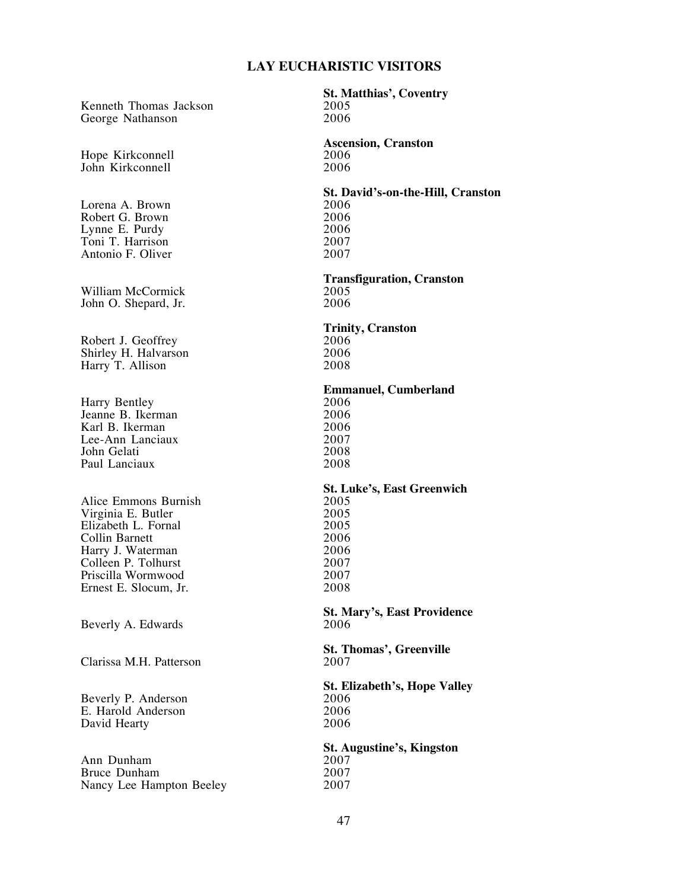## LAY EUCHARISTIC VISITORS

**St. Matthias', Coventry**

| Name | Year |
|---|---|
| Kenneth Thomas Jackson | 2005 |
| George Nathanson | 2006 |

**Ascension, Cranston**

| Name | Year |
|---|---|
| Hope Kirkconnell | 2006 |
| John Kirkconnell | 2006 |

**St. David's-on-the-Hill, Cranston**

| Name | Year |
|---|---|
| Lorena A. Brown | 2006 |
| Robert G. Brown | 2006 |
| Lynne E. Purdy | 2006 |
| Toni T. Harrison | 2007 |
| Antonio F. Oliver | 2007 |

**Transfiguration, Cranston**

| Name | Year |
|---|---|
| William McCormick | 2005 |
| John O. Shepard, Jr. | 2006 |

**Trinity, Cranston**

| Name | Year |
|---|---|
| Robert J. Geoffrey | 2006 |
| Shirley H. Halvarson | 2006 |
| Harry T. Allison | 2008 |

**Emmanuel, Cumberland**

| Name | Year |
|---|---|
| Harry Bentley | 2006 |
| Jeanne B. Ikerman | 2006 |
| Karl B. Ikerman | 2006 |
| Lee-Ann Lanciaux | 2007 |
| John Gelati | 2008 |
| Paul Lanciaux | 2008 |

**St. Luke's, East Greenwich**

| Name | Year |
|---|---|
| Alice Emmons Burnish | 2005 |
| Virginia E. Butler | 2005 |
| Elizabeth L. Fornal | 2005 |
| Collin Barnett | 2006 |
| Harry J. Waterman | 2006 |
| Colleen P. Tolhurst | 2007 |
| Priscilla Wormwood | 2007 |
| Ernest E. Slocum, Jr. | 2008 |

**St. Mary's, East Providence**

| Name | Year |
|---|---|
| Beverly A. Edwards | 2006 |

**St. Thomas', Greenville**

| Name | Year |
|---|---|
| Clarissa M.H. Patterson | 2007 |

**St. Elizabeth's, Hope Valley**

| Name | Year |
|---|---|
| Beverly P. Anderson | 2006 |
| E. Harold Anderson | 2006 |
| David Hearty | 2006 |

**St. Augustine's, Kingston**

| Name | Year |
|---|---|
| Ann Dunham | 2007 |
| Bruce Dunham | 2007 |
| Nancy Lee Hampton Beeley | 2007 |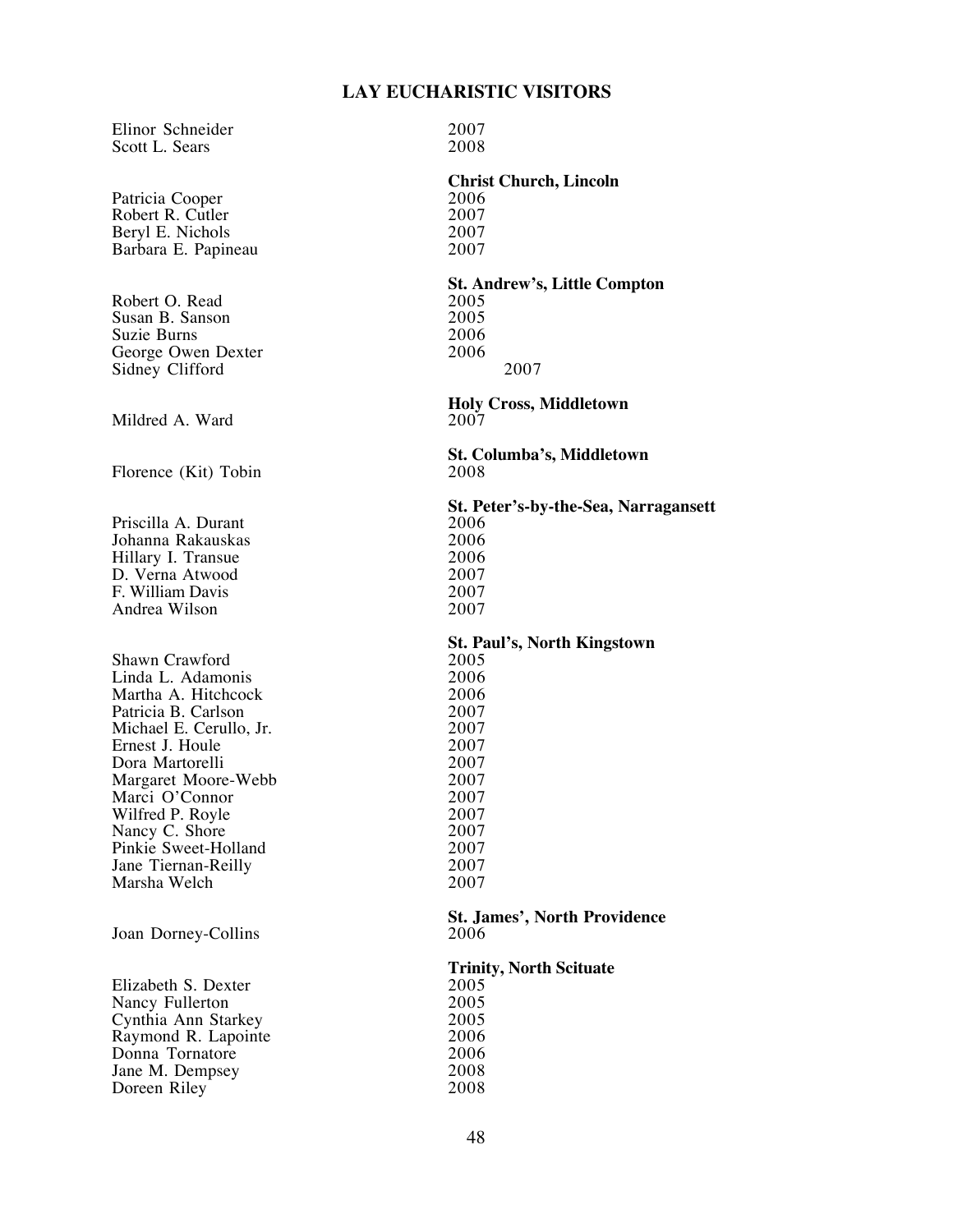## LAY EUCHARISTIC VISITORS

| | |
|---|---|
| Elinor Schneider | 2007 |
| Scott L. Sears | 2008 |
| | **Christ Church, Lincoln** |
| Patricia Cooper | 2006 |
| Robert R. Cutler | 2007 |
| Beryl E. Nichols | 2007 |
| Barbara E. Papineau | 2007 |
| | **St. Andrew's, Little Compton** |
| Robert O. Read | 2005 |
| Susan B. Sanson | 2005 |
| Suzie Burns | 2006 |
| George Owen Dexter | 2006 |
| Sidney Clifford | 2007 |
| | **Holy Cross, Middletown** |
| Mildred A. Ward | 2007 |
| | **St. Columba's, Middletown** |
| Florence (Kit) Tobin | 2008 |
| | **St. Peter's-by-the-Sea, Narragansett** |
| Priscilla A. Durant | 2006 |
| Johanna Rakauskas | 2006 |
| Hillary I. Transue | 2006 |
| D. Verna Atwood | 2007 |
| F. William Davis | 2007 |
| Andrea Wilson | 2007 |
| | **St. Paul's, North Kingstown** |
| Shawn Crawford | 2005 |
| Linda L. Adamonis | 2006 |
| Martha A. Hitchcock | 2006 |
| Patricia B. Carlson | 2007 |
| Michael E. Cerullo, Jr. | 2007 |
| Ernest J. Houle | 2007 |
| Dora Martorelli | 2007 |
| Margaret Moore-Webb | 2007 |
| Marci O'Connor | 2007 |
| Wilfred P. Royle | 2007 |
| Nancy C. Shore | 2007 |
| Pinkie Sweet-Holland | 2007 |
| Jane Tiernan-Reilly | 2007 |
| Marsha Welch | 2007 |
| | **St. James', North Providence** |
| Joan Dorney-Collins | 2006 |
| | **Trinity, North Scituate** |
| Elizabeth S. Dexter | 2005 |
| Nancy Fullerton | 2005 |
| Cynthia Ann Starkey | 2005 |
| Raymond R. Lapointe | 2006 |
| Donna Tornatore | 2006 |
| Jane M. Dempsey | 2008 |
| Doreen Riley | 2008 |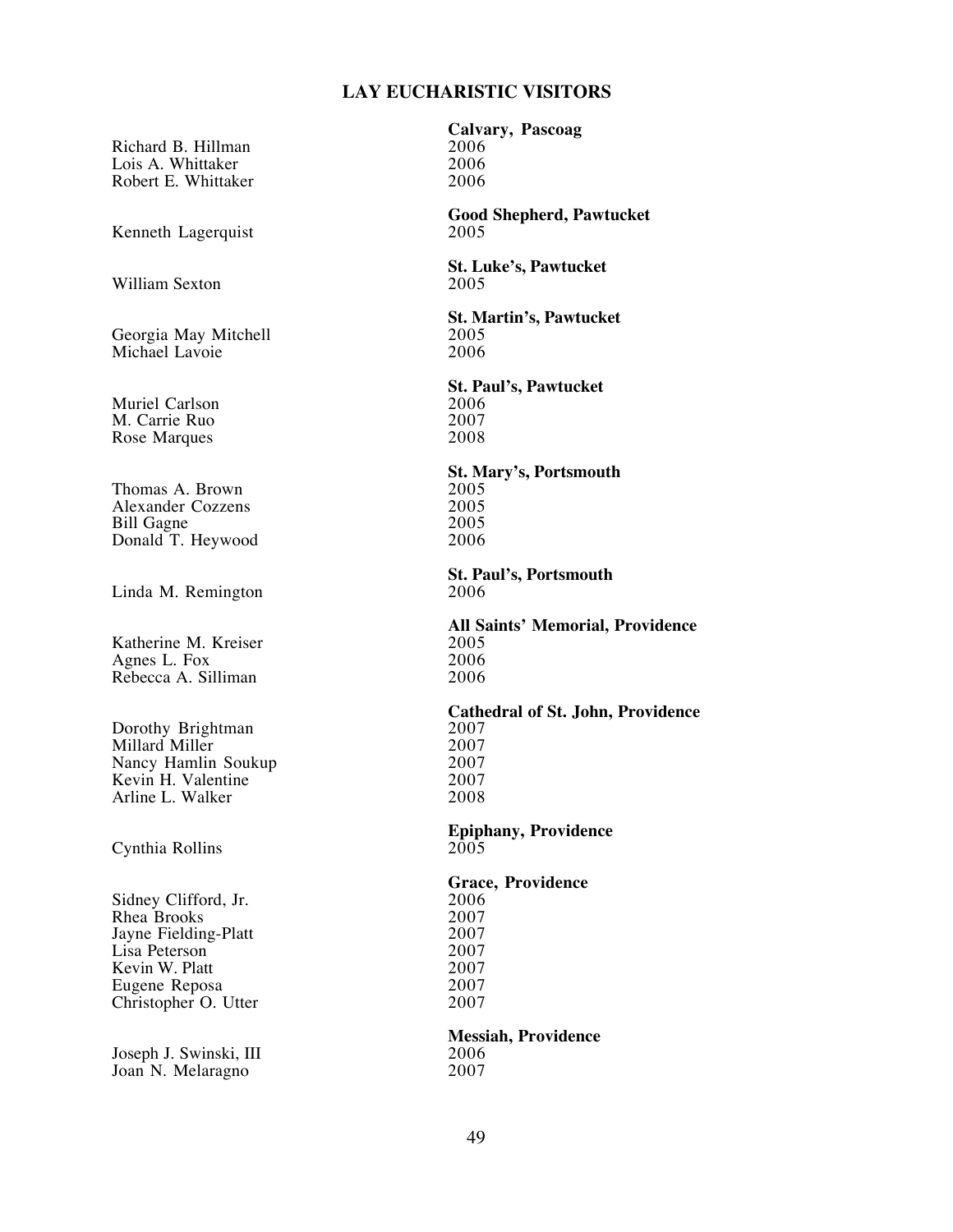## LAY EUCHARISTIC VISITORS

| | |
|---|---|
| | **Calvary, Pascoag** |
| Richard B. Hillman | 2006 |
| Lois A. Whittaker | 2006 |
| Robert E. Whittaker | 2006 |
| | **Good Shepherd, Pawtucket** |
| Kenneth Lagerquist | 2005 |
| | **St. Luke's, Pawtucket** |
| William Sexton | 2005 |
| | **St. Martin's, Pawtucket** |
| Georgia May Mitchell | 2005 |
| Michael Lavoie | 2006 |
| | **St. Paul's, Pawtucket** |
| Muriel Carlson | 2006 |
| M. Carrie Ruo | 2007 |
| Rose Marques | 2008 |
| | **St. Mary's, Portsmouth** |
| Thomas A. Brown | 2005 |
| Alexander Cozzens | 2005 |
| Bill Gagne | 2005 |
| Donald T. Heywood | 2006 |
| | **St. Paul's, Portsmouth** |
| Linda M. Remington | 2006 |
| | **All Saints' Memorial, Providence** |
| Katherine M. Kreiser | 2005 |
| Agnes L. Fox | 2006 |
| Rebecca A. Silliman | 2006 |
| | **Cathedral of St. John, Providence** |
| Dorothy Brightman | 2007 |
| Millard Miller | 2007 |
| Nancy Hamlin Soukup | 2007 |
| Kevin H. Valentine | 2007 |
| Arline L. Walker | 2008 |
| | **Epiphany, Providence** |
| Cynthia Rollins | 2005 |
| | **Grace, Providence** |
| Sidney Clifford, Jr. | 2006 |
| Rhea Brooks | 2007 |
| Jayne Fielding-Platt | 2007 |
| Lisa Peterson | 2007 |
| Kevin W. Platt | 2007 |
| Eugene Reposa | 2007 |
| Christopher O. Utter | 2007 |
| | **Messiah, Providence** |
| Joseph J. Swinski, III | 2006 |
| Joan N. Melaragno | 2007 |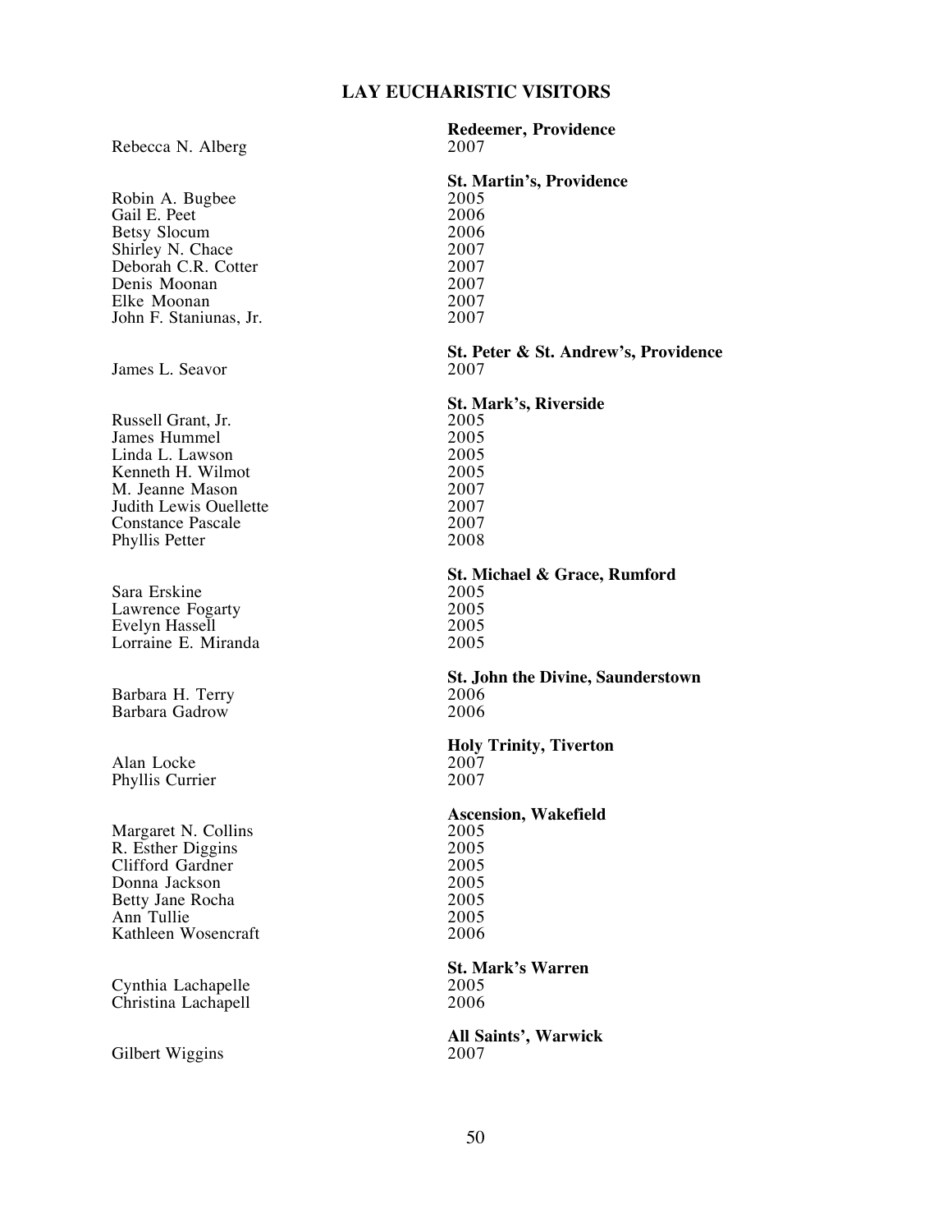# LAY EUCHARISTIC VISITORS

**Redeemer, Providence**

| | |
|---|---|
| Rebecca N. Alberg | 2007 |

**St. Martin's, Providence**

| | |
|---|---|
| Robin A. Bugbee | 2005 |
| Gail E. Peet | 2006 |
| Betsy Slocum | 2006 |
| Shirley N. Chace | 2007 |
| Deborah C.R. Cotter | 2007 |
| Denis Moonan | 2007 |
| Elke Moonan | 2007 |
| John F. Staniunas, Jr. | 2007 |

**St. Peter & St. Andrew's, Providence**

| | |
|---|---|
| James L. Seavor | 2007 |

**St. Mark's, Riverside**

| | |
|---|---|
| Russell Grant, Jr. | 2005 |
| James Hummel | 2005 |
| Linda L. Lawson | 2005 |
| Kenneth H. Wilmot | 2005 |
| M. Jeanne Mason | 2007 |
| Judith Lewis Ouellette | 2007 |
| Constance Pascale | 2007 |
| Phyllis Petter | 2008 |

**St. Michael & Grace, Rumford**

| | |
|---|---|
| Sara Erskine | 2005 |
| Lawrence Fogarty | 2005 |
| Evelyn Hassell | 2005 |
| Lorraine E. Miranda | 2005 |

**St. John the Divine, Saunderstown**

| | |
|---|---|
| Barbara H. Terry | 2006 |
| Barbara Gadrow | 2006 |

**Holy Trinity, Tiverton**

| | |
|---|---|
| Alan Locke | 2007 |
| Phyllis Currier | 2007 |

**Ascension, Wakefield**

| | |
|---|---|
| Margaret N. Collins | 2005 |
| R. Esther Diggins | 2005 |
| Clifford Gardner | 2005 |
| Donna Jackson | 2005 |
| Betty Jane Rocha | 2005 |
| Ann Tullie | 2005 |
| Kathleen Wosencraft | 2006 |

**St. Mark's Warren**

| | |
|---|---|
| Cynthia Lachapelle | 2005 |
| Christina Lachapell | 2006 |

**All Saints', Warwick**

| | |
|---|---|
| Gilbert Wiggins | 2007 |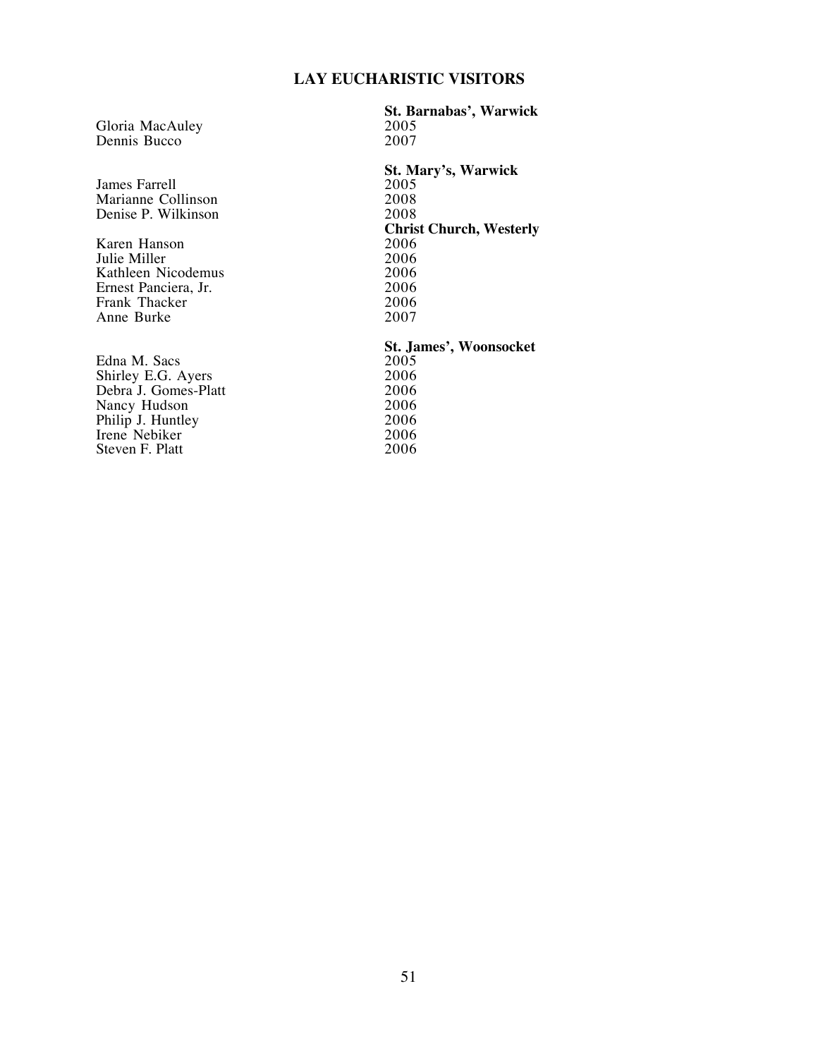# LAY EUCHARISTIC VISITORS

| | **St. Barnabas', Warwick** |
|---|---|
| Gloria MacAuley | 2005 |
| Dennis Bucco | 2007 |
| | **St. Mary's, Warwick** |
| James Farrell | 2005 |
| Marianne Collinson | 2008 |
| Denise P. Wilkinson | 2008 |
| | **Christ Church, Westerly** |
| Karen Hanson | 2006 |
| Julie Miller | 2006 |
| Kathleen Nicodemus | 2006 |
| Ernest Panciera, Jr. | 2006 |
| Frank Thacker | 2006 |
| Anne Burke | 2007 |
| | **St. James', Woonsocket** |
| Edna M. Sacs | 2005 |
| Shirley E.G. Ayers | 2006 |
| Debra J. Gomes-Platt | 2006 |
| Nancy Hudson | 2006 |
| Philip J. Huntley | 2006 |
| Irene Nebiker | 2006 |
| Steven F. Platt | 2006 |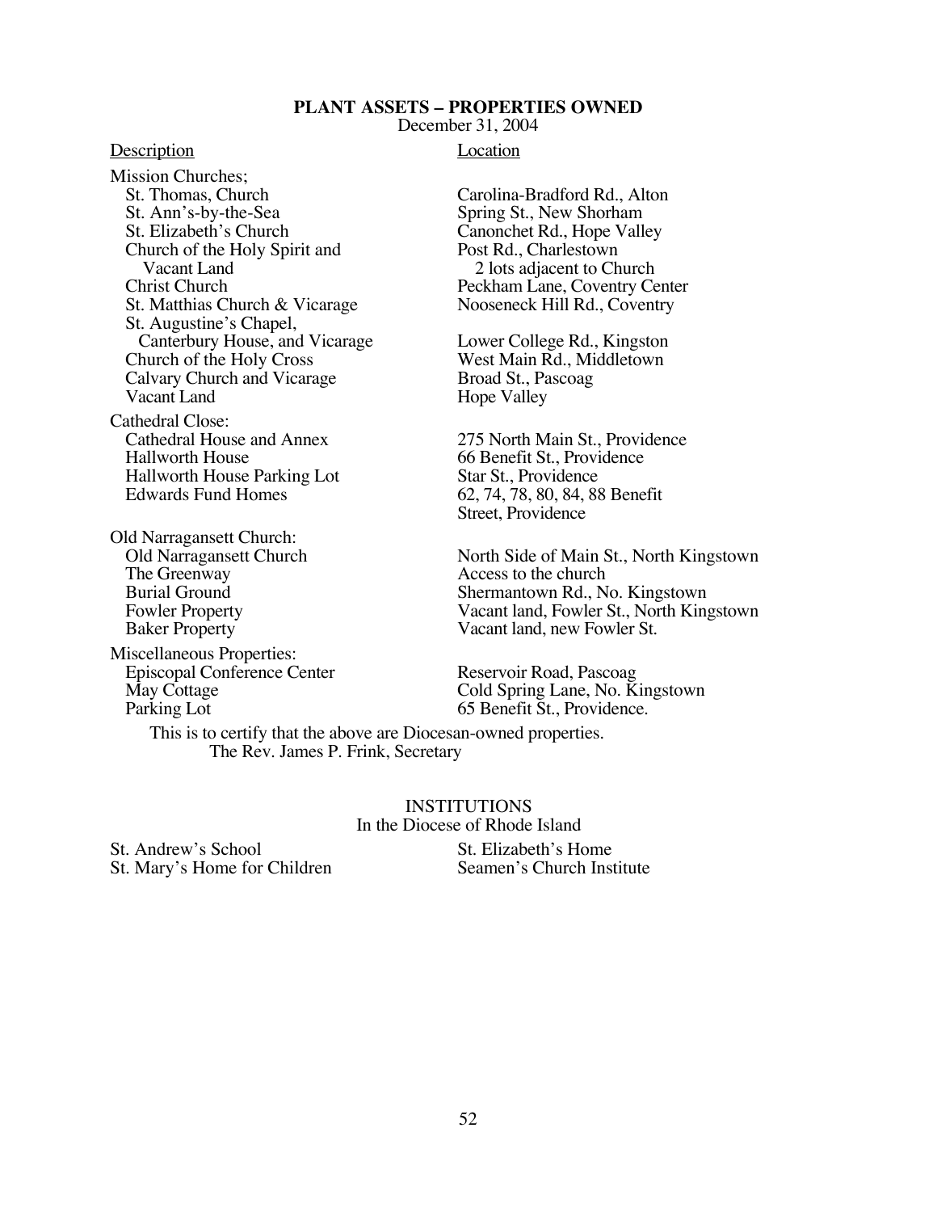## PLANT ASSETS – PROPERTIES OWNED

December 31, 2004

| Description | Location |
|---|---|
| **Mission Churches;** | |
| St. Thomas, Church | Carolina-Bradford Rd., Alton |
| St. Ann's-by-the-Sea | Spring St., New Shorham |
| St. Elizabeth's Church | Canonchet Rd., Hope Valley |
| Church of the Holy Spirit and Vacant Land | Post Rd., Charlestown 2 lots adjacent to Church |
| Christ Church | Peckham Lane, Coventry Center |
| St. Matthias Church & Vicarage | Nooseneck Hill Rd., Coventry |
| St. Augustine's Chapel, Canterbury House, and Vicarage | Lower College Rd., Kingston |
| Church of the Holy Cross | West Main Rd., Middletown |
| Calvary Church and Vicarage | Broad St., Pascoag |
| Vacant Land | Hope Valley |
| **Cathedral Close:** | |
| Cathedral House and Annex | 275 North Main St., Providence |
| Hallworth House | 66 Benefit St., Providence |
| Hallworth House Parking Lot | Star St., Providence |
| Edwards Fund Homes | 62, 74, 78, 80, 84, 88 Benefit Street, Providence |
| **Old Narragansett Church:** | |
| Old Narragansett Church | North Side of Main St., North Kingstown |
| The Greenway | Access to the church |
| Burial Ground | Shermantown Rd., No. Kingstown |
| Fowler Property | Vacant land, Fowler St., North Kingstown |
| Baker Property | Vacant land, new Fowler St. |
| **Miscellaneous Properties:** | |
| Episcopal Conference Center | Reservoir Road, Pascoag |
| May Cottage | Cold Spring Lane, No. Kingstown |
| Parking Lot | 65 Benefit St., Providence. |

This is to certify that the above are Diocesan-owned properties.
The Rev. James P. Frink, Secretary

## INSTITUTIONS

In the Diocese of Rhode Island

St. Andrew's School
St. Mary's Home for Children
St. Elizabeth's Home
Seamen's Church Institute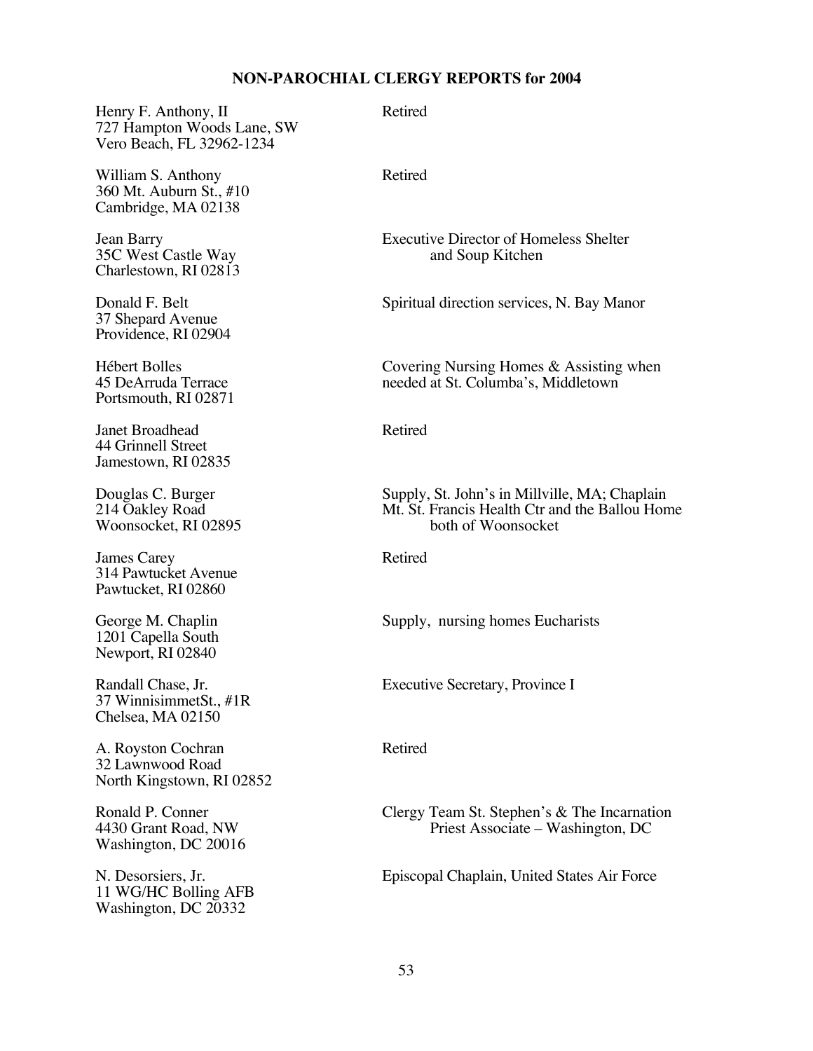## NON-PAROCHIAL CLERGY REPORTS for 2004

| Name / Address | Position |
|---|---|
| Henry F. Anthony, II<br>727 Hampton Woods Lane, SW<br>Vero Beach, FL 32962-1234 | Retired |
| William S. Anthony<br>360 Mt. Auburn St., #10<br>Cambridge, MA 02138 | Retired |
| Jean Barry<br>35C West Castle Way<br>Charlestown, RI 02813 | Executive Director of Homeless Shelter and Soup Kitchen |
| Donald F. Belt<br>37 Shepard Avenue<br>Providence, RI 02904 | Spiritual direction services, N. Bay Manor |
| Hébert Bolles<br>45 DeArruda Terrace<br>Portsmouth, RI 02871 | Covering Nursing Homes & Assisting when needed at St. Columba's, Middletown |
| Janet Broadhead<br>44 Grinnell Street<br>Jamestown, RI 02835 | Retired |
| Douglas C. Burger<br>214 Oakley Road<br>Woonsocket, RI 02895 | Supply, St. John's in Millville, MA; Chaplain Mt. St. Francis Health Ctr and the Ballou Home both of Woonsocket |
| James Carey<br>314 Pawtucket Avenue<br>Pawtucket, RI 02860 | Retired |
| George M. Chaplin<br>1201 Capella South<br>Newport, RI 02840 | Supply, nursing homes Eucharists |
| Randall Chase, Jr.<br>37 WinnisimmetSt., #1R<br>Chelsea, MA 02150 | Executive Secretary, Province I |
| A. Royston Cochran<br>32 Lawnwood Road<br>North Kingstown, RI 02852 | Retired |
| Ronald P. Conner<br>4430 Grant Road, NW<br>Washington, DC 20016 | Clergy Team St. Stephen's & The Incarnation Priest Associate – Washington, DC |
| N. Desorsiers, Jr.<br>11 WG/HC Bolling AFB<br>Washington, DC 20332 | Episcopal Chaplain, United States Air Force |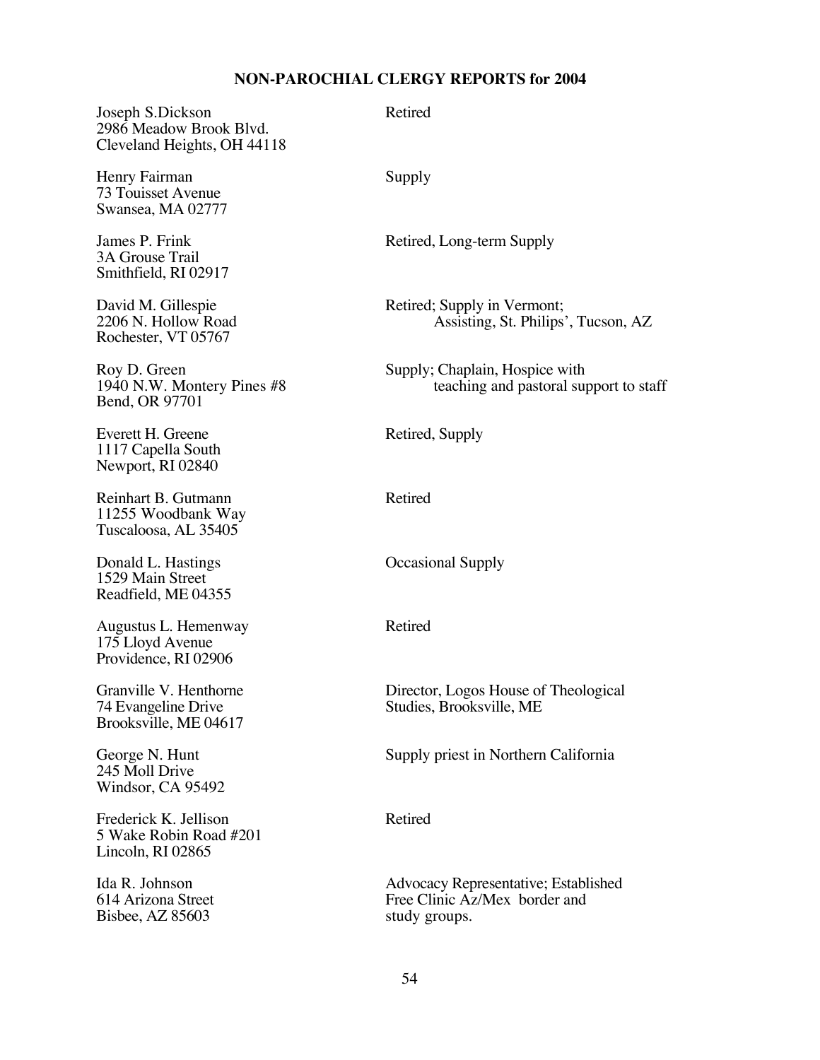## NON-PAROCHIAL CLERGY REPORTS for 2004

| | |
|---|---|
| Joseph S.Dickson<br>2986 Meadow Brook Blvd.<br>Cleveland Heights, OH 44118 | Retired |
| Henry Fairman<br>73 Touisset Avenue<br>Swansea, MA 02777 | Supply |
| James P. Frink<br>3A Grouse Trail<br>Smithfield, RI 02917 | Retired, Long-term Supply |
| David M. Gillespie<br>2206 N. Hollow Road<br>Rochester, VT 05767 | Retired; Supply in Vermont;<br>Assisting, St. Philips', Tucson, AZ |
| Roy D. Green<br>1940 N.W. Montery Pines #8<br>Bend, OR 97701 | Supply; Chaplain, Hospice with<br>teaching and pastoral support to staff |
| Everett H. Greene<br>1117 Capella South<br>Newport, RI 02840 | Retired, Supply |
| Reinhart B. Gutmann<br>11255 Woodbank Way<br>Tuscaloosa, AL 35405 | Retired |
| Donald L. Hastings<br>1529 Main Street<br>Readfield, ME 04355 | Occasional Supply |
| Augustus L. Hemenway<br>175 Lloyd Avenue<br>Providence, RI 02906 | Retired |
| Granville V. Henthorne<br>74 Evangeline Drive<br>Brooksville, ME 04617 | Director, Logos House of Theological<br>Studies, Brooksville, ME |
| George N. Hunt<br>245 Moll Drive<br>Windsor, CA 95492 | Supply priest in Northern California |
| Frederick K. Jellison<br>5 Wake Robin Road #201<br>Lincoln, RI 02865 | Retired |
| Ida R. Johnson<br>614 Arizona Street<br>Bisbee, AZ 85603 | Advocacy Representative; Established<br>Free Clinic Az/Mex border and<br>study groups. |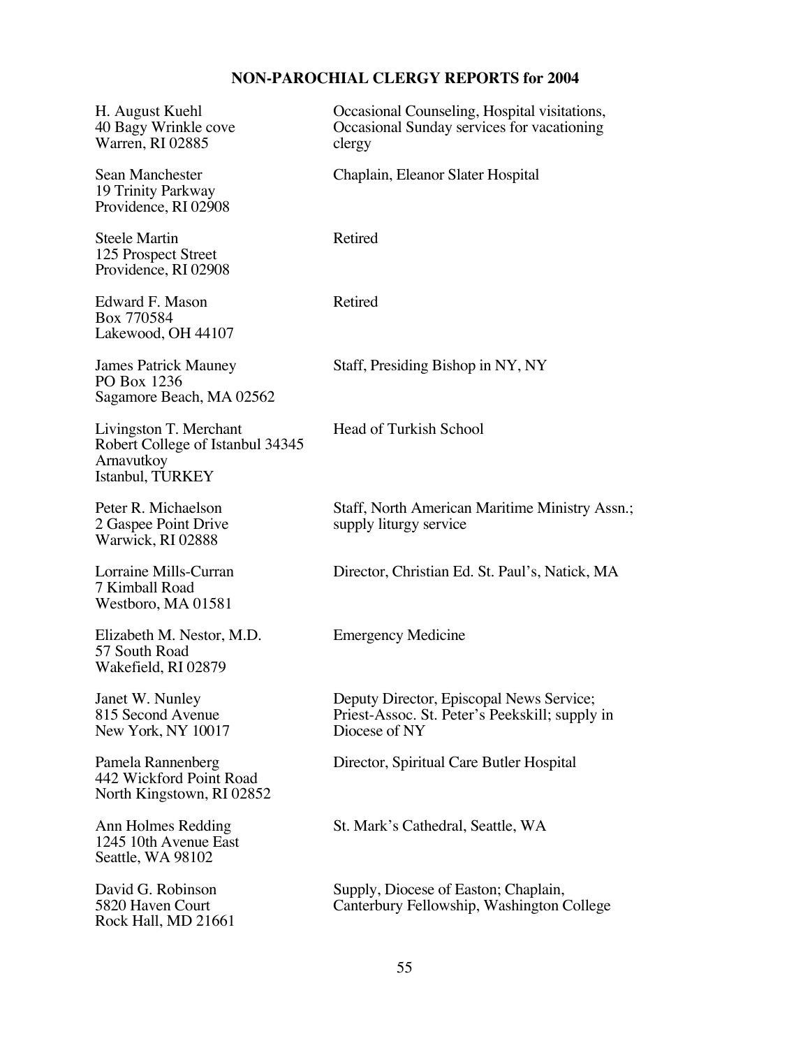## NON-PAROCHIAL CLERGY REPORTS for 2004

| | |
|---|---|
| H. August Kuehl<br>40 Bagy Wrinkle cove<br>Warren, RI 02885 | Occasional Counseling, Hospital visitations, Occasional Sunday services for vacationing clergy |
| Sean Manchester<br>19 Trinity Parkway<br>Providence, RI 02908 | Chaplain, Eleanor Slater Hospital |
| Steele Martin<br>125 Prospect Street<br>Providence, RI 02908 | Retired |
| Edward F. Mason<br>Box 770584<br>Lakewood, OH 44107 | Retired |
| James Patrick Mauney<br>PO Box 1236<br>Sagamore Beach, MA 02562 | Staff, Presiding Bishop in NY, NY |
| Livingston T. Merchant<br>Robert College of Istanbul 34345<br>Arnavutkoy<br>Istanbul, TURKEY | Head of Turkish School |
| Peter R. Michaelson<br>2 Gaspee Point Drive<br>Warwick, RI 02888 | Staff, North American Maritime Ministry Assn.; supply liturgy service |
| Lorraine Mills-Curran<br>7 Kimball Road<br>Westboro, MA 01581 | Director, Christian Ed. St. Paul's, Natick, MA |
| Elizabeth M. Nestor, M.D.<br>57 South Road<br>Wakefield, RI 02879 | Emergency Medicine |
| Janet W. Nunley<br>815 Second Avenue<br>New York, NY 10017 | Deputy Director, Episcopal News Service; Priest-Assoc. St. Peter's Peekskill; supply in Diocese of NY |
| Pamela Rannenberg<br>442 Wickford Point Road<br>North Kingstown, RI 02852 | Director, Spiritual Care Butler Hospital |
| Ann Holmes Redding<br>1245 10th Avenue East<br>Seattle, WA 98102 | St. Mark's Cathedral, Seattle, WA |
| David G. Robinson<br>5820 Haven Court<br>Rock Hall, MD 21661 | Supply, Diocese of Easton; Chaplain, Canterbury Fellowship, Washington College |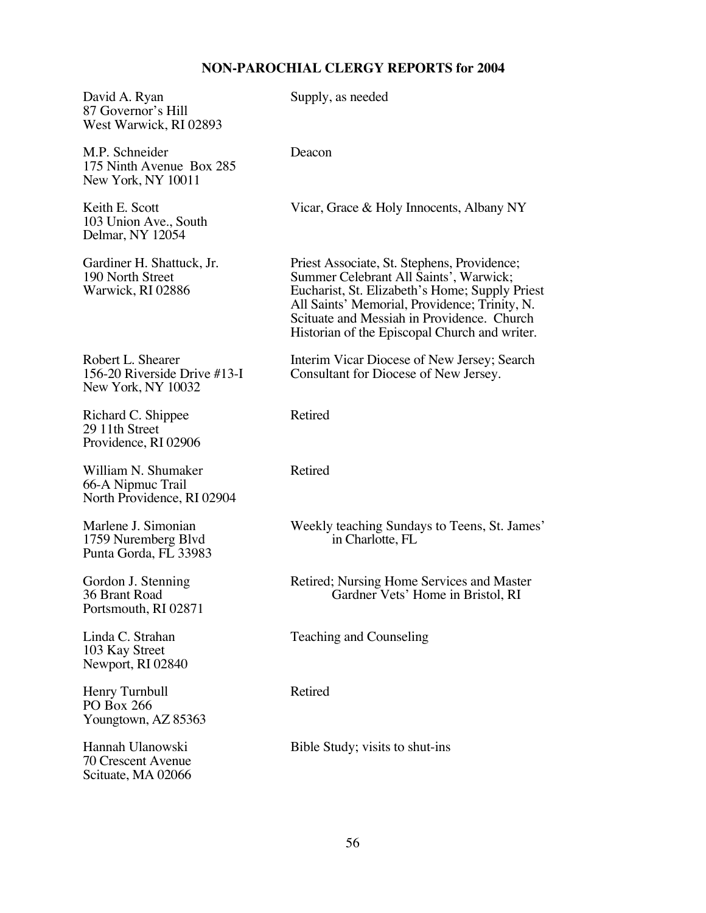## NON-PAROCHIAL CLERGY REPORTS for 2004

| | |
|---|---|
| David A. Ryan<br>87 Governor's Hill<br>West Warwick, RI 02893 | Supply, as needed |
| M.P. Schneider<br>175 Ninth Avenue Box 285<br>New York, NY 10011 | Deacon |
| Keith E. Scott<br>103 Union Ave., South<br>Delmar, NY 12054 | Vicar, Grace & Holy Innocents, Albany NY |
| Gardiner H. Shattuck, Jr.<br>190 North Street<br>Warwick, RI 02886 | Priest Associate, St. Stephens, Providence; Summer Celebrant All Saints', Warwick; Eucharist, St. Elizabeth's Home; Supply Priest All Saints' Memorial, Providence; Trinity, N. Scituate and Messiah in Providence. Church Historian of the Episcopal Church and writer. |
| Robert L. Shearer<br>156-20 Riverside Drive #13-I<br>New York, NY 10032 | Interim Vicar Diocese of New Jersey; Search Consultant for Diocese of New Jersey. |
| Richard C. Shippee<br>29 11th Street<br>Providence, RI 02906 | Retired |
| William N. Shumaker<br>66-A Nipmuc Trail<br>North Providence, RI 02904 | Retired |
| Marlene J. Simonian<br>1759 Nuremberg Blvd<br>Punta Gorda, FL 33983 | Weekly teaching Sundays to Teens, St. James' in Charlotte, FL |
| Gordon J. Stenning<br>36 Brant Road<br>Portsmouth, RI 02871 | Retired; Nursing Home Services and Master Gardner Vets' Home in Bristol, RI |
| Linda C. Strahan<br>103 Kay Street<br>Newport, RI 02840 | Teaching and Counseling |
| Henry Turnbull<br>PO Box 266<br>Youngtown, AZ 85363 | Retired |
| Hannah Ulanowski<br>70 Crescent Avenue<br>Scituate, MA 02066 | Bible Study; visits to shut-ins |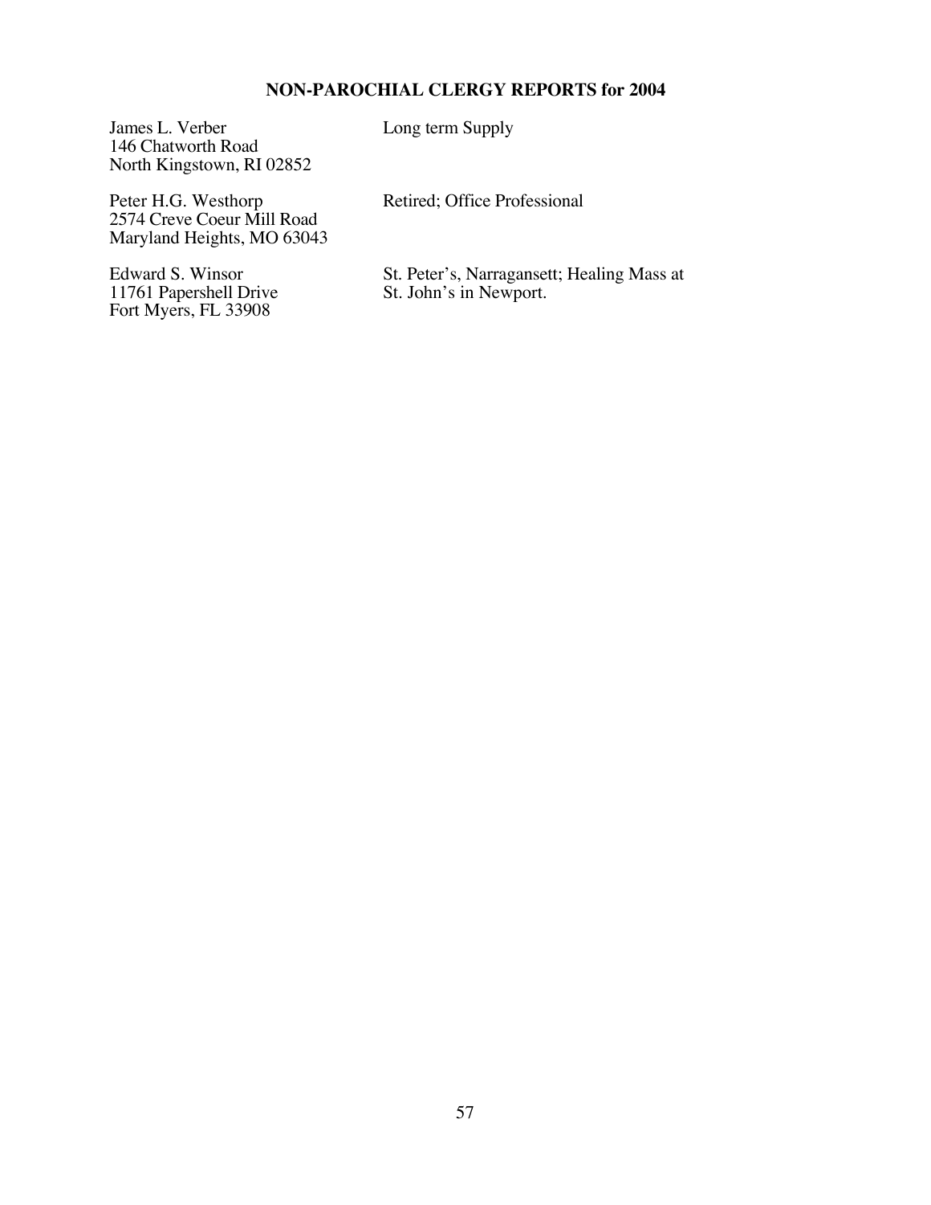## NON-PAROCHIAL CLERGY REPORTS for 2004

James L. Verber
146 Chatworth Road
North Kingstown, RI 02852

Long term Supply

Peter H.G. Westhorp
2574 Creve Coeur Mill Road
Maryland Heights, MO 63043

Retired; Office Professional

Edward S. Winsor
11761 Papershell Drive
Fort Myers, FL 33908

St. Peter's, Narragansett; Healing Mass at St. John's in Newport.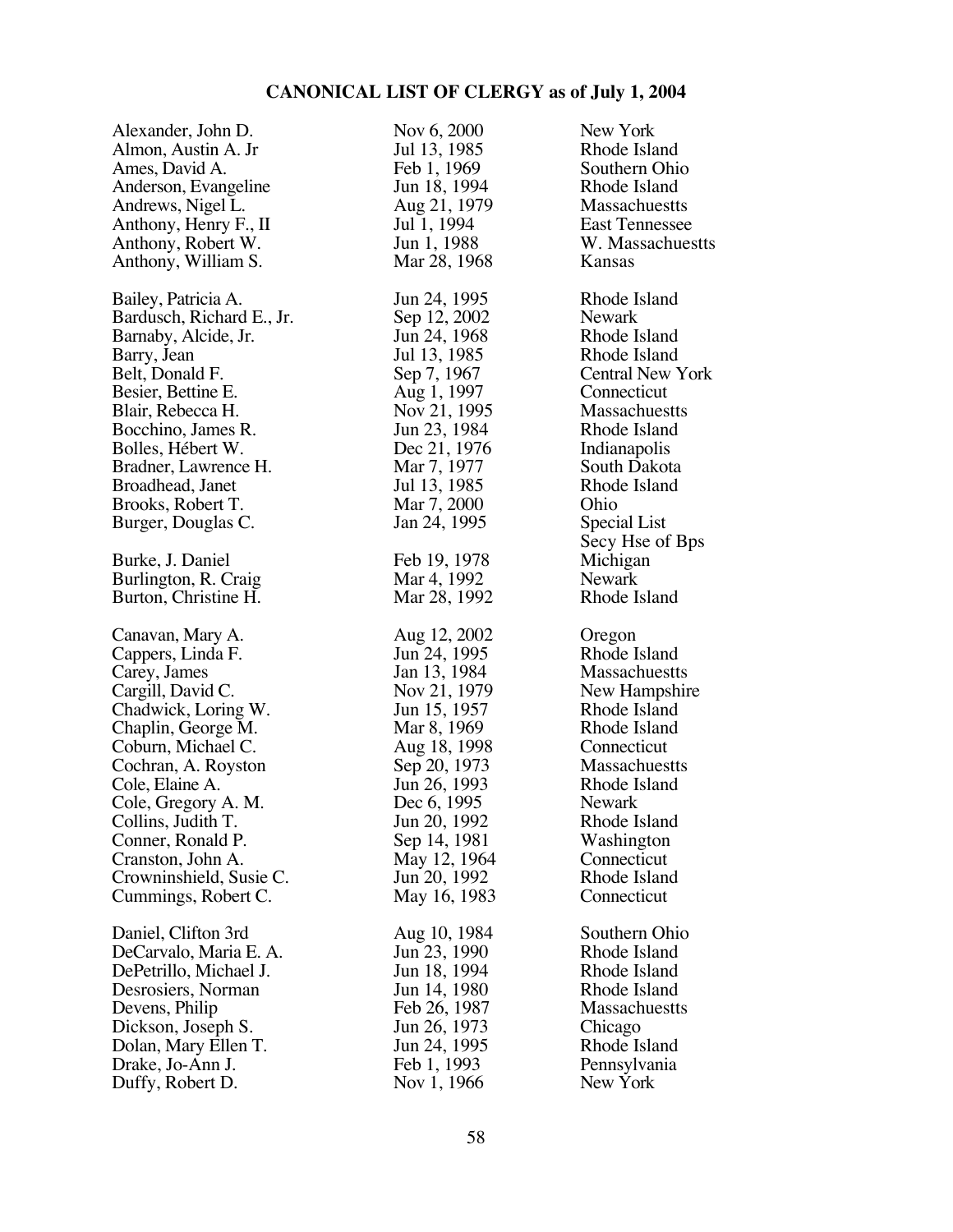# CANONICAL LIST OF CLERGY as of July 1, 2004

| | | |
|---|---|---|
| Alexander, John D. | Nov 6, 2000 | New York |
| Almon, Austin A. Jr | Jul 13, 1985 | Rhode Island |
| Ames, David A. | Feb 1, 1969 | Southern Ohio |
| Anderson, Evangeline | Jun 18, 1994 | Rhode Island |
| Andrews, Nigel L. | Aug 21, 1979 | Massachuestts |
| Anthony, Henry F., II | Jul 1, 1994 | East Tennessee |
| Anthony, Robert W. | Jun 1, 1988 | W. Massachuestts |
| Anthony, William S. | Mar 28, 1968 | Kansas |
| | | |
| Bailey, Patricia A. | Jun 24, 1995 | Rhode Island |
| Bardusch, Richard E., Jr. | Sep 12, 2002 | Newark |
| Barnaby, Alcide, Jr. | Jun 24, 1968 | Rhode Island |
| Barry, Jean | Jul 13, 1985 | Rhode Island |
| Belt, Donald F. | Sep 7, 1967 | Central New York |
| Besier, Bettine E. | Aug 1, 1997 | Connecticut |
| Blair, Rebecca H. | Nov 21, 1995 | Massachuestts |
| Bocchino, James R. | Jun 23, 1984 | Rhode Island |
| Bolles, Hébert W. | Dec 21, 1976 | Indianapolis |
| Bradner, Lawrence H. | Mar 7, 1977 | South Dakota |
| Broadhead, Janet | Jul 13, 1985 | Rhode Island |
| Brooks, Robert T. | Mar 7, 2000 | Ohio |
| Burger, Douglas C. | Jan 24, 1995 | Special List Secy Hse of Bps |
| Burke, J. Daniel | Feb 19, 1978 | Michigan |
| Burlington, R. Craig | Mar 4, 1992 | Newark |
| Burton, Christine H. | Mar 28, 1992 | Rhode Island |
| | | |
| Canavan, Mary A. | Aug 12, 2002 | Oregon |
| Cappers, Linda F. | Jun 24, 1995 | Rhode Island |
| Carey, James | Jan 13, 1984 | Massachuestts |
| Cargill, David C. | Nov 21, 1979 | New Hampshire |
| Chadwick, Loring W. | Jun 15, 1957 | Rhode Island |
| Chaplin, George M. | Mar 8, 1969 | Rhode Island |
| Coburn, Michael C. | Aug 18, 1998 | Connecticut |
| Cochran, A. Royston | Sep 20, 1973 | Massachuestts |
| Cole, Elaine A. | Jun 26, 1993 | Rhode Island |
| Cole, Gregory A. M. | Dec 6, 1995 | Newark |
| Collins, Judith T. | Jun 20, 1992 | Rhode Island |
| Conner, Ronald P. | Sep 14, 1981 | Washington |
| Cranston, John A. | May 12, 1964 | Connecticut |
| Crowninshield, Susie C. | Jun 20, 1992 | Rhode Island |
| Cummings, Robert C. | May 16, 1983 | Connecticut |
| | | |
| Daniel, Clifton 3rd | Aug 10, 1984 | Southern Ohio |
| DeCarvalo, Maria E. A. | Jun 23, 1990 | Rhode Island |
| DePetrillo, Michael J. | Jun 18, 1994 | Rhode Island |
| Desrosiers, Norman | Jun 14, 1980 | Rhode Island |
| Devens, Philip | Feb 26, 1987 | Massachuestts |
| Dickson, Joseph S. | Jun 26, 1973 | Chicago |
| Dolan, Mary Ellen T. | Jun 24, 1995 | Rhode Island |
| Drake, Jo-Ann J. | Feb 1, 1993 | Pennsylvania |
| Duffy, Robert D. | Nov 1, 1966 | New York |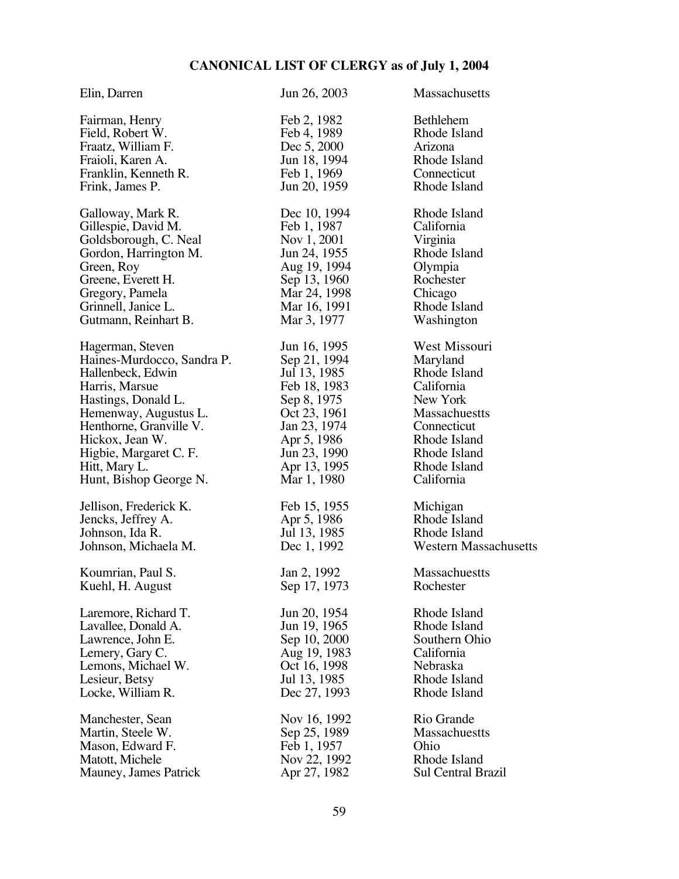# CANONICAL LIST OF CLERGY as of July 1, 2004

| | | |
|---|---|---|
| Elin, Darren | Jun 26, 2003 | Massachusetts |
| | | |
| Fairman, Henry | Feb 2, 1982 | Bethlehem |
| Field, Robert W. | Feb 4, 1989 | Rhode Island |
| Fraatz, William F. | Dec 5, 2000 | Arizona |
| Fraioli, Karen A. | Jun 18, 1994 | Rhode Island |
| Franklin, Kenneth R. | Feb 1, 1969 | Connecticut |
| Frink, James P. | Jun 20, 1959 | Rhode Island |
| | | |
| Galloway, Mark R. | Dec 10, 1994 | Rhode Island |
| Gillespie, David M. | Feb 1, 1987 | California |
| Goldsborough, C. Neal | Nov 1, 2001 | Virginia |
| Gordon, Harrington M. | Jun 24, 1955 | Rhode Island |
| Green, Roy | Aug 19, 1994 | Olympia |
| Greene, Everett H. | Sep 13, 1960 | Rochester |
| Gregory, Pamela | Mar 24, 1998 | Chicago |
| Grinnell, Janice L. | Mar 16, 1991 | Rhode Island |
| Gutmann, Reinhart B. | Mar 3, 1977 | Washington |
| | | |
| Hagerman, Steven | Jun 16, 1995 | West Missouri |
| Haines-Murdocco, Sandra P. | Sep 21, 1994 | Maryland |
| Hallenbeck, Edwin | Jul 13, 1985 | Rhode Island |
| Harris, Marsue | Feb 18, 1983 | California |
| Hastings, Donald L. | Sep 8, 1975 | New York |
| Hemenway, Augustus L. | Oct 23, 1961 | Massachuestts |
| Henthorne, Granville V. | Jan 23, 1974 | Connecticut |
| Hickox, Jean W. | Apr 5, 1986 | Rhode Island |
| Higbie, Margaret C. F. | Jun 23, 1990 | Rhode Island |
| Hitt, Mary L. | Apr 13, 1995 | Rhode Island |
| Hunt, Bishop George N. | Mar 1, 1980 | California |
| | | |
| Jellison, Frederick K. | Feb 15, 1955 | Michigan |
| Jencks, Jeffrey A. | Apr 5, 1986 | Rhode Island |
| Johnson, Ida R. | Jul 13, 1985 | Rhode Island |
| Johnson, Michaela M. | Dec 1, 1992 | Western Massachusetts |
| | | |
| Koumrian, Paul S. | Jan 2, 1992 | Massachuestts |
| Kuehl, H. August | Sep 17, 1973 | Rochester |
| | | |
| Laremore, Richard T. | Jun 20, 1954 | Rhode Island |
| Lavallee, Donald A. | Jun 19, 1965 | Rhode Island |
| Lawrence, John E. | Sep 10, 2000 | Southern Ohio |
| Lemery, Gary C. | Aug 19, 1983 | California |
| Lemons, Michael W. | Oct 16, 1998 | Nebraska |
| Lesieur, Betsy | Jul 13, 1985 | Rhode Island |
| Locke, William R. | Dec 27, 1993 | Rhode Island |
| | | |
| Manchester, Sean | Nov 16, 1992 | Rio Grande |
| Martin, Steele W. | Sep 25, 1989 | Massachuestts |
| Mason, Edward F. | Feb 1, 1957 | Ohio |
| Matott, Michele | Nov 22, 1992 | Rhode Island |
| Mauney, James Patrick | Apr 27, 1982 | Sul Central Brazil |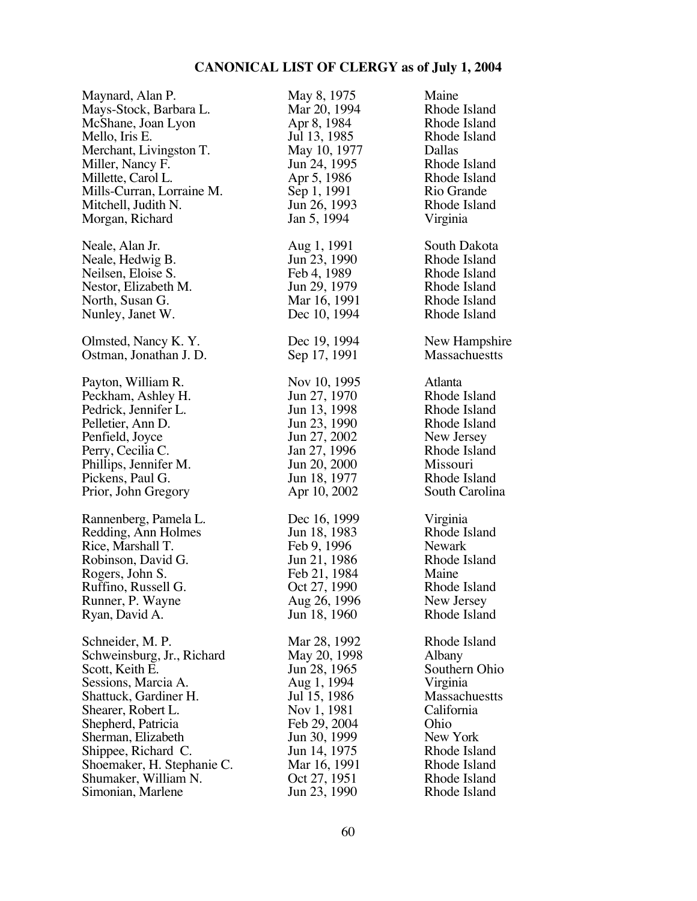# CANONICAL LIST OF CLERGY as of July 1, 2004

| | | |
|---|---|---|
| Maynard, Alan P. | May 8, 1975 | Maine |
| Mays-Stock, Barbara L. | Mar 20, 1994 | Rhode Island |
| McShane, Joan Lyon | Apr 8, 1984 | Rhode Island |
| Mello, Iris E. | Jul 13, 1985 | Rhode Island |
| Merchant, Livingston T. | May 10, 1977 | Dallas |
| Miller, Nancy F. | Jun 24, 1995 | Rhode Island |
| Millette, Carol L. | Apr 5, 1986 | Rhode Island |
| Mills-Curran, Lorraine M. | Sep 1, 1991 | Rio Grande |
| Mitchell, Judith N. | Jun 26, 1993 | Rhode Island |
| Morgan, Richard | Jan 5, 1994 | Virginia |
| | | |
| Neale, Alan Jr. | Aug 1, 1991 | South Dakota |
| Neale, Hedwig B. | Jun 23, 1990 | Rhode Island |
| Neilsen, Eloise S. | Feb 4, 1989 | Rhode Island |
| Nestor, Elizabeth M. | Jun 29, 1979 | Rhode Island |
| North, Susan G. | Mar 16, 1991 | Rhode Island |
| Nunley, Janet W. | Dec 10, 1994 | Rhode Island |
| | | |
| Olmsted, Nancy K. Y. | Dec 19, 1994 | New Hampshire |
| Ostman, Jonathan J. D. | Sep 17, 1991 | Massachuestts |
| | | |
| Payton, William R. | Nov 10, 1995 | Atlanta |
| Peckham, Ashley H. | Jun 27, 1970 | Rhode Island |
| Pedrick, Jennifer L. | Jun 13, 1998 | Rhode Island |
| Pelletier, Ann D. | Jun 23, 1990 | Rhode Island |
| Penfield, Joyce | Jun 27, 2002 | New Jersey |
| Perry, Cecilia C. | Jan 27, 1996 | Rhode Island |
| Phillips, Jennifer M. | Jun 20, 2000 | Missouri |
| Pickens, Paul G. | Jun 18, 1977 | Rhode Island |
| Prior, John Gregory | Apr 10, 2002 | South Carolina |
| | | |
| Rannenberg, Pamela L. | Dec 16, 1999 | Virginia |
| Redding, Ann Holmes | Jun 18, 1983 | Rhode Island |
| Rice, Marshall T. | Feb 9, 1996 | Newark |
| Robinson, David G. | Jun 21, 1986 | Rhode Island |
| Rogers, John S. | Feb 21, 1984 | Maine |
| Ruffino, Russell G. | Oct 27, 1990 | Rhode Island |
| Runner, P. Wayne | Aug 26, 1996 | New Jersey |
| Ryan, David A. | Jun 18, 1960 | Rhode Island |
| | | |
| Schneider, M. P. | Mar 28, 1992 | Rhode Island |
| Schweinsburg, Jr., Richard | May 20, 1998 | Albany |
| Scott, Keith E. | Jun 28, 1965 | Southern Ohio |
| Sessions, Marcia A. | Aug 1, 1994 | Virginia |
| Shattuck, Gardiner H. | Jul 15, 1986 | Massachuestts |
| Shearer, Robert L. | Nov 1, 1981 | California |
| Shepherd, Patricia | Feb 29, 2004 | Ohio |
| Sherman, Elizabeth | Jun 30, 1999 | New York |
| Shippee, Richard C. | Jun 14, 1975 | Rhode Island |
| Shoemaker, H. Stephanie C. | Mar 16, 1991 | Rhode Island |
| Shumaker, William N. | Oct 27, 1951 | Rhode Island |
| Simonian, Marlene | Jun 23, 1990 | Rhode Island |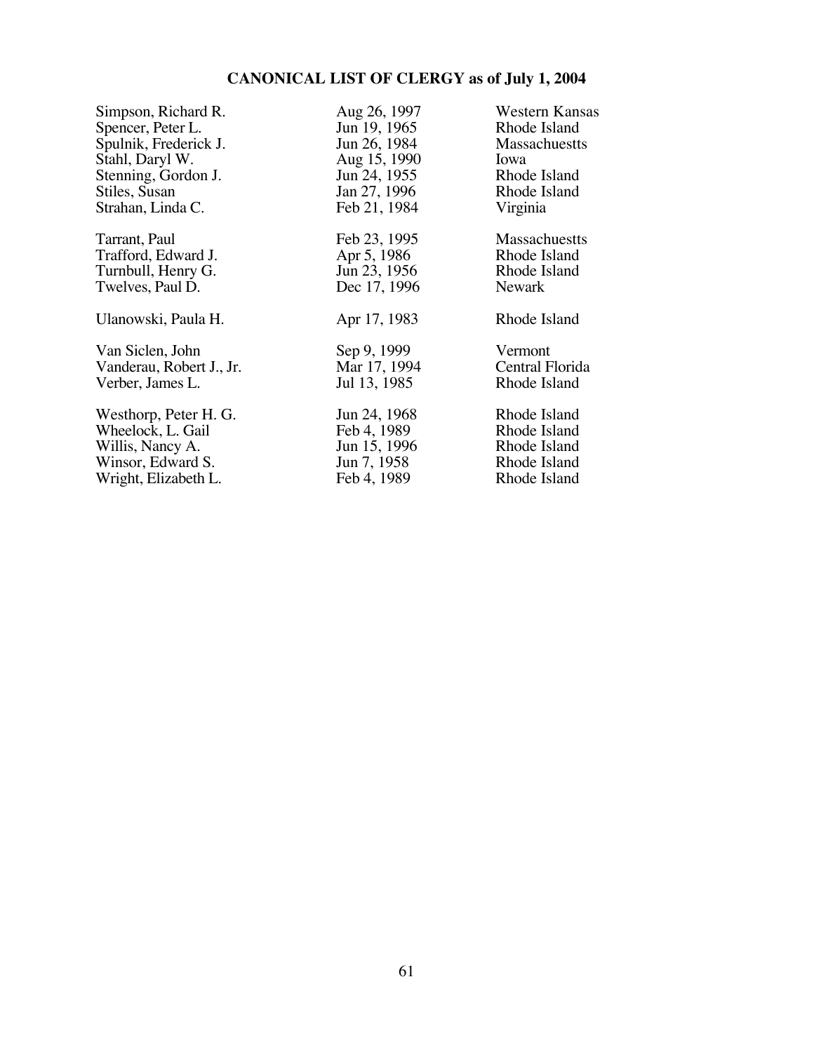**CANONICAL LIST OF CLERGY as of July 1, 2004**

| | | |
|---|---|---|
| Simpson, Richard R. | Aug 26, 1997 | Western Kansas |
| Spencer, Peter L. | Jun 19, 1965 | Rhode Island |
| Spulnik, Frederick J. | Jun 26, 1984 | Massachuestts |
| Stahl, Daryl W. | Aug 15, 1990 | Iowa |
| Stenning, Gordon J. | Jun 24, 1955 | Rhode Island |
| Stiles, Susan | Jan 27, 1996 | Rhode Island |
| Strahan, Linda C. | Feb 21, 1984 | Virginia |
| | | |
| Tarrant, Paul | Feb 23, 1995 | Massachuestts |
| Trafford, Edward J. | Apr 5, 1986 | Rhode Island |
| Turnbull, Henry G. | Jun 23, 1956 | Rhode Island |
| Twelves, Paul D. | Dec 17, 1996 | Newark |
| | | |
| Ulanowski, Paula H. | Apr 17, 1983 | Rhode Island |
| | | |
| Van Siclen, John | Sep 9, 1999 | Vermont |
| Vanderau, Robert J., Jr. | Mar 17, 1994 | Central Florida |
| Verber, James L. | Jul 13, 1985 | Rhode Island |
| | | |
| Westhorp, Peter H. G. | Jun 24, 1968 | Rhode Island |
| Wheelock, L. Gail | Feb 4, 1989 | Rhode Island |
| Willis, Nancy A. | Jun 15, 1996 | Rhode Island |
| Winsor, Edward S. | Jun 7, 1958 | Rhode Island |
| Wright, Elizabeth L. | Feb 4, 1989 | Rhode Island |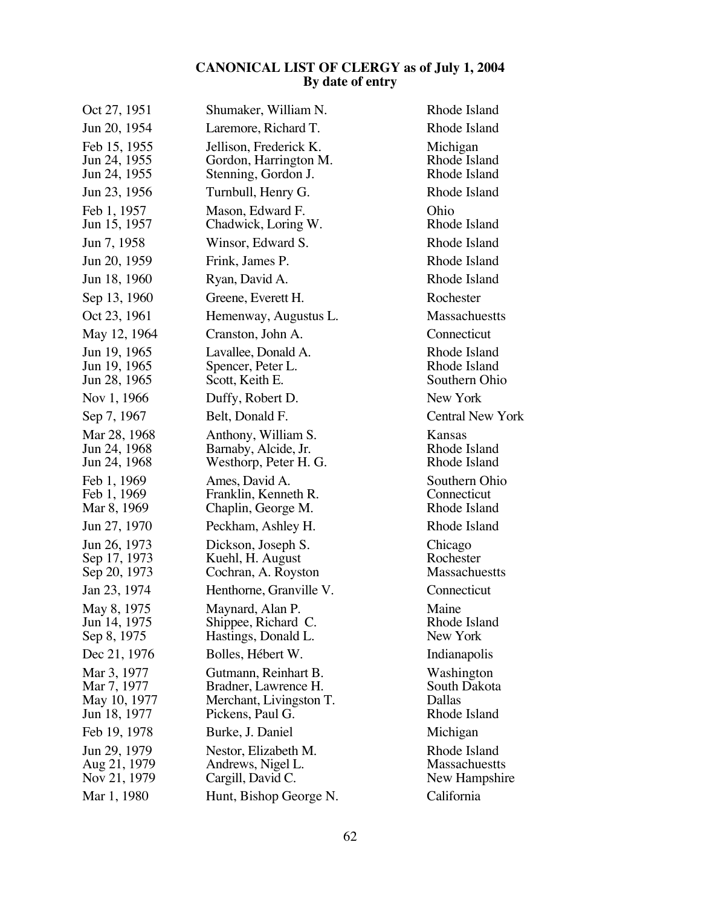**CANONICAL LIST OF CLERGY as of July 1, 2004**
**By date of entry**

| | | |
|---|---|---|
| Oct 27, 1951 | Shumaker, William N. | Rhode Island |
| Jun 20, 1954 | Laremore, Richard T. | Rhode Island |
| Feb 15, 1955 | Jellison, Frederick K. | Michigan |
| Jun 24, 1955 | Gordon, Harrington M. | Rhode Island |
| Jun 24, 1955 | Stenning, Gordon J. | Rhode Island |
| Jun 23, 1956 | Turnbull, Henry G. | Rhode Island |
| Feb 1, 1957 | Mason, Edward F. | Ohio |
| Jun 15, 1957 | Chadwick, Loring W. | Rhode Island |
| Jun 7, 1958 | Winsor, Edward S. | Rhode Island |
| Jun 20, 1959 | Frink, James P. | Rhode Island |
| Jun 18, 1960 | Ryan, David A. | Rhode Island |
| Sep 13, 1960 | Greene, Everett H. | Rochester |
| Oct 23, 1961 | Hemenway, Augustus L. | Massachuestts |
| May 12, 1964 | Cranston, John A. | Connecticut |
| Jun 19, 1965 | Lavallee, Donald A. | Rhode Island |
| Jun 19, 1965 | Spencer, Peter L. | Rhode Island |
| Jun 28, 1965 | Scott, Keith E. | Southern Ohio |
| Nov 1, 1966 | Duffy, Robert D. | New York |
| Sep 7, 1967 | Belt, Donald F. | Central New York |
| Mar 28, 1968 | Anthony, William S. | Kansas |
| Jun 24, 1968 | Barnaby, Alcide, Jr. | Rhode Island |
| Jun 24, 1968 | Westhorp, Peter H. G. | Rhode Island |
| Feb 1, 1969 | Ames, David A. | Southern Ohio |
| Feb 1, 1969 | Franklin, Kenneth R. | Connecticut |
| Mar 8, 1969 | Chaplin, George M. | Rhode Island |
| Jun 27, 1970 | Peckham, Ashley H. | Rhode Island |
| Jun 26, 1973 | Dickson, Joseph S. | Chicago |
| Sep 17, 1973 | Kuehl, H. August | Rochester |
| Sep 20, 1973 | Cochran, A. Royston | Massachuestts |
| Jan 23, 1974 | Henthorne, Granville V. | Connecticut |
| May 8, 1975 | Maynard, Alan P. | Maine |
| Jun 14, 1975 | Shippee, Richard C. | Rhode Island |
| Sep 8, 1975 | Hastings, Donald L. | New York |
| Dec 21, 1976 | Bolles, Hébert W. | Indianapolis |
| Mar 3, 1977 | Gutmann, Reinhart B. | Washington |
| Mar 7, 1977 | Bradner, Lawrence H. | South Dakota |
| May 10, 1977 | Merchant, Livingston T. | Dallas |
| Jun 18, 1977 | Pickens, Paul G. | Rhode Island |
| Feb 19, 1978 | Burke, J. Daniel | Michigan |
| Jun 29, 1979 | Nestor, Elizabeth M. | Rhode Island |
| Aug 21, 1979 | Andrews, Nigel L. | Massachuestts |
| Nov 21, 1979 | Cargill, David C. | New Hampshire |
| Mar 1, 1980 | Hunt, Bishop George N. | California |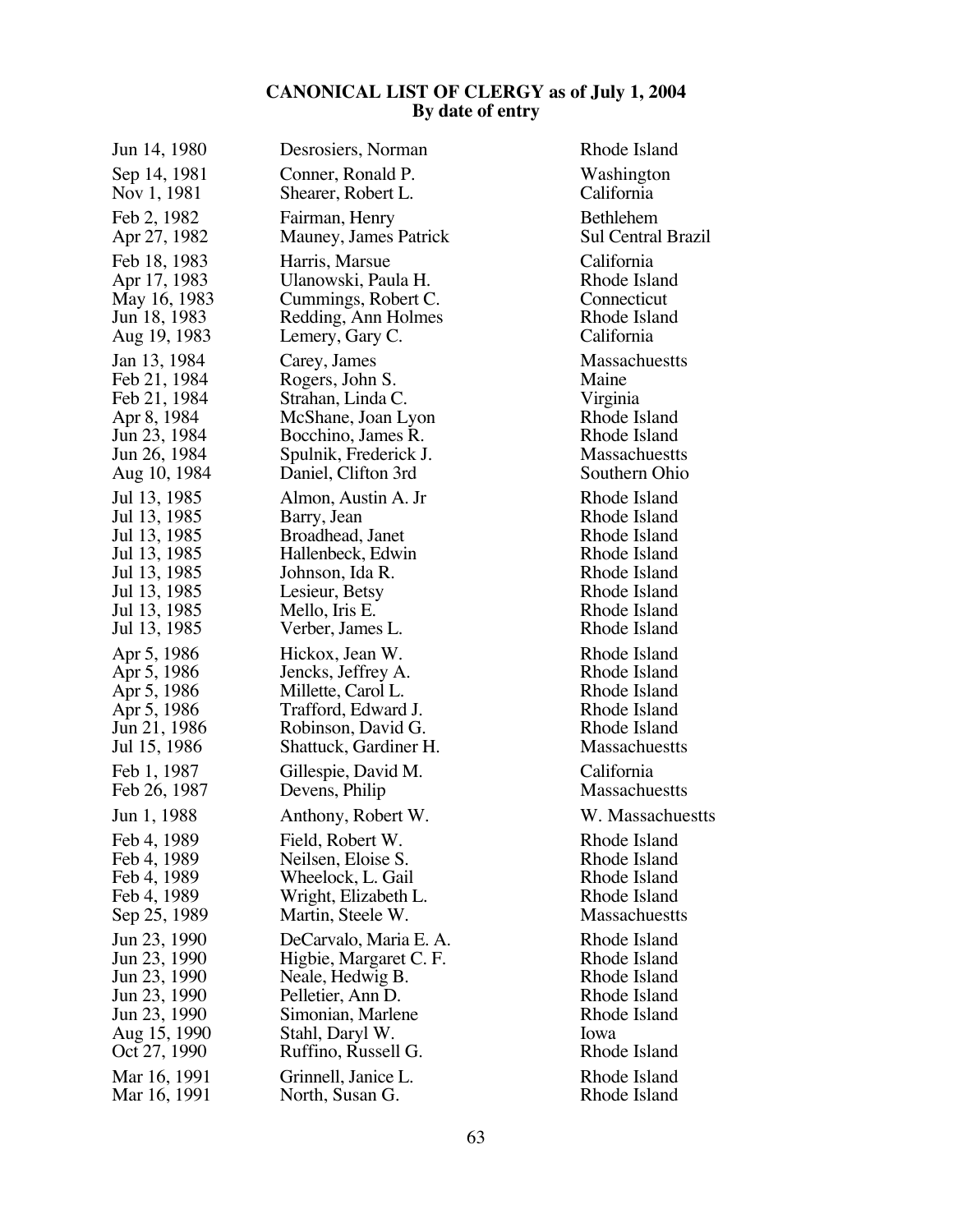**CANONICAL LIST OF CLERGY as of July 1, 2004**
**By date of entry**

| | | |
|---|---|---|
| Jun 14, 1980 | Desrosiers, Norman | Rhode Island |
| Sep 14, 1981 | Conner, Ronald P. | Washington |
| Nov 1, 1981 | Shearer, Robert L. | California |
| Feb 2, 1982 | Fairman, Henry | Bethlehem |
| Apr 27, 1982 | Mauney, James Patrick | Sul Central Brazil |
| Feb 18, 1983 | Harris, Marsue | California |
| Apr 17, 1983 | Ulanowski, Paula H. | Rhode Island |
| May 16, 1983 | Cummings, Robert C. | Connecticut |
| Jun 18, 1983 | Redding, Ann Holmes | Rhode Island |
| Aug 19, 1983 | Lemery, Gary C. | California |
| Jan 13, 1984 | Carey, James | Massachuestts |
| Feb 21, 1984 | Rogers, John S. | Maine |
| Feb 21, 1984 | Strahan, Linda C. | Virginia |
| Apr 8, 1984 | McShane, Joan Lyon | Rhode Island |
| Jun 23, 1984 | Bocchino, James R. | Rhode Island |
| Jun 26, 1984 | Spulnik, Frederick J. | Massachuestts |
| Aug 10, 1984 | Daniel, Clifton 3rd | Southern Ohio |
| Jul 13, 1985 | Almon, Austin A. Jr | Rhode Island |
| Jul 13, 1985 | Barry, Jean | Rhode Island |
| Jul 13, 1985 | Broadhead, Janet | Rhode Island |
| Jul 13, 1985 | Hallenbeck, Edwin | Rhode Island |
| Jul 13, 1985 | Johnson, Ida R. | Rhode Island |
| Jul 13, 1985 | Lesieur, Betsy | Rhode Island |
| Jul 13, 1985 | Mello, Iris E. | Rhode Island |
| Jul 13, 1985 | Verber, James L. | Rhode Island |
| Apr 5, 1986 | Hickox, Jean W. | Rhode Island |
| Apr 5, 1986 | Jencks, Jeffrey A. | Rhode Island |
| Apr 5, 1986 | Millette, Carol L. | Rhode Island |
| Apr 5, 1986 | Trafford, Edward J. | Rhode Island |
| Jun 21, 1986 | Robinson, David G. | Rhode Island |
| Jul 15, 1986 | Shattuck, Gardiner H. | Massachuestts |
| Feb 1, 1987 | Gillespie, David M. | California |
| Feb 26, 1987 | Devens, Philip | Massachuestts |
| Jun 1, 1988 | Anthony, Robert W. | W. Massachuestts |
| Feb 4, 1989 | Field, Robert W. | Rhode Island |
| Feb 4, 1989 | Neilsen, Eloise S. | Rhode Island |
| Feb 4, 1989 | Wheelock, L. Gail | Rhode Island |
| Feb 4, 1989 | Wright, Elizabeth L. | Rhode Island |
| Sep 25, 1989 | Martin, Steele W. | Massachuestts |
| Jun 23, 1990 | DeCarvalo, Maria E. A. | Rhode Island |
| Jun 23, 1990 | Higbie, Margaret C. F. | Rhode Island |
| Jun 23, 1990 | Neale, Hedwig B. | Rhode Island |
| Jun 23, 1990 | Pelletier, Ann D. | Rhode Island |
| Jun 23, 1990 | Simonian, Marlene | Rhode Island |
| Aug 15, 1990 | Stahl, Daryl W. | Iowa |
| Oct 27, 1990 | Ruffino, Russell G. | Rhode Island |
| Mar 16, 1991 | Grinnell, Janice L. | Rhode Island |
| Mar 16, 1991 | North, Susan G. | Rhode Island |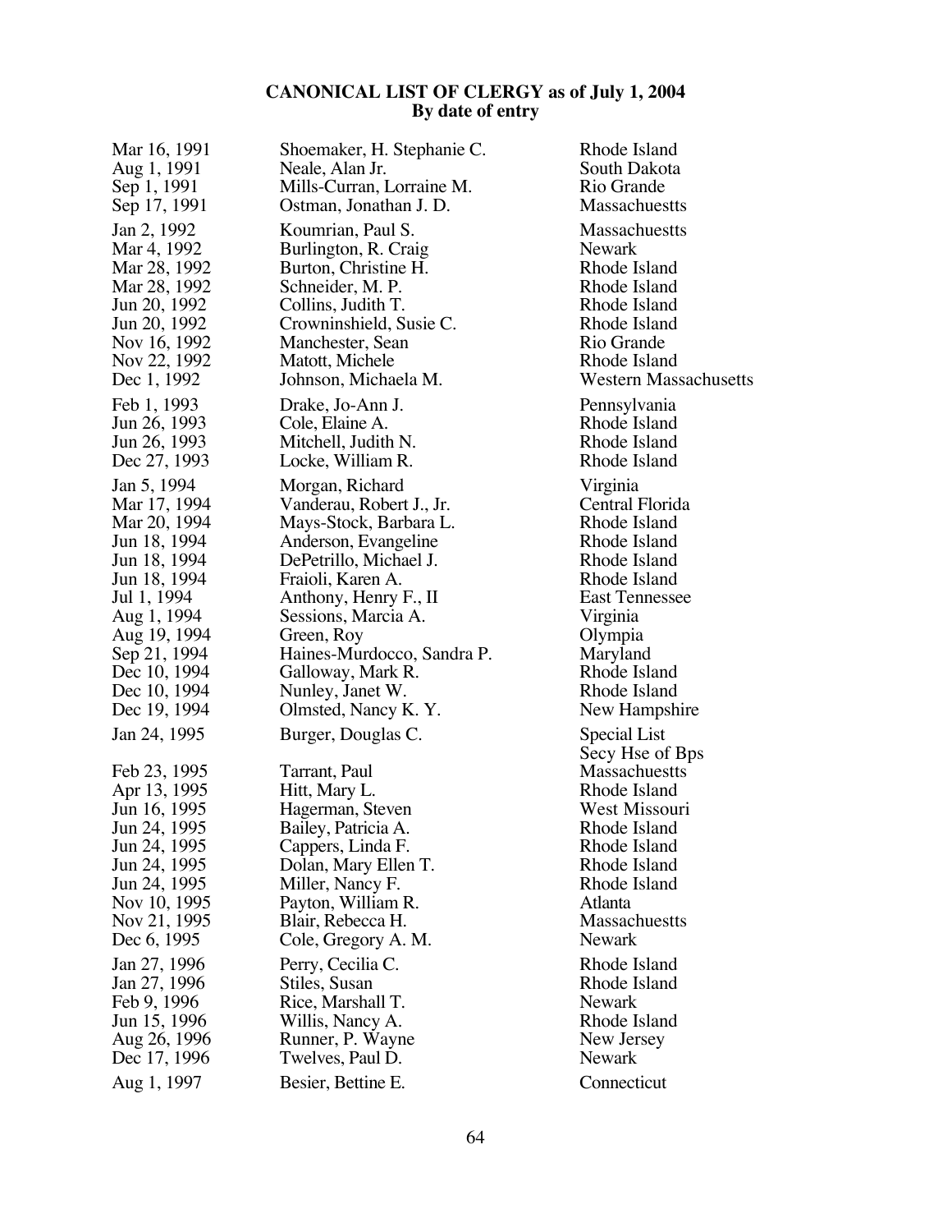**CANONICAL LIST OF CLERGY as of July 1, 2004**
**By date of entry**

| | | |
|---|---|---|
| Mar 16, 1991 | Shoemaker, H. Stephanie C. | Rhode Island |
| Aug 1, 1991 | Neale, Alan Jr. | South Dakota |
| Sep 1, 1991 | Mills-Curran, Lorraine M. | Rio Grande |
| Sep 17, 1991 | Ostman, Jonathan J. D. | Massachuestts |
| Jan 2, 1992 | Koumrian, Paul S. | Massachuestts |
| Mar 4, 1992 | Burlington, R. Craig | Newark |
| Mar 28, 1992 | Burton, Christine H. | Rhode Island |
| Mar 28, 1992 | Schneider, M. P. | Rhode Island |
| Jun 20, 1992 | Collins, Judith T. | Rhode Island |
| Jun 20, 1992 | Crowninshield, Susie C. | Rhode Island |
| Nov 16, 1992 | Manchester, Sean | Rio Grande |
| Nov 22, 1992 | Matott, Michele | Rhode Island |
| Dec 1, 1992 | Johnson, Michaela M. | Western Massachusetts |
| Feb 1, 1993 | Drake, Jo-Ann J. | Pennsylvania |
| Jun 26, 1993 | Cole, Elaine A. | Rhode Island |
| Jun 26, 1993 | Mitchell, Judith N. | Rhode Island |
| Dec 27, 1993 | Locke, William R. | Rhode Island |
| Jan 5, 1994 | Morgan, Richard | Virginia |
| Mar 17, 1994 | Vanderau, Robert J., Jr. | Central Florida |
| Mar 20, 1994 | Mays-Stock, Barbara L. | Rhode Island |
| Jun 18, 1994 | Anderson, Evangeline | Rhode Island |
| Jun 18, 1994 | DePetrillo, Michael J. | Rhode Island |
| Jun 18, 1994 | Fraioli, Karen A. | Rhode Island |
| Jul 1, 1994 | Anthony, Henry F., II | East Tennessee |
| Aug 1, 1994 | Sessions, Marcia A. | Virginia |
| Aug 19, 1994 | Green, Roy | Olympia |
| Sep 21, 1994 | Haines-Murdocco, Sandra P. | Maryland |
| Dec 10, 1994 | Galloway, Mark R. | Rhode Island |
| Dec 10, 1994 | Nunley, Janet W. | Rhode Island |
| Dec 19, 1994 | Olmsted, Nancy K. Y. | New Hampshire |
| Jan 24, 1995 | Burger, Douglas C. | Special List Secy Hse of Bps |
| Feb 23, 1995 | Tarrant, Paul | Massachuestts |
| Apr 13, 1995 | Hitt, Mary L. | Rhode Island |
| Jun 16, 1995 | Hagerman, Steven | West Missouri |
| Jun 24, 1995 | Bailey, Patricia A. | Rhode Island |
| Jun 24, 1995 | Cappers, Linda F. | Rhode Island |
| Jun 24, 1995 | Dolan, Mary Ellen T. | Rhode Island |
| Jun 24, 1995 | Miller, Nancy F. | Rhode Island |
| Nov 10, 1995 | Payton, William R. | Atlanta |
| Nov 21, 1995 | Blair, Rebecca H. | Massachuestts |
| Dec 6, 1995 | Cole, Gregory A. M. | Newark |
| Jan 27, 1996 | Perry, Cecilia C. | Rhode Island |
| Jan 27, 1996 | Stiles, Susan | Rhode Island |
| Feb 9, 1996 | Rice, Marshall T. | Newark |
| Jun 15, 1996 | Willis, Nancy A. | Rhode Island |
| Aug 26, 1996 | Runner, P. Wayne | New Jersey |
| Dec 17, 1996 | Twelves, Paul D. | Newark |
| Aug 1, 1997 | Besier, Bettine E. | Connecticut |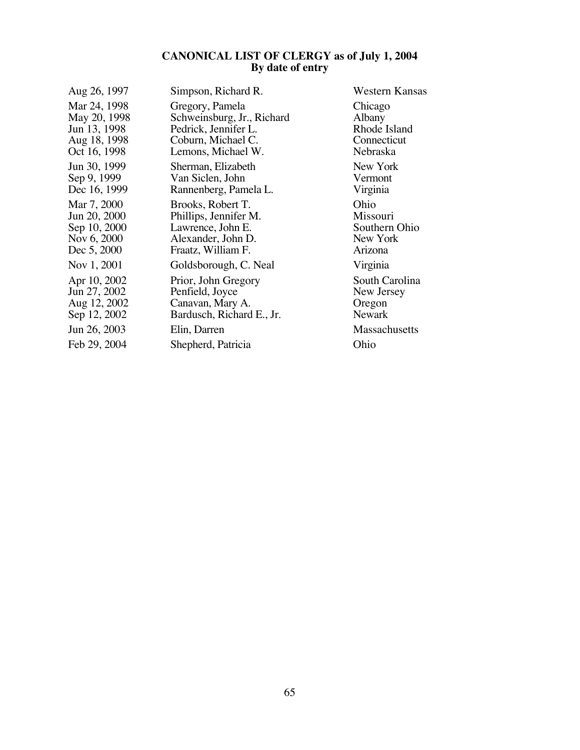**CANONICAL LIST OF CLERGY as of July 1, 2004**
**By date of entry**

| | | |
|---|---|---|
| Aug 26, 1997 | Simpson, Richard R. | Western Kansas |
| Mar 24, 1998 | Gregory, Pamela | Chicago |
| May 20, 1998 | Schweinsburg, Jr., Richard | Albany |
| Jun 13, 1998 | Pedrick, Jennifer L. | Rhode Island |
| Aug 18, 1998 | Coburn, Michael C. | Connecticut |
| Oct 16, 1998 | Lemons, Michael W. | Nebraska |
| Jun 30, 1999 | Sherman, Elizabeth | New York |
| Sep 9, 1999 | Van Siclen, John | Vermont |
| Dec 16, 1999 | Rannenberg, Pamela L. | Virginia |
| Mar 7, 2000 | Brooks, Robert T. | Ohio |
| Jun 20, 2000 | Phillips, Jennifer M. | Missouri |
| Sep 10, 2000 | Lawrence, John E. | Southern Ohio |
| Nov 6, 2000 | Alexander, John D. | New York |
| Dec 5, 2000 | Fraatz, William F. | Arizona |
| Nov 1, 2001 | Goldsborough, C. Neal | Virginia |
| Apr 10, 2002 | Prior, John Gregory | South Carolina |
| Jun 27, 2002 | Penfield, Joyce | New Jersey |
| Aug 12, 2002 | Canavan, Mary A. | Oregon |
| Sep 12, 2002 | Bardusch, Richard E., Jr. | Newark |
| Jun 26, 2003 | Elin, Darren | Massachusetts |
| Feb 29, 2004 | Shepherd, Patricia | Ohio |